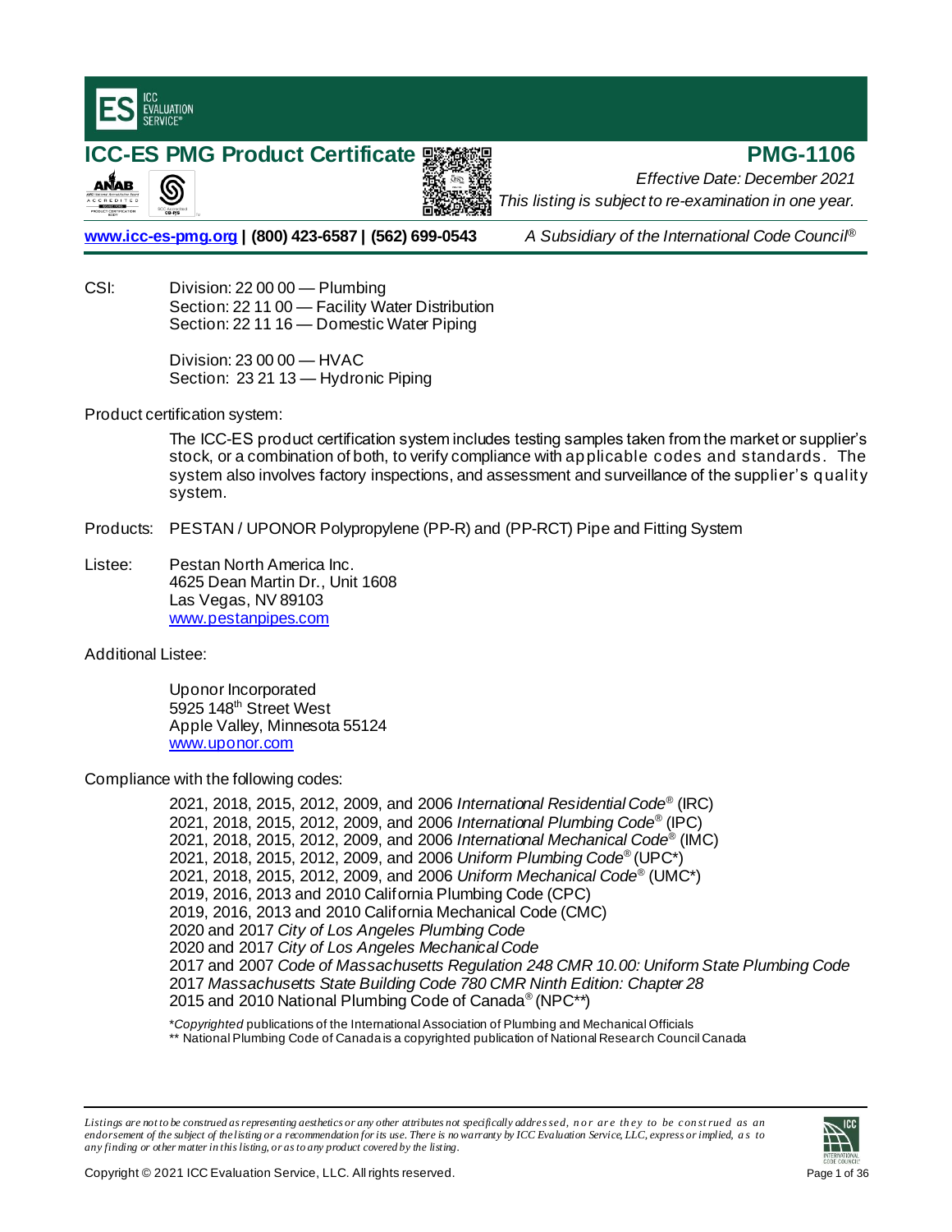ICC EVALUATION SERVICE®

# ICC-ES PMG Product Certificate

# PMG-1106

*Effective Date: December 2021*
*This listing is subject to re-examination in one year.*

**www.icc-es-pmg.org | (800) 423-6587 | (562) 699-0543** *A Subsidiary of the International Code Council®*

CSI: Division: 22 00 00 — Plumbing
Section: 22 11 00 — Facility Water Distribution
Section: 22 11 16 — Domestic Water Piping

Division: 23 00 00 — HVAC
Section: 23 21 13 — Hydronic Piping

Product certification system:

The ICC-ES product certification system includes testing samples taken from the market or supplier's stock, or a combination of both, to verify compliance with applicable codes and standards. The system also involves factory inspections, and assessment and surveillance of the supplier's quality system.

Products: PESTAN / UPONOR Polypropylene (PP-R) and (PP-RCT) Pipe and Fitting System

Listee: Pestan North America Inc.
4625 Dean Martin Dr., Unit 1608
Las Vegas, NV 89103
www.pestanpipes.com

Additional Listee:

Uponor Incorporated
5925 148th Street West
Apple Valley, Minnesota 55124
www.uponor.com

Compliance with the following codes:

2021, 2018, 2015, 2012, 2009, and 2006 *International Residential Code®* (IRC)
2021, 2018, 2015, 2012, 2009, and 2006 *International Plumbing Code®* (IPC)
2021, 2018, 2015, 2012, 2009, and 2006 *International Mechanical Code®* (IMC)
2021, 2018, 2015, 2012, 2009, and 2006 *Uniform Plumbing Code®* (UPC*)
2021, 2018, 2015, 2012, 2009, and 2006 *Uniform Mechanical Code®* (UMC*)
2019, 2016, 2013 and 2010 California Plumbing Code (CPC)
2019, 2016, 2013 and 2010 California Mechanical Code (CMC)
2020 and 2017 *City of Los Angeles Plumbing Code*
2020 and 2017 *City of Los Angeles Mechanical Code*
2017 and 2007 *Code of Massachusetts Regulation 248 CMR 10.00: Uniform State Plumbing Code*
2017 *Massachusetts State Building Code 780 CMR Ninth Edition: Chapter 28*
2015 and 2010 National Plumbing Code of Canada® (NPC**)

*Copyrighted publications of the International Association of Plumbing and Mechanical Officials
** National Plumbing Code of Canada is a copyrighted publication of National Research Council Canada

*Listings are not to be construed as representing aesthetics or any other attributes not specifically addressed, nor are they to be construed as an endorsement of the subject of the listing or a recommendation for its use. There is no warranty by ICC Evaluation Service, LLC, express or implied, as to any finding or other matter in this listing, or as to any product covered by the listing.*

Copyright © 2021 ICC Evaluation Service, LLC. All rights reserved.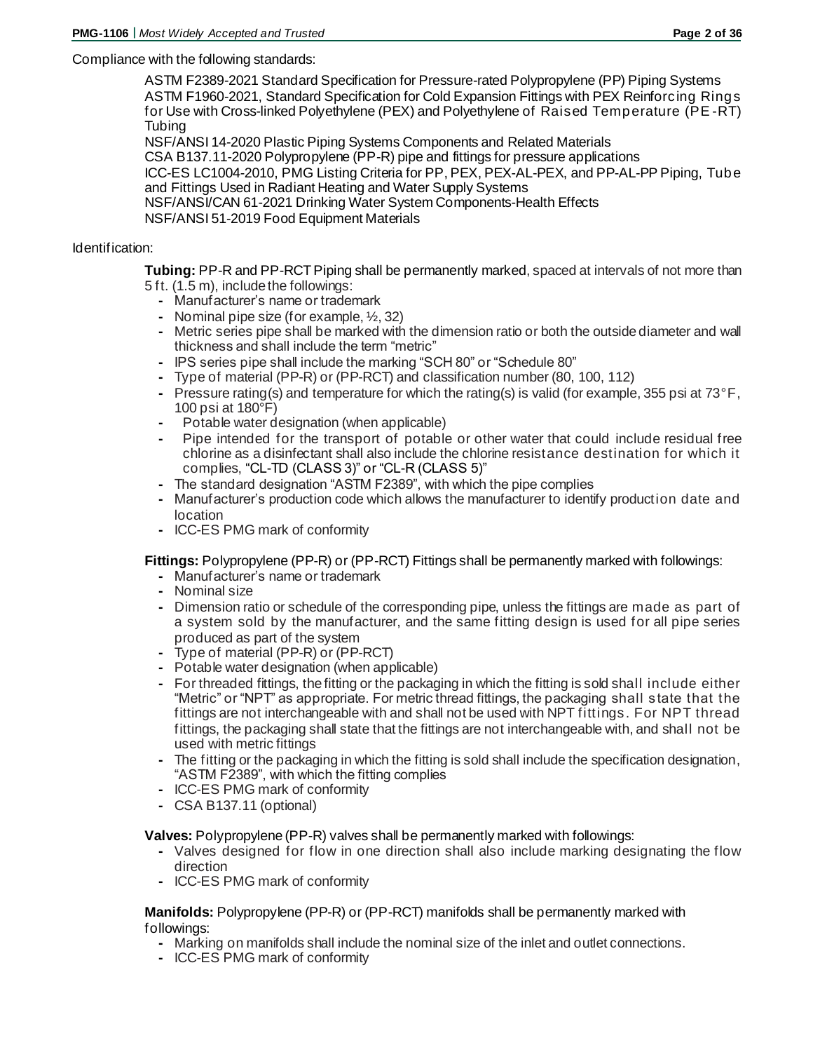Compliance with the following standards:

ASTM F2389-2021 Standard Specification for Pressure-rated Polypropylene (PP) Piping Systems
ASTM F1960-2021, Standard Specification for Cold Expansion Fittings with PEX Reinforcing Rings for Use with Cross-linked Polyethylene (PEX) and Polyethylene of Raised Temperature (PE-RT) Tubing
NSF/ANSI 14-2020 Plastic Piping Systems Components and Related Materials
CSA B137.11-2020 Polypropylene (PP-R) pipe and fittings for pressure applications
ICC-ES LC1004-2010, PMG Listing Criteria for PP, PEX, PEX-AL-PEX, and PP-AL-PP Piping, Tube and Fittings Used in Radiant Heating and Water Supply Systems
NSF/ANSI/CAN 61-2021 Drinking Water System Components-Health Effects
NSF/ANSI 51-2019 Food Equipment Materials

Identification:

**Tubing:** PP-R and PP-RCT Piping shall be permanently marked, spaced at intervals of not more than 5 ft. (1.5 m), include the followings:

- Manufacturer's name or trademark
- Nominal pipe size (for example, ½, 32)
- Metric series pipe shall be marked with the dimension ratio or both the outside diameter and wall thickness and shall include the term "metric"
- IPS series pipe shall include the marking "SCH 80" or "Schedule 80"
- Type of material (PP-R) or (PP-RCT) and classification number (80, 100, 112)
- Pressure rating(s) and temperature for which the rating(s) is valid (for example, 355 psi at 73°F, 100 psi at 180°F)
- Potable water designation (when applicable)
- Pipe intended for the transport of potable or other water that could include residual free chlorine as a disinfectant shall also include the chlorine resistance destination for which it complies, "CL-TD (CLASS 3)" or "CL-R (CLASS 5)"
- The standard designation "ASTM F2389", with which the pipe complies
- Manufacturer's production code which allows the manufacturer to identify production date and location
- ICC-ES PMG mark of conformity

**Fittings:** Polypropylene (PP-R) or (PP-RCT) Fittings shall be permanently marked with followings:

- Manufacturer's name or trademark
- Nominal size
- Dimension ratio or schedule of the corresponding pipe, unless the fittings are made as part of a system sold by the manufacturer, and the same fitting design is used for all pipe series produced as part of the system
- Type of material (PP-R) or (PP-RCT)
- Potable water designation (when applicable)
- For threaded fittings, the fitting or the packaging in which the fitting is sold shall include either "Metric" or "NPT" as appropriate. For metric thread fittings, the packaging shall state that the fittings are not interchangeable with and shall not be used with NPT fittings. For NPT thread fittings, the packaging shall state that the fittings are not interchangeable with, and shall not be used with metric fittings
- The fitting or the packaging in which the fitting is sold shall include the specification designation, "ASTM F2389", with which the fitting complies
- ICC-ES PMG mark of conformity
- CSA B137.11 (optional)

**Valves:** Polypropylene (PP-R) valves shall be permanently marked with followings:

- Valves designed for flow in one direction shall also include marking designating the flow direction
- ICC-ES PMG mark of conformity

**Manifolds:** Polypropylene (PP-R) or (PP-RCT) manifolds shall be permanently marked with followings:

- Marking on manifolds shall include the nominal size of the inlet and outlet connections.
- ICC-ES PMG mark of conformity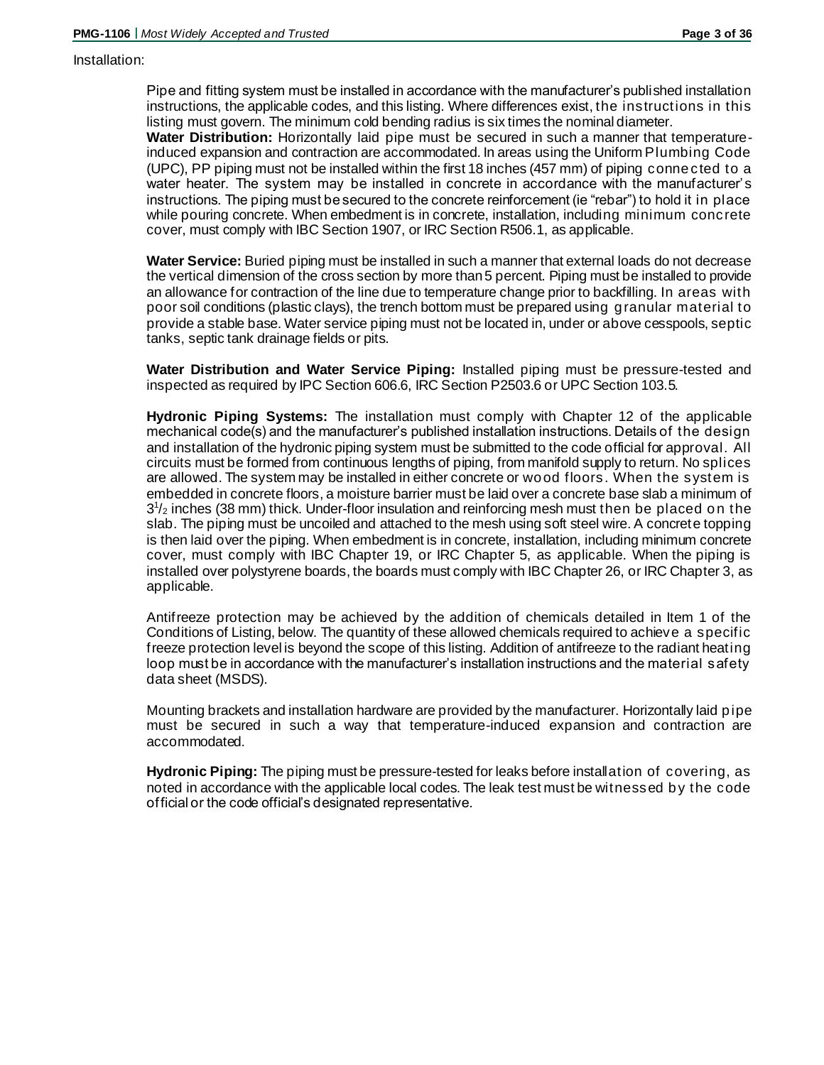Installation:

Pipe and fitting system must be installed in accordance with the manufacturer's published installation instructions, the applicable codes, and this listing. Where differences exist, the instructions in this listing must govern. The minimum cold bending radius is six times the nominal diameter.

**Water Distribution:** Horizontally laid pipe must be secured in such a manner that temperature-induced expansion and contraction are accommodated. In areas using the Uniform Plumbing Code (UPC), PP piping must not be installed within the first 18 inches (457 mm) of piping connected to a water heater. The system may be installed in concrete in accordance with the manufacturer's instructions. The piping must be secured to the concrete reinforcement (ie "rebar") to hold it in place while pouring concrete. When embedment is in concrete, installation, including minimum concrete cover, must comply with IBC Section 1907, or IRC Section R506.1, as applicable.

**Water Service:** Buried piping must be installed in such a manner that external loads do not decrease the vertical dimension of the cross section by more than 5 percent. Piping must be installed to provide an allowance for contraction of the line due to temperature change prior to backfilling. In areas with poor soil conditions (plastic clays), the trench bottom must be prepared using granular material to provide a stable base. Water service piping must not be located in, under or above cesspools, septic tanks, septic tank drainage fields or pits.

**Water Distribution and Water Service Piping:** Installed piping must be pressure-tested and inspected as required by IPC Section 606.6, IRC Section P2503.6 or UPC Section 103.5.

**Hydronic Piping Systems:** The installation must comply with Chapter 12 of the applicable mechanical code(s) and the manufacturer's published installation instructions. Details of the design and installation of the hydronic piping system must be submitted to the code official for approval. All circuits must be formed from continuous lengths of piping, from manifold supply to return. No splices are allowed. The system may be installed in either concrete or wood floors. When the system is embedded in concrete floors, a moisture barrier must be laid over a concrete base slab a minimum of $3^1/_2$ inches (38 mm) thick. Under-floor insulation and reinforcing mesh must then be placed on the slab. The piping must be uncoiled and attached to the mesh using soft steel wire. A concrete topping is then laid over the piping. When embedment is in concrete, installation, including minimum concrete cover, must comply with IBC Chapter 19, or IRC Chapter 5, as applicable. When the piping is installed over polystyrene boards, the boards must comply with IBC Chapter 26, or IRC Chapter 3, as applicable.

Antifreeze protection may be achieved by the addition of chemicals detailed in Item 1 of the Conditions of Listing, below. The quantity of these allowed chemicals required to achieve a specific freeze protection level is beyond the scope of this listing. Addition of antifreeze to the radiant heating loop must be in accordance with the manufacturer's installation instructions and the material safety data sheet (MSDS).

Mounting brackets and installation hardware are provided by the manufacturer. Horizontally laid pipe must be secured in such a way that temperature-induced expansion and contraction are accommodated.

**Hydronic Piping:** The piping must be pressure-tested for leaks before installation of covering, as noted in accordance with the applicable local codes. The leak test must be witnessed by the code official or the code official's designated representative.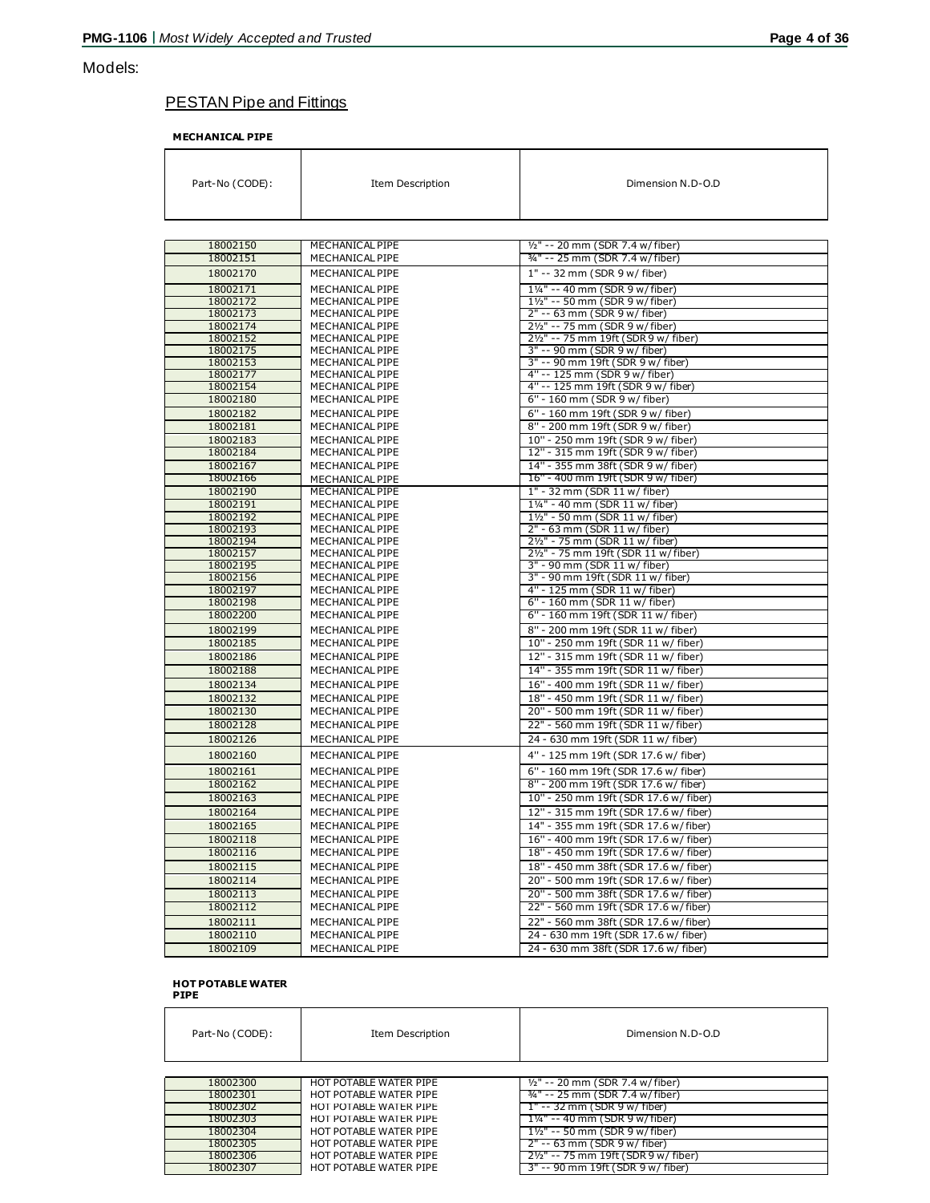Models:

## PESTAN Pipe and Fittings

**MECHANICAL PIPE**

| Part-No (CODE): | Item Description | Dimension N.D-O.D |
|---|---|---|
| 18002150 | MECHANICAL PIPE | ½" -- 20 mm (SDR 7.4 w/ fiber) |
| 18002151 | MECHANICAL PIPE | ¾" -- 25 mm (SDR 7.4 w/ fiber) |
| 18002170 | MECHANICAL PIPE | 1" -- 32 mm (SDR 9 w/ fiber) |
| 18002171 | MECHANICAL PIPE | 1¼" -- 40 mm (SDR 9 w/ fiber) |
| 18002172 | MECHANICAL PIPE | 1½" -- 50 mm (SDR 9 w/ fiber) |
| 18002173 | MECHANICAL PIPE | 2" -- 63 mm (SDR 9 w/ fiber) |
| 18002174 | MECHANICAL PIPE | 2½" -- 75 mm (SDR 9 w/ fiber) |
| 18002152 | MECHANICAL PIPE | 2½" -- 75 mm 19ft (SDR 9 w/ fiber) |
| 18002175 | MECHANICAL PIPE | 3" -- 90 mm (SDR 9 w/ fiber) |
| 18002153 | MECHANICAL PIPE | 3" -- 90 mm 19ft (SDR 9 w/ fiber) |
| 18002177 | MECHANICAL PIPE | 4" -- 125 mm (SDR 9 w/ fiber) |
| 18002154 | MECHANICAL PIPE | 4" -- 125 mm 19ft (SDR 9 w/ fiber) |
| 18002180 | MECHANICAL PIPE | 6" - 160 mm (SDR 9 w/ fiber) |
| 18002182 | MECHANICAL PIPE | 6" - 160 mm 19ft (SDR 9 w/ fiber) |
| 18002181 | MECHANICAL PIPE | 8" - 200 mm 19ft (SDR 9 w/ fiber) |
| 18002183 | MECHANICAL PIPE | 10" - 250 mm 19ft (SDR 9 w/ fiber) |
| 18002184 | MECHANICAL PIPE | 12" - 315 mm 19ft (SDR 9 w/ fiber) |
| 18002167 | MECHANICAL PIPE | 14" - 355 mm 38ft (SDR 9 w/ fiber) |
| 18002166 | MECHANICAL PIPE | 16" - 400 mm 19ft (SDR 9 w/ fiber) |
| 18002190 | MECHANICAL PIPE | 1" - 32 mm (SDR 11 w/ fiber) |
| 18002191 | MECHANICAL PIPE | 1¼" - 40 mm (SDR 11 w/ fiber) |
| 18002192 | MECHANICAL PIPE | 1½" - 50 mm (SDR 11 w/ fiber) |
| 18002193 | MECHANICAL PIPE | 2" - 63 mm (SDR 11 w/ fiber) |
| 18002194 | MECHANICAL PIPE | 2½" - 75 mm (SDR 11 w/ fiber) |
| 18002157 | MECHANICAL PIPE | 2½" - 75 mm 19ft (SDR 11 w/ fiber) |
| 18002195 | MECHANICAL PIPE | 3" - 90 mm (SDR 11 w/ fiber) |
| 18002156 | MECHANICAL PIPE | 3" - 90 mm 19ft (SDR 11 w/ fiber) |
| 18002197 | MECHANICAL PIPE | 4" - 125 mm (SDR 11 w/ fiber) |
| 18002198 | MECHANICAL PIPE | 6" - 160 mm (SDR 11 w/ fiber) |
| 18002200 | MECHANICAL PIPE | 6" - 160 mm 19ft (SDR 11 w/ fiber) |
| 18002199 | MECHANICAL PIPE | 8" - 200 mm 19ft (SDR 11 w/ fiber) |
| 18002185 | MECHANICAL PIPE | 10" - 250 mm 19ft (SDR 11 w/ fiber) |
| 18002186 | MECHANICAL PIPE | 12" - 315 mm 19ft (SDR 11 w/ fiber) |
| 18002188 | MECHANICAL PIPE | 14" - 355 mm 19ft (SDR 11 w/ fiber) |
| 18002134 | MECHANICAL PIPE | 16" - 400 mm 19ft (SDR 11 w/ fiber) |
| 18002132 | MECHANICAL PIPE | 18" - 450 mm 19ft (SDR 11 w/ fiber) |
| 18002130 | MECHANICAL PIPE | 20" - 500 mm 19ft (SDR 11 w/ fiber) |
| 18002128 | MECHANICAL PIPE | 22" - 560 mm 19ft (SDR 11 w/ fiber) |
| 18002126 | MECHANICAL PIPE | 24 - 630 mm 19ft (SDR 11 w/ fiber) |
| 18002160 | MECHANICAL PIPE | 4" - 125 mm 19ft (SDR 17.6 w/ fiber) |
| 18002161 | MECHANICAL PIPE | 6" - 160 mm 19ft (SDR 17.6 w/ fiber) |
| 18002162 | MECHANICAL PIPE | 8" - 200 mm 19ft (SDR 17.6 w/ fiber) |
| 18002163 | MECHANICAL PIPE | 10" - 250 mm 19ft (SDR 17.6 w/ fiber) |
| 18002164 | MECHANICAL PIPE | 12" - 315 mm 19ft (SDR 17.6 w/ fiber) |
| 18002165 | MECHANICAL PIPE | 14" - 355 mm 19ft (SDR 17.6 w/ fiber) |
| 18002118 | MECHANICAL PIPE | 16" - 400 mm 19ft (SDR 17.6 w/ fiber) |
| 18002116 | MECHANICAL PIPE | 18" - 450 mm 19ft (SDR 17.6 w/ fiber) |
| 18002115 | MECHANICAL PIPE | 18" - 450 mm 38ft (SDR 17.6 w/ fiber) |
| 18002114 | MECHANICAL PIPE | 20" - 500 mm 19ft (SDR 17.6 w/ fiber) |
| 18002113 | MECHANICAL PIPE | 20" - 500 mm 38ft (SDR 17.6 w/ fiber) |
| 18002112 | MECHANICAL PIPE | 22" - 560 mm 19ft (SDR 17.6 w/ fiber) |
| 18002111 | MECHANICAL PIPE | 22" - 560 mm 38ft (SDR 17.6 w/ fiber) |
| 18002110 | MECHANICAL PIPE | 24 - 630 mm 19ft (SDR 17.6 w/ fiber) |
| 18002109 | MECHANICAL PIPE | 24 - 630 mm 38ft (SDR 17.6 w/ fiber) |

**HOT POTABLE WATER PIPE**

| Part-No (CODE): | Item Description | Dimension N.D-O.D |
|---|---|---|
| 18002300 | HOT POTABLE WATER PIPE | ½" -- 20 mm (SDR 7.4 w/ fiber) |
| 18002301 | HOT POTABLE WATER PIPE | ¾" -- 25 mm (SDR 7.4 w/ fiber) |
| 18002302 | HOT POTABLE WATER PIPE | 1" -- 32 mm (SDR 9 w/ fiber) |
| 18002303 | HOT POTABLE WATER PIPE | 1¼" -- 40 mm (SDR 9 w/ fiber) |
| 18002304 | HOT POTABLE WATER PIPE | 1½" -- 50 mm (SDR 9 w/ fiber) |
| 18002305 | HOT POTABLE WATER PIPE | 2" -- 63 mm (SDR 9 w/ fiber) |
| 18002306 | HOT POTABLE WATER PIPE | 2½" -- 75 mm 19ft (SDR 9 w/ fiber) |
| 18002307 | HOT POTABLE WATER PIPE | 3" -- 90 mm 19ft (SDR 9 w/ fiber) |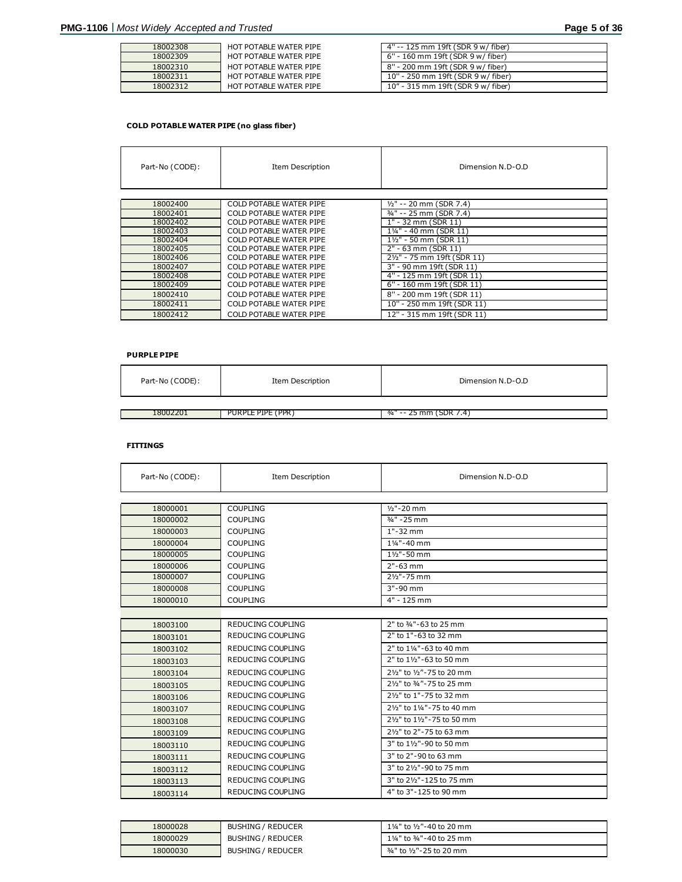| | | |
|---|---|---|
| 18002308 | HOT POTABLE WATER PIPE | 4'' -- 125 mm 19ft (SDR 9 w/ fiber) |
| 18002309 | HOT POTABLE WATER PIPE | 6'' - 160 mm 19ft (SDR 9 w/ fiber) |
| 18002310 | HOT POTABLE WATER PIPE | 8'' - 200 mm 19ft (SDR 9 w/ fiber) |
| 18002311 | HOT POTABLE WATER PIPE | 10'' - 250 mm 19ft (SDR 9 w/ fiber) |
| 18002312 | HOT POTABLE WATER PIPE | 10" - 315 mm 19ft (SDR 9 w/ fiber) |

**COLD POTABLE WATER PIPE (no glass fiber)**

| Part-No (CODE): | Item Description | Dimension N.D-O.D |
|---|---|---|
| 18002400 | COLD POTABLE WATER PIPE | ½" -- 20 mm (SDR 7.4) |
| 18002401 | COLD POTABLE WATER PIPE | ¾" -- 25 mm (SDR 7.4) |
| 18002402 | COLD POTABLE WATER PIPE | 1" - 32 mm (SDR 11) |
| 18002403 | COLD POTABLE WATER PIPE | 1¼" - 40 mm (SDR 11) |
| 18002404 | COLD POTABLE WATER PIPE | 1½" - 50 mm (SDR 11) |
| 18002405 | COLD POTABLE WATER PIPE | 2" - 63 mm (SDR 11) |
| 18002406 | COLD POTABLE WATER PIPE | 2½" - 75 mm 19ft (SDR 11) |
| 18002407 | COLD POTABLE WATER PIPE | 3" - 90 mm 19ft (SDR 11) |
| 18002408 | COLD POTABLE WATER PIPE | 4" - 125 mm 19ft (SDR 11) |
| 18002409 | COLD POTABLE WATER PIPE | 6'' - 160 mm 19ft (SDR 11) |
| 18002410 | COLD POTABLE WATER PIPE | 8'' - 200 mm 19ft (SDR 11) |
| 18002411 | COLD POTABLE WATER PIPE | 10'' - 250 mm 19ft (SDR 11) |
| 18002412 | COLD POTABLE WATER PIPE | 12'' - 315 mm 19ft (SDR 11) |

**PURPLE PIPE**

| Part-No (CODE): | Item Description | Dimension N.D-O.D |
|---|---|---|
| 18002201 | PURPLE PIPE (PPR) | ¾" -- 25 mm (SDR 7.4) |

**FITTINGS**

| Part-No (CODE): | Item Description | Dimension N.D-O.D |
|---|---|---|
| 18000001 | COUPLING | ½"-20 mm |
| 18000002 | COUPLING | ¾" -25 mm |
| 18000003 | COUPLING | 1"-32 mm |
| 18000004 | COUPLING | 1¼"-40 mm |
| 18000005 | COUPLING | 1½"-50 mm |
| 18000006 | COUPLING | 2"-63 mm |
| 18000007 | COUPLING | 2½"-75 mm |
| 18000008 | COUPLING | 3"-90 mm |
| 18000010 | COUPLING | 4" - 125 mm |
| | | |
| 18003100 | REDUCING COUPLING | 2" to ¾"-63 to 25 mm |
| 18003101 | REDUCING COUPLING | 2" to 1"-63 to 32 mm |
| 18003102 | REDUCING COUPLING | 2" to 1¼"-63 to 40 mm |
| 18003103 | REDUCING COUPLING | 2" to 1½"-63 to 50 mm |
| 18003104 | REDUCING COUPLING | 2½" to ½"-75 to 20 mm |
| 18003105 | REDUCING COUPLING | 2½" to ¾"-75 to 25 mm |
| 18003106 | REDUCING COUPLING | 2½" to 1"-75 to 32 mm |
| 18003107 | REDUCING COUPLING | 2½" to 1¼"-75 to 40 mm |
| 18003108 | REDUCING COUPLING | 2½" to 1½"-75 to 50 mm |
| 18003109 | REDUCING COUPLING | 2½" to 2"-75 to 63 mm |
| 18003110 | REDUCING COUPLING | 3" to 1½"-90 to 50 mm |
| 18003111 | REDUCING COUPLING | 3" to 2"-90 to 63 mm |
| 18003112 | REDUCING COUPLING | 3" to 2½"-90 to 75 mm |
| 18003113 | REDUCING COUPLING | 3" to 2½"-125 to 75 mm |
| 18003114 | REDUCING COUPLING | 4" to 3"-125 to 90 mm |

| | | |
|---|---|---|
| 18000028 | BUSHING / REDUCER | 1¼" to ½"-40 to 20 mm |
| 18000029 | BUSHING / REDUCER | 1¼" to ¾"-40 to 25 mm |
| 18000030 | BUSHING / REDUCER | ¾" to ½"-25 to 20 mm |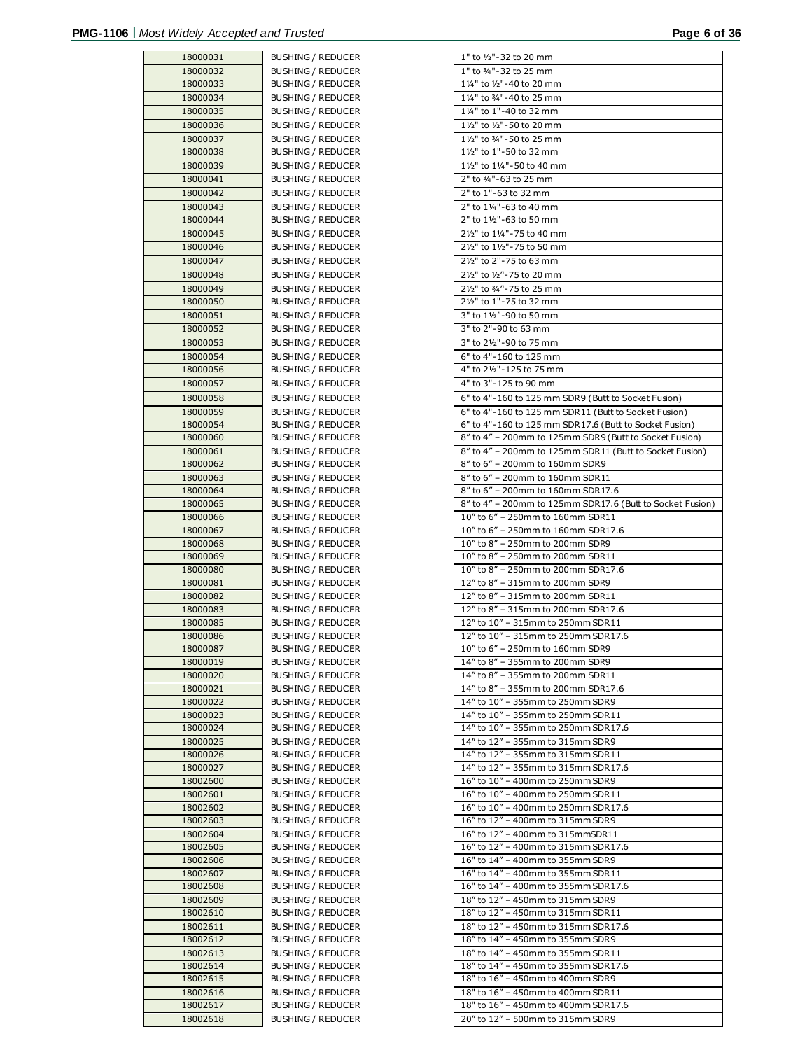| | | |
|---|---|---|
| 18000031 | BUSHING / REDUCER | 1" to ½"-32 to 20 mm |
| 18000032 | BUSHING / REDUCER | 1" to ¾"-32 to 25 mm |
| 18000033 | BUSHING / REDUCER | 1¼" to ½"-40 to 20 mm |
| 18000034 | BUSHING / REDUCER | 1¼" to ¾"-40 to 25 mm |
| 18000035 | BUSHING / REDUCER | 1¼" to 1"-40 to 32 mm |
| 18000036 | BUSHING / REDUCER | 1½" to ½"-50 to 20 mm |
| 18000037 | BUSHING / REDUCER | 1½" to ¾"-50 to 25 mm |
| 18000038 | BUSHING / REDUCER | 1½" to 1"-50 to 32 mm |
| 18000039 | BUSHING / REDUCER | 1½" to 1¼"-50 to 40 mm |
| 18000041 | BUSHING / REDUCER | 2" to ¾"-63 to 25 mm |
| 18000042 | BUSHING / REDUCER | 2" to 1"-63 to 32 mm |
| 18000043 | BUSHING / REDUCER | 2" to 1¼"-63 to 40 mm |
| 18000044 | BUSHING / REDUCER | 2" to 1½"-63 to 50 mm |
| 18000045 | BUSHING / REDUCER | 2½" to 1¼"-75 to 40 mm |
| 18000046 | BUSHING / REDUCER | 2½" to 1½"-75 to 50 mm |
| 18000047 | BUSHING / REDUCER | 2½" to 2"-75 to 63 mm |
| 18000048 | BUSHING / REDUCER | 2½" to ½"-75 to 20 mm |
| 18000049 | BUSHING / REDUCER | 2½" to ¾"-75 to 25 mm |
| 18000050 | BUSHING / REDUCER | 2½" to 1"-75 to 32 mm |
| 18000051 | BUSHING / REDUCER | 3" to 1½"-90 to 50 mm |
| 18000052 | BUSHING / REDUCER | 3" to 2"-90 to 63 mm |
| 18000053 | BUSHING / REDUCER | 3" to 2½"-90 to 75 mm |
| 18000054 | BUSHING / REDUCER | 6" to 4"-160 to 125 mm |
| 18000056 | BUSHING / REDUCER | 4" to 2½"-125 to 75 mm |
| 18000057 | BUSHING / REDUCER | 4" to 3"-125 to 90 mm |
| 18000058 | BUSHING / REDUCER | 6" to 4"-160 to 125 mm SDR9 (Butt to Socket Fusion) |
| 18000059 | BUSHING / REDUCER | 6" to 4"-160 to 125 mm SDR11 (Butt to Socket Fusion) |
| 18000054 | BUSHING / REDUCER | 6" to 4"-160 to 125 mm SDR17.6 (Butt to Socket Fusion) |
| 18000060 | BUSHING / REDUCER | 8" to 4" – 200mm to 125mm SDR9 (Butt to Socket Fusion) |
| 18000061 | BUSHING / REDUCER | 8" to 4" – 200mm to 125mm SDR11 (Butt to Socket Fusion) |
| 18000062 | BUSHING / REDUCER | 8" to 6" – 200mm to 160mm SDR9 |
| 18000063 | BUSHING / REDUCER | 8" to 6" – 200mm to 160mm SDR11 |
| 18000064 | BUSHING / REDUCER | 8" to 6" – 200mm to 160mm SDR17.6 |
| 18000065 | BUSHING / REDUCER | 8" to 4" – 200mm to 125mm SDR17.6 (Butt to Socket Fusion) |
| 18000066 | BUSHING / REDUCER | 10" to 6" – 250mm to 160mm SDR11 |
| 18000067 | BUSHING / REDUCER | 10" to 6" – 250mm to 160mm SDR17.6 |
| 18000068 | BUSHING / REDUCER | 10" to 8" – 250mm to 200mm SDR9 |
| 18000069 | BUSHING / REDUCER | 10" to 8" – 250mm to 200mm SDR11 |
| 18000080 | BUSHING / REDUCER | 10" to 8" – 250mm to 200mm SDR17.6 |
| 18000081 | BUSHING / REDUCER | 12" to 8" – 315mm to 200mm SDR9 |
| 18000082 | BUSHING / REDUCER | 12" to 8" – 315mm to 200mm SDR11 |
| 18000083 | BUSHING / REDUCER | 12" to 8" – 315mm to 200mm SDR17.6 |
| 18000085 | BUSHING / REDUCER | 12" to 10" – 315mm to 250mm SDR11 |
| 18000086 | BUSHING / REDUCER | 12" to 10" – 315mm to 250mm SDR17.6 |
| 18000087 | BUSHING / REDUCER | 10" to 6" – 250mm to 160mm SDR9 |
| 18000019 | BUSHING / REDUCER | 14" to 8" – 355mm to 200mm SDR9 |
| 18000020 | BUSHING / REDUCER | 14" to 8" – 355mm to 200mm SDR11 |
| 18000021 | BUSHING / REDUCER | 14" to 8" – 355mm to 200mm SDR17.6 |
| 18000022 | BUSHING / REDUCER | 14" to 10" – 355mm to 250mm SDR9 |
| 18000023 | BUSHING / REDUCER | 14" to 10" – 355mm to 250mm SDR11 |
| 18000024 | BUSHING / REDUCER | 14" to 10" – 355mm to 250mm SDR17.6 |
| 18000025 | BUSHING / REDUCER | 14" to 12" – 355mm to 315mm SDR9 |
| 18000026 | BUSHING / REDUCER | 14" to 12" – 355mm to 315mm SDR11 |
| 18000027 | BUSHING / REDUCER | 14" to 12" – 355mm to 315mm SDR17.6 |
| 18002600 | BUSHING / REDUCER | 16" to 10" – 400mm to 250mm SDR9 |
| 18002601 | BUSHING / REDUCER | 16" to 10" – 400mm to 250mm SDR11 |
| 18002602 | BUSHING / REDUCER | 16" to 10" – 400mm to 250mm SDR17.6 |
| 18002603 | BUSHING / REDUCER | 16" to 12" – 400mm to 315mm SDR9 |
| 18002604 | BUSHING / REDUCER | 16" to 12" – 400mm to 315mmSDR11 |
| 18002605 | BUSHING / REDUCER | 16" to 12" – 400mm to 315mm SDR17.6 |
| 18002606 | BUSHING / REDUCER | 16" to 14" – 400mm to 355mm SDR9 |
| 18002607 | BUSHING / REDUCER | 16" to 14" – 400mm to 355mm SDR11 |
| 18002608 | BUSHING / REDUCER | 16" to 14" – 400mm to 355mm SDR17.6 |
| 18002609 | BUSHING / REDUCER | 18" to 12" – 450mm to 315mm SDR9 |
| 18002610 | BUSHING / REDUCER | 18" to 12" – 450mm to 315mm SDR11 |
| 18002611 | BUSHING / REDUCER | 18" to 12" – 450mm to 315mm SDR17.6 |
| 18002612 | BUSHING / REDUCER | 18" to 14" – 450mm to 355mm SDR9 |
| 18002613 | BUSHING / REDUCER | 18" to 14" – 450mm to 355mm SDR11 |
| 18002614 | BUSHING / REDUCER | 18" to 14" – 450mm to 355mm SDR17.6 |
| 18002615 | BUSHING / REDUCER | 18" to 16" – 450mm to 400mm SDR9 |
| 18002616 | BUSHING / REDUCER | 18" to 16" – 450mm to 400mm SDR11 |
| 18002617 | BUSHING / REDUCER | 18" to 16" – 450mm to 400mm SDR17.6 |
| 18002618 | BUSHING / REDUCER | 20" to 12" – 500mm to 315mm SDR9 |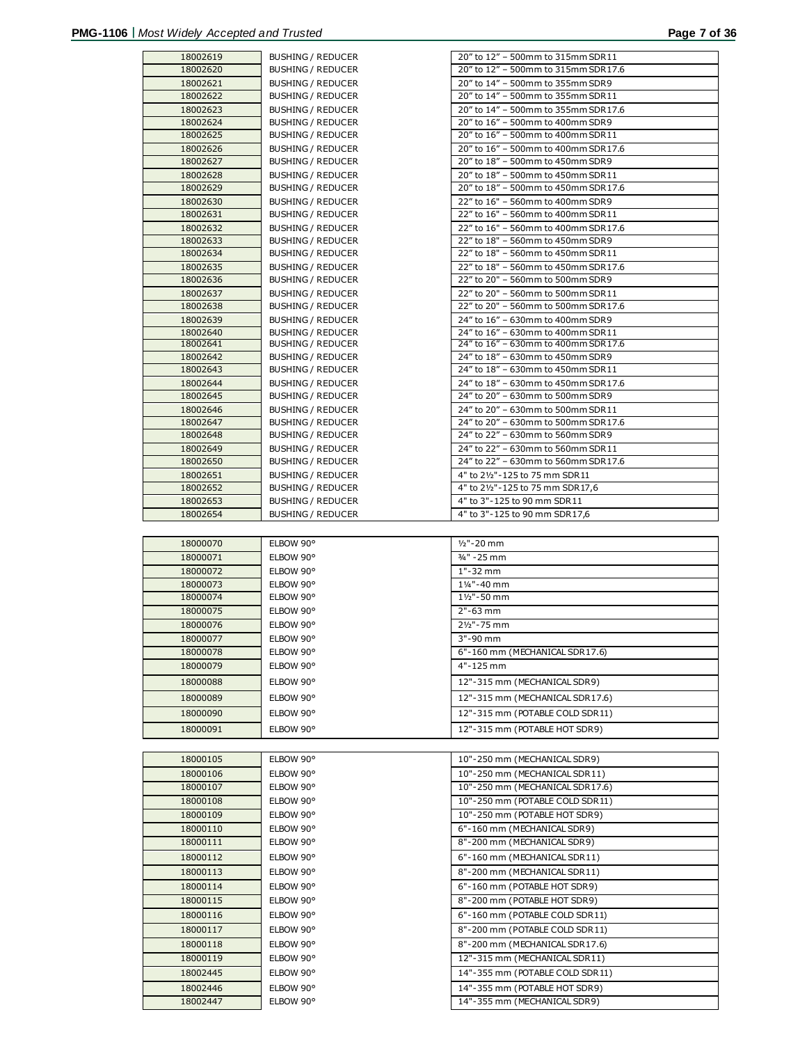| | | |
|---|---|---|
| 18002619 | BUSHING / REDUCER | 20" to 12" – 500mm to 315mm SDR11 |
| 18002620 | BUSHING / REDUCER | 20" to 12" – 500mm to 315mm SDR17.6 |
| 18002621 | BUSHING / REDUCER | 20" to 14" – 500mm to 355mm SDR9 |
| 18002622 | BUSHING / REDUCER | 20" to 14" – 500mm to 355mm SDR11 |
| 18002623 | BUSHING / REDUCER | 20" to 14" – 500mm to 355mm SDR17.6 |
| 18002624 | BUSHING / REDUCER | 20" to 16" – 500mm to 400mm SDR9 |
| 18002625 | BUSHING / REDUCER | 20" to 16" – 500mm to 400mm SDR11 |
| 18002626 | BUSHING / REDUCER | 20" to 16" – 500mm to 400mm SDR17.6 |
| 18002627 | BUSHING / REDUCER | 20" to 18" – 500mm to 450mm SDR9 |
| 18002628 | BUSHING / REDUCER | 20" to 18" – 500mm to 450mm SDR11 |
| 18002629 | BUSHING / REDUCER | 20" to 18" – 500mm to 450mm SDR17.6 |
| 18002630 | BUSHING / REDUCER | 22" to 16" – 560mm to 400mm SDR9 |
| 18002631 | BUSHING / REDUCER | 22" to 16" – 560mm to 400mm SDR11 |
| 18002632 | BUSHING / REDUCER | 22" to 16" – 560mm to 400mm SDR17.6 |
| 18002633 | BUSHING / REDUCER | 22" to 18" – 560mm to 450mm SDR9 |
| 18002634 | BUSHING / REDUCER | 22" to 18" – 560mm to 450mm SDR11 |
| 18002635 | BUSHING / REDUCER | 22" to 18" – 560mm to 450mm SDR17.6 |
| 18002636 | BUSHING / REDUCER | 22" to 20" – 560mm to 500mm SDR9 |
| 18002637 | BUSHING / REDUCER | 22" to 20" – 560mm to 500mm SDR11 |
| 18002638 | BUSHING / REDUCER | 22" to 20" – 560mm to 500mm SDR17.6 |
| 18002639 | BUSHING / REDUCER | 24" to 16" – 630mm to 400mm SDR9 |
| 18002640 | BUSHING / REDUCER | 24" to 16" – 630mm to 400mm SDR11 |
| 18002641 | BUSHING / REDUCER | 24" to 16" – 630mm to 400mm SDR17.6 |
| 18002642 | BUSHING / REDUCER | 24" to 18" – 630mm to 450mm SDR9 |
| 18002643 | BUSHING / REDUCER | 24" to 18" – 630mm to 450mm SDR11 |
| 18002644 | BUSHING / REDUCER | 24" to 18" – 630mm to 450mm SDR17.6 |
| 18002645 | BUSHING / REDUCER | 24" to 20" – 630mm to 500mm SDR9 |
| 18002646 | BUSHING / REDUCER | 24" to 20" – 630mm to 500mm SDR11 |
| 18002647 | BUSHING / REDUCER | 24" to 20" – 630mm to 500mm SDR17.6 |
| 18002648 | BUSHING / REDUCER | 24" to 22" – 630mm to 560mm SDR9 |
| 18002649 | BUSHING / REDUCER | 24" to 22" – 630mm to 560mm SDR11 |
| 18002650 | BUSHING / REDUCER | 24" to 22" – 630mm to 560mm SDR17.6 |
| 18002651 | BUSHING / REDUCER | 4" to 2½"-125 to 75 mm SDR11 |
| 18002652 | BUSHING / REDUCER | 4" to 2½"-125 to 75 mm SDR17,6 |
| 18002653 | BUSHING / REDUCER | 4" to 3"-125 to 90 mm SDR11 |
| 18002654 | BUSHING / REDUCER | 4" to 3"-125 to 90 mm SDR17,6 |

| | | |
|---|---|---|
| 18000070 | ELBOW 90° | ½"-20 mm |
| 18000071 | ELBOW 90° | ¾" -25 mm |
| 18000072 | ELBOW 90° | 1"-32 mm |
| 18000073 | ELBOW 90° | 1¼"-40 mm |
| 18000074 | ELBOW 90° | 1½"-50 mm |
| 18000075 | ELBOW 90° | 2"-63 mm |
| 18000076 | ELBOW 90° | 2½"-75 mm |
| 18000077 | ELBOW 90° | 3"-90 mm |
| 18000078 | ELBOW 90° | 6"-160 mm (MECHANICAL SDR17.6) |
| 18000079 | ELBOW 90° | 4"-125 mm |
| 18000088 | ELBOW 90° | 12"-315 mm (MECHANICAL SDR9) |
| 18000089 | ELBOW 90° | 12"-315 mm (MECHANICAL SDR17.6) |
| 18000090 | ELBOW 90° | 12"-315 mm (POTABLE COLD SDR11) |
| 18000091 | ELBOW 90° | 12"-315 mm (POTABLE HOT SDR9) |

| | | |
|---|---|---|
| 18000105 | ELBOW 90° | 10"-250 mm (MECHANICAL SDR9) |
| 18000106 | ELBOW 90° | 10"-250 mm (MECHANICAL SDR11) |
| 18000107 | ELBOW 90° | 10"-250 mm (MECHANICAL SDR17.6) |
| 18000108 | ELBOW 90° | 10"-250 mm (POTABLE COLD SDR11) |
| 18000109 | ELBOW 90° | 10"-250 mm (POTABLE HOT SDR9) |
| 18000110 | ELBOW 90° | 6"-160 mm (MECHANICAL SDR9) |
| 18000111 | ELBOW 90° | 8"-200 mm (MECHANICAL SDR9) |
| 18000112 | ELBOW 90° | 6"-160 mm (MECHANICAL SDR11) |
| 18000113 | ELBOW 90° | 8"-200 mm (MECHANICAL SDR11) |
| 18000114 | ELBOW 90° | 6"-160 mm (POTABLE HOT SDR9) |
| 18000115 | ELBOW 90° | 8"-200 mm (POTABLE HOT SDR9) |
| 18000116 | ELBOW 90° | 6"-160 mm (POTABLE COLD SDR11) |
| 18000117 | ELBOW 90° | 8"-200 mm (POTABLE COLD SDR11) |
| 18000118 | ELBOW 90° | 8"-200 mm (MECHANICAL SDR17.6) |
| 18000119 | ELBOW 90° | 12"-315 mm (MECHANICAL SDR11) |
| 18002445 | ELBOW 90° | 14"-355 mm (POTABLE COLD SDR11) |
| 18002446 | ELBOW 90° | 14"-355 mm (POTABLE HOT SDR9) |
| 18002447 | ELBOW 90° | 14"-355 mm (MECHANICAL SDR9) |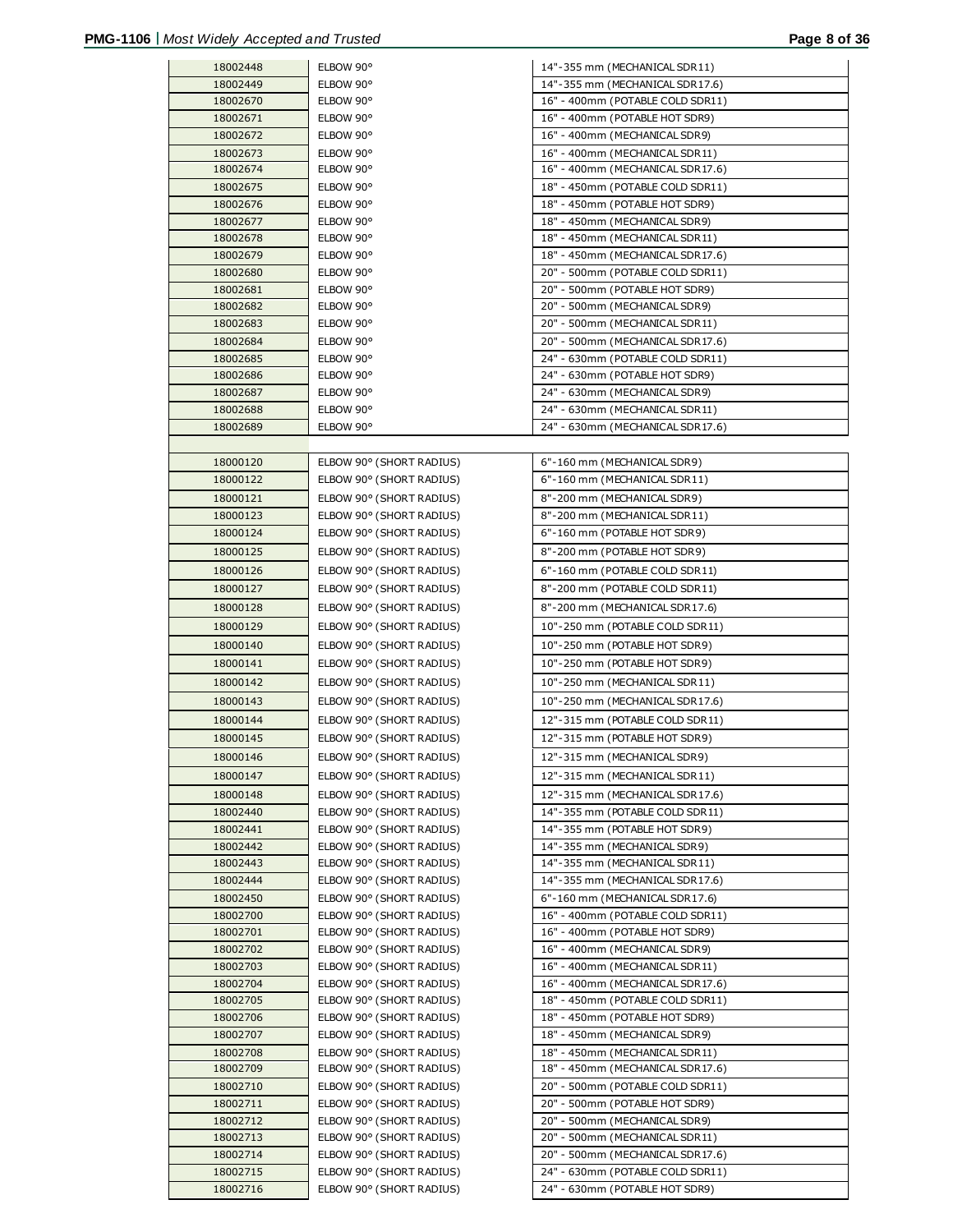| | | |
|---|---|---|
| 18002448 | ELBOW 90° | 14"-355 mm (MECHANICAL SDR11) |
| 18002449 | ELBOW 90° | 14"-355 mm (MECHANICAL SDR17.6) |
| 18002670 | ELBOW 90° | 16" - 400mm (POTABLE COLD SDR11) |
| 18002671 | ELBOW 90° | 16" - 400mm (POTABLE HOT SDR9) |
| 18002672 | ELBOW 90° | 16" - 400mm (MECHANICAL SDR9) |
| 18002673 | ELBOW 90° | 16" - 400mm (MECHANICAL SDR11) |
| 18002674 | ELBOW 90° | 16" - 400mm (MECHANICAL SDR17.6) |
| 18002675 | ELBOW 90° | 18" - 450mm (POTABLE COLD SDR11) |
| 18002676 | ELBOW 90° | 18" - 450mm (POTABLE HOT SDR9) |
| 18002677 | ELBOW 90° | 18" - 450mm (MECHANICAL SDR9) |
| 18002678 | ELBOW 90° | 18" - 450mm (MECHANICAL SDR11) |
| 18002679 | ELBOW 90° | 18" - 450mm (MECHANICAL SDR17.6) |
| 18002680 | ELBOW 90° | 20" - 500mm (POTABLE COLD SDR11) |
| 18002681 | ELBOW 90° | 20" - 500mm (POTABLE HOT SDR9) |
| 18002682 | ELBOW 90° | 20" - 500mm (MECHANICAL SDR9) |
| 18002683 | ELBOW 90° | 20" - 500mm (MECHANICAL SDR11) |
| 18002684 | ELBOW 90° | 20" - 500mm (MECHANICAL SDR17.6) |
| 18002685 | ELBOW 90° | 24" - 630mm (POTABLE COLD SDR11) |
| 18002686 | ELBOW 90° | 24" - 630mm (POTABLE HOT SDR9) |
| 18002687 | ELBOW 90° | 24" - 630mm (MECHANICAL SDR9) |
| 18002688 | ELBOW 90° | 24" - 630mm (MECHANICAL SDR11) |
| 18002689 | ELBOW 90° | 24" - 630mm (MECHANICAL SDR17.6) |
| | | |
| 18000120 | ELBOW 90° (SHORT RADIUS) | 6"-160 mm (MECHANICAL SDR9) |
| 18000122 | ELBOW 90° (SHORT RADIUS) | 6"-160 mm (MECHANICAL SDR11) |
| 18000121 | ELBOW 90° (SHORT RADIUS) | 8"-200 mm (MECHANICAL SDR9) |
| 18000123 | ELBOW 90° (SHORT RADIUS) | 8"-200 mm (MECHANICAL SDR11) |
| 18000124 | ELBOW 90° (SHORT RADIUS) | 6"-160 mm (POTABLE HOT SDR9) |
| 18000125 | ELBOW 90° (SHORT RADIUS) | 8"-200 mm (POTABLE HOT SDR9) |
| 18000126 | ELBOW 90° (SHORT RADIUS) | 6"-160 mm (POTABLE COLD SDR11) |
| 18000127 | ELBOW 90° (SHORT RADIUS) | 8"-200 mm (POTABLE COLD SDR11) |
| 18000128 | ELBOW 90° (SHORT RADIUS) | 8"-200 mm (MECHANICAL SDR17.6) |
| 18000129 | ELBOW 90° (SHORT RADIUS) | 10"-250 mm (POTABLE COLD SDR11) |
| 18000140 | ELBOW 90° (SHORT RADIUS) | 10"-250 mm (POTABLE HOT SDR9) |
| 18000141 | ELBOW 90° (SHORT RADIUS) | 10"-250 mm (POTABLE HOT SDR9) |
| 18000142 | ELBOW 90° (SHORT RADIUS) | 10"-250 mm (MECHANICAL SDR11) |
| 18000143 | ELBOW 90° (SHORT RADIUS) | 10"-250 mm (MECHANICAL SDR17.6) |
| 18000144 | ELBOW 90° (SHORT RADIUS) | 12"-315 mm (POTABLE COLD SDR11) |
| 18000145 | ELBOW 90° (SHORT RADIUS) | 12"-315 mm (POTABLE HOT SDR9) |
| 18000146 | ELBOW 90° (SHORT RADIUS) | 12"-315 mm (MECHANICAL SDR9) |
| 18000147 | ELBOW 90° (SHORT RADIUS) | 12"-315 mm (MECHANICAL SDR11) |
| 18000148 | ELBOW 90° (SHORT RADIUS) | 12"-315 mm (MECHANICAL SDR17.6) |
| 18002440 | ELBOW 90° (SHORT RADIUS) | 14"-355 mm (POTABLE COLD SDR11) |
| 18002441 | ELBOW 90° (SHORT RADIUS) | 14"-355 mm (POTABLE HOT SDR9) |
| 18002442 | ELBOW 90° (SHORT RADIUS) | 14"-355 mm (MECHANICAL SDR9) |
| 18002443 | ELBOW 90° (SHORT RADIUS) | 14"-355 mm (MECHANICAL SDR11) |
| 18002444 | ELBOW 90° (SHORT RADIUS) | 14"-355 mm (MECHANICAL SDR17.6) |
| 18002450 | ELBOW 90° (SHORT RADIUS) | 6"-160 mm (MECHANICAL SDR17.6) |
| 18002700 | ELBOW 90° (SHORT RADIUS) | 16" - 400mm (POTABLE COLD SDR11) |
| 18002701 | ELBOW 90° (SHORT RADIUS) | 16" - 400mm (POTABLE HOT SDR9) |
| 18002702 | ELBOW 90° (SHORT RADIUS) | 16" - 400mm (MECHANICAL SDR9) |
| 18002703 | ELBOW 90° (SHORT RADIUS) | 16" - 400mm (MECHANICAL SDR11) |
| 18002704 | ELBOW 90° (SHORT RADIUS) | 16" - 400mm (MECHANICAL SDR17.6) |
| 18002705 | ELBOW 90° (SHORT RADIUS) | 18" - 450mm (POTABLE COLD SDR11) |
| 18002706 | ELBOW 90° (SHORT RADIUS) | 18" - 450mm (POTABLE HOT SDR9) |
| 18002707 | ELBOW 90° (SHORT RADIUS) | 18" - 450mm (MECHANICAL SDR9) |
| 18002708 | ELBOW 90° (SHORT RADIUS) | 18" - 450mm (MECHANICAL SDR11) |
| 18002709 | ELBOW 90° (SHORT RADIUS) | 18" - 450mm (MECHANICAL SDR17.6) |
| 18002710 | ELBOW 90° (SHORT RADIUS) | 20" - 500mm (POTABLE COLD SDR11) |
| 18002711 | ELBOW 90° (SHORT RADIUS) | 20" - 500mm (POTABLE HOT SDR9) |
| 18002712 | ELBOW 90° (SHORT RADIUS) | 20" - 500mm (MECHANICAL SDR9) |
| 18002713 | ELBOW 90° (SHORT RADIUS) | 20" - 500mm (MECHANICAL SDR11) |
| 18002714 | ELBOW 90° (SHORT RADIUS) | 20" - 500mm (MECHANICAL SDR17.6) |
| 18002715 | ELBOW 90° (SHORT RADIUS) | 24" - 630mm (POTABLE COLD SDR11) |
| 18002716 | ELBOW 90° (SHORT RADIUS) | 24" - 630mm (POTABLE HOT SDR9) |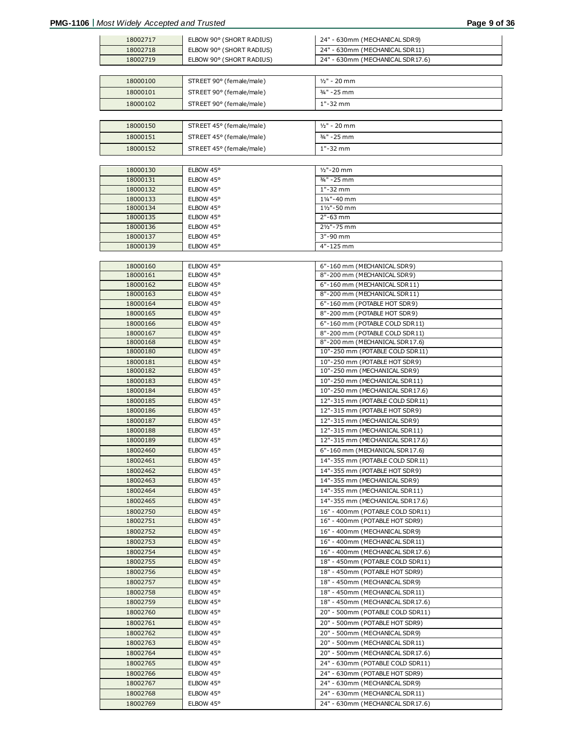| | | |
|---|---|---|
| 18002717 | ELBOW 90° (SHORT RADIUS) | 24" - 630mm (MECHANICAL SDR9) |
| 18002718 | ELBOW 90° (SHORT RADIUS) | 24" - 630mm (MECHANICAL SDR11) |
| 18002719 | ELBOW 90° (SHORT RADIUS) | 24" - 630mm (MECHANICAL SDR17.6) |

| | | |
|---|---|---|
| 18000100 | STREET 90° (female/male) | ½" - 20 mm |
| 18000101 | STREET 90° (female/male) | ¾" -25 mm |
| 18000102 | STREET 90° (female/male) | 1"-32 mm |

| | | |
|---|---|---|
| 18000150 | STREET 45° (female/male) | ½" - 20 mm |
| 18000151 | STREET 45° (female/male) | ¾" -25 mm |
| 18000152 | STREET 45° (female/male) | 1"-32 mm |

| | | |
|---|---|---|
| 18000130 | ELBOW 45° | ½"-20 mm |
| 18000131 | ELBOW 45° | ¾" -25 mm |
| 18000132 | ELBOW 45° | 1"-32 mm |
| 18000133 | ELBOW 45° | 1¼"-40 mm |
| 18000134 | ELBOW 45° | 1½"-50 mm |
| 18000135 | ELBOW 45° | 2"-63 mm |
| 18000136 | ELBOW 45° | 2½"-75 mm |
| 18000137 | ELBOW 45° | 3"-90 mm |
| 18000139 | ELBOW 45° | 4"-125 mm |

| | | |
|---|---|---|
| 18000160 | ELBOW 45° | 6"-160 mm (MECHANICAL SDR9) |
| 18000161 | ELBOW 45° | 8"-200 mm (MECHANICAL SDR9) |
| 18000162 | ELBOW 45° | 6"-160 mm (MECHANICAL SDR11) |
| 18000163 | ELBOW 45° | 8"-200 mm (MECHANICAL SDR11) |
| 18000164 | ELBOW 45° | 6"-160 mm (POTABLE HOT SDR9) |
| 18000165 | ELBOW 45° | 8"-200 mm (POTABLE HOT SDR9) |
| 18000166 | ELBOW 45° | 6"-160 mm (POTABLE COLD SDR11) |
| 18000167 | ELBOW 45° | 8"-200 mm (POTABLE COLD SDR11) |
| 18000168 | ELBOW 45° | 8"-200 mm (MECHANICAL SDR17.6) |
| 18000180 | ELBOW 45° | 10"-250 mm (POTABLE COLD SDR11) |
| 18000181 | ELBOW 45° | 10"-250 mm (POTABLE HOT SDR9) |
| 18000182 | ELBOW 45° | 10"-250 mm (MECHANICAL SDR9) |
| 18000183 | ELBOW 45° | 10"-250 mm (MECHANICAL SDR11) |
| 18000184 | ELBOW 45° | 10"-250 mm (MECHANICAL SDR17.6) |
| 18000185 | ELBOW 45° | 12"-315 mm (POTABLE COLD SDR11) |
| 18000186 | ELBOW 45° | 12"-315 mm (POTABLE HOT SDR9) |
| 18000187 | ELBOW 45° | 12"-315 mm (MECHANICAL SDR9) |
| 18000188 | ELBOW 45° | 12"-315 mm (MECHANICAL SDR11) |
| 18000189 | ELBOW 45° | 12"-315 mm (MECHANICAL SDR17.6) |
| 18002460 | ELBOW 45° | 6"-160 mm (MECHANICAL SDR17.6) |
| 18002461 | ELBOW 45° | 14"-355 mm (POTABLE COLD SDR11) |
| 18002462 | ELBOW 45° | 14"-355 mm (POTABLE HOT SDR9) |
| 18002463 | ELBOW 45° | 14"-355 mm (MECHANICAL SDR9) |
| 18002464 | ELBOW 45° | 14"-355 mm (MECHANICAL SDR11) |
| 18002465 | ELBOW 45° | 14"-355 mm (MECHANICAL SDR17.6) |
| 18002750 | ELBOW 45° | 16" - 400mm (POTABLE COLD SDR11) |
| 18002751 | ELBOW 45° | 16" - 400mm (POTABLE HOT SDR9) |
| 18002752 | ELBOW 45° | 16" - 400mm (MECHANICAL SDR9) |
| 18002753 | ELBOW 45° | 16" - 400mm (MECHANICAL SDR11) |
| 18002754 | ELBOW 45° | 16" - 400mm (MECHANICAL SDR17.6) |
| 18002755 | ELBOW 45° | 18" - 450mm (POTABLE COLD SDR11) |
| 18002756 | ELBOW 45° | 18" - 450mm (POTABLE HOT SDR9) |
| 18002757 | ELBOW 45° | 18" - 450mm (MECHANICAL SDR9) |
| 18002758 | ELBOW 45° | 18" - 450mm (MECHANICAL SDR11) |
| 18002759 | ELBOW 45° | 18" - 450mm (MECHANICAL SDR17.6) |
| 18002760 | ELBOW 45° | 20" - 500mm (POTABLE COLD SDR11) |
| 18002761 | ELBOW 45° | 20" - 500mm (POTABLE HOT SDR9) |
| 18002762 | ELBOW 45° | 20" - 500mm (MECHANICAL SDR9) |
| 18002763 | ELBOW 45° | 20" - 500mm (MECHANICAL SDR11) |
| 18002764 | ELBOW 45° | 20" - 500mm (MECHANICAL SDR17.6) |
| 18002765 | ELBOW 45° | 24" - 630mm (POTABLE COLD SDR11) |
| 18002766 | ELBOW 45° | 24" - 630mm (POTABLE HOT SDR9) |
| 18002767 | ELBOW 45° | 24" - 630mm (MECHANICAL SDR9) |
| 18002768 | ELBOW 45° | 24" - 630mm (MECHANICAL SDR11) |
| 18002769 | ELBOW 45° | 24" - 630mm (MECHANICAL SDR17.6) |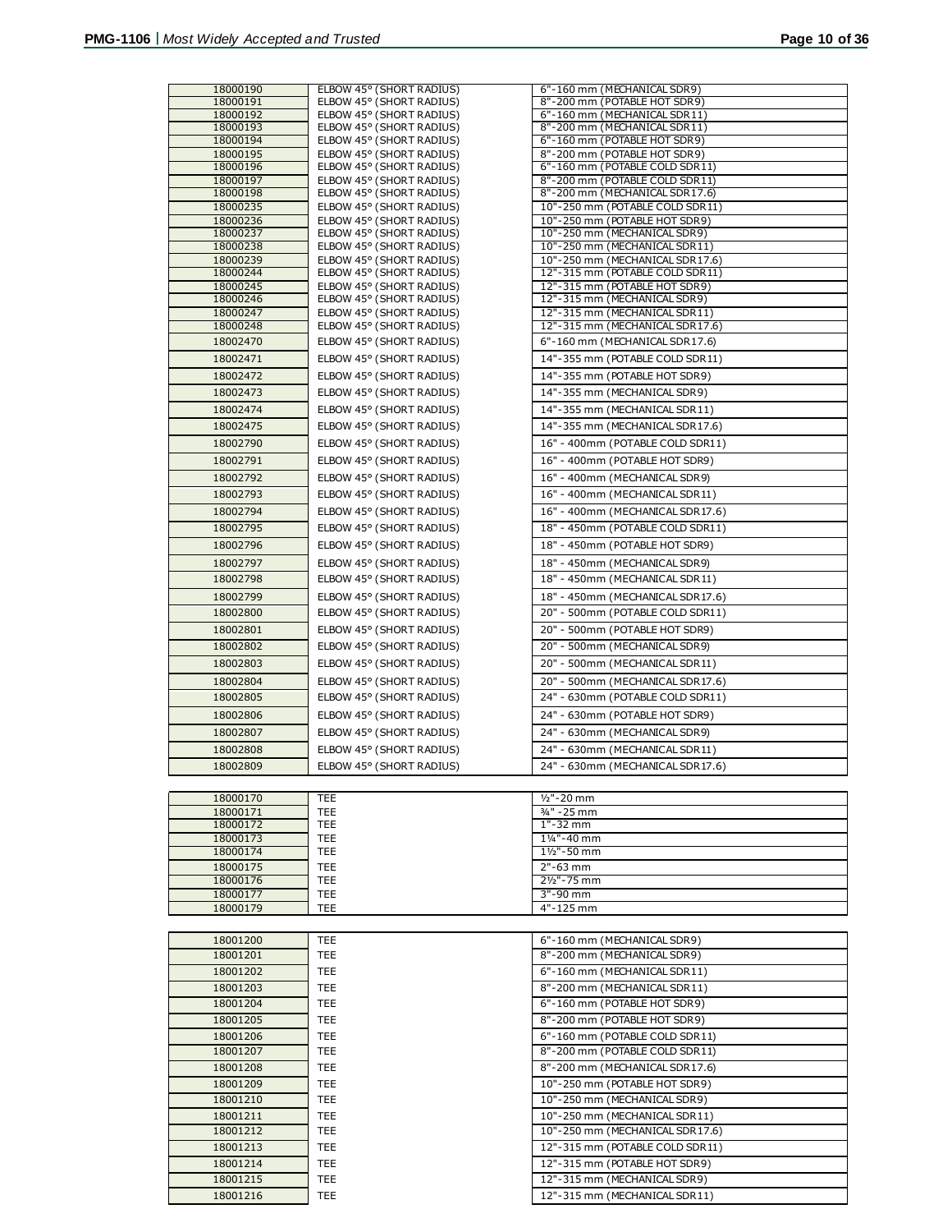| | | |
|---|---|---|
| 18000190 | ELBOW 45° (SHORT RADIUS) | 6"-160 mm (MECHANICAL SDR9) |
| 18000191 | ELBOW 45° (SHORT RADIUS) | 8"-200 mm (POTABLE HOT SDR9) |
| 18000192 | ELBOW 45° (SHORT RADIUS) | 6"-160 mm (MECHANICAL SDR11) |
| 18000193 | ELBOW 45° (SHORT RADIUS) | 8"-200 mm (MECHANICAL SDR11) |
| 18000194 | ELBOW 45° (SHORT RADIUS) | 6"-160 mm (POTABLE HOT SDR9) |
| 18000195 | ELBOW 45° (SHORT RADIUS) | 8"-200 mm (POTABLE HOT SDR9) |
| 18000196 | ELBOW 45° (SHORT RADIUS) | 6"-160 mm (POTABLE COLD SDR11) |
| 18000197 | ELBOW 45° (SHORT RADIUS) | 8"-200 mm (POTABLE COLD SDR11) |
| 18000198 | ELBOW 45° (SHORT RADIUS) | 8"-200 mm (MECHANICAL SDR17.6) |
| 18000235 | ELBOW 45° (SHORT RADIUS) | 10"-250 mm (POTABLE COLD SDR11) |
| 18000236 | ELBOW 45° (SHORT RADIUS) | 10"-250 mm (POTABLE HOT SDR9) |
| 18000237 | ELBOW 45° (SHORT RADIUS) | 10"-250 mm (MECHANICAL SDR9) |
| 18000238 | ELBOW 45° (SHORT RADIUS) | 10"-250 mm (MECHANICAL SDR11) |
| 18000239 | ELBOW 45° (SHORT RADIUS) | 10"-250 mm (MECHANICAL SDR17.6) |
| 18000244 | ELBOW 45° (SHORT RADIUS) | 12"-315 mm (POTABLE COLD SDR11) |
| 18000245 | ELBOW 45° (SHORT RADIUS) | 12"-315 mm (POTABLE HOT SDR9) |
| 18000246 | ELBOW 45° (SHORT RADIUS) | 12"-315 mm (MECHANICAL SDR9) |
| 18000247 | ELBOW 45° (SHORT RADIUS) | 12"-315 mm (MECHANICAL SDR11) |
| 18000248 | ELBOW 45° (SHORT RADIUS) | 12"-315 mm (MECHANICAL SDR17.6) |
| 18002470 | ELBOW 45° (SHORT RADIUS) | 6"-160 mm (MECHANICAL SDR17.6) |
| 18002471 | ELBOW 45° (SHORT RADIUS) | 14"-355 mm (POTABLE COLD SDR11) |
| 18002472 | ELBOW 45° (SHORT RADIUS) | 14"-355 mm (POTABLE HOT SDR9) |
| 18002473 | ELBOW 45° (SHORT RADIUS) | 14"-355 mm (MECHANICAL SDR9) |
| 18002474 | ELBOW 45° (SHORT RADIUS) | 14"-355 mm (MECHANICAL SDR11) |
| 18002475 | ELBOW 45° (SHORT RADIUS) | 14"-355 mm (MECHANICAL SDR17.6) |
| 18002790 | ELBOW 45° (SHORT RADIUS) | 16" - 400mm (POTABLE COLD SDR11) |
| 18002791 | ELBOW 45° (SHORT RADIUS) | 16" - 400mm (POTABLE HOT SDR9) |
| 18002792 | ELBOW 45° (SHORT RADIUS) | 16" - 400mm (MECHANICAL SDR9) |
| 18002793 | ELBOW 45° (SHORT RADIUS) | 16" - 400mm (MECHANICAL SDR11) |
| 18002794 | ELBOW 45° (SHORT RADIUS) | 16" - 400mm (MECHANICAL SDR17.6) |
| 18002795 | ELBOW 45° (SHORT RADIUS) | 18" - 450mm (POTABLE COLD SDR11) |
| 18002796 | ELBOW 45° (SHORT RADIUS) | 18" - 450mm (POTABLE HOT SDR9) |
| 18002797 | ELBOW 45° (SHORT RADIUS) | 18" - 450mm (MECHANICAL SDR9) |
| 18002798 | ELBOW 45° (SHORT RADIUS) | 18" - 450mm (MECHANICAL SDR11) |
| 18002799 | ELBOW 45° (SHORT RADIUS) | 18" - 450mm (MECHANICAL SDR17.6) |
| 18002800 | ELBOW 45° (SHORT RADIUS) | 20" - 500mm (POTABLE COLD SDR11) |
| 18002801 | ELBOW 45° (SHORT RADIUS) | 20" - 500mm (POTABLE HOT SDR9) |
| 18002802 | ELBOW 45° (SHORT RADIUS) | 20" - 500mm (MECHANICAL SDR9) |
| 18002803 | ELBOW 45° (SHORT RADIUS) | 20" - 500mm (MECHANICAL SDR11) |
| 18002804 | ELBOW 45° (SHORT RADIUS) | 20" - 500mm (MECHANICAL SDR17.6) |
| 18002805 | ELBOW 45° (SHORT RADIUS) | 24" - 630mm (POTABLE COLD SDR11) |
| 18002806 | ELBOW 45° (SHORT RADIUS) | 24" - 630mm (POTABLE HOT SDR9) |
| 18002807 | ELBOW 45° (SHORT RADIUS) | 24" - 630mm (MECHANICAL SDR9) |
| 18002808 | ELBOW 45° (SHORT RADIUS) | 24" - 630mm (MECHANICAL SDR11) |
| 18002809 | ELBOW 45° (SHORT RADIUS) | 24" - 630mm (MECHANICAL SDR17.6) |

| | | |
|---|---|---|
| 18000170 | TEE | ½"-20 mm |
| 18000171 | TEE | ¾" -25 mm |
| 18000172 | TEE | 1"-32 mm |
| 18000173 | TEE | 1¼"-40 mm |
| 18000174 | TEE | 1½"-50 mm |
| 18000175 | TEE | 2"-63 mm |
| 18000176 | TEE | 2½"-75 mm |
| 18000177 | TEE | 3"-90 mm |
| 18000179 | TEE | 4"-125 mm |

| | | |
|---|---|---|
| 18001200 | TEE | 6"-160 mm (MECHANICAL SDR9) |
| 18001201 | TEE | 8"-200 mm (MECHANICAL SDR9) |
| 18001202 | TEE | 6"-160 mm (MECHANICAL SDR11) |
| 18001203 | TEE | 8"-200 mm (MECHANICAL SDR11) |
| 18001204 | TEE | 6"-160 mm (POTABLE HOT SDR9) |
| 18001205 | TEE | 8"-200 mm (POTABLE HOT SDR9) |
| 18001206 | TEE | 6"-160 mm (POTABLE COLD SDR11) |
| 18001207 | TEE | 8"-200 mm (POTABLE COLD SDR11) |
| 18001208 | TEE | 8"-200 mm (MECHANICAL SDR17.6) |
| 18001209 | TEE | 10"-250 mm (POTABLE HOT SDR9) |
| 18001210 | TEE | 10"-250 mm (MECHANICAL SDR9) |
| 18001211 | TEE | 10"-250 mm (MECHANICAL SDR11) |
| 18001212 | TEE | 10"-250 mm (MECHANICAL SDR17.6) |
| 18001213 | TEE | 12"-315 mm (POTABLE COLD SDR11) |
| 18001214 | TEE | 12"-315 mm (POTABLE HOT SDR9) |
| 18001215 | TEE | 12"-315 mm (MECHANICAL SDR9) |
| 18001216 | TEE | 12"-315 mm (MECHANICAL SDR11) |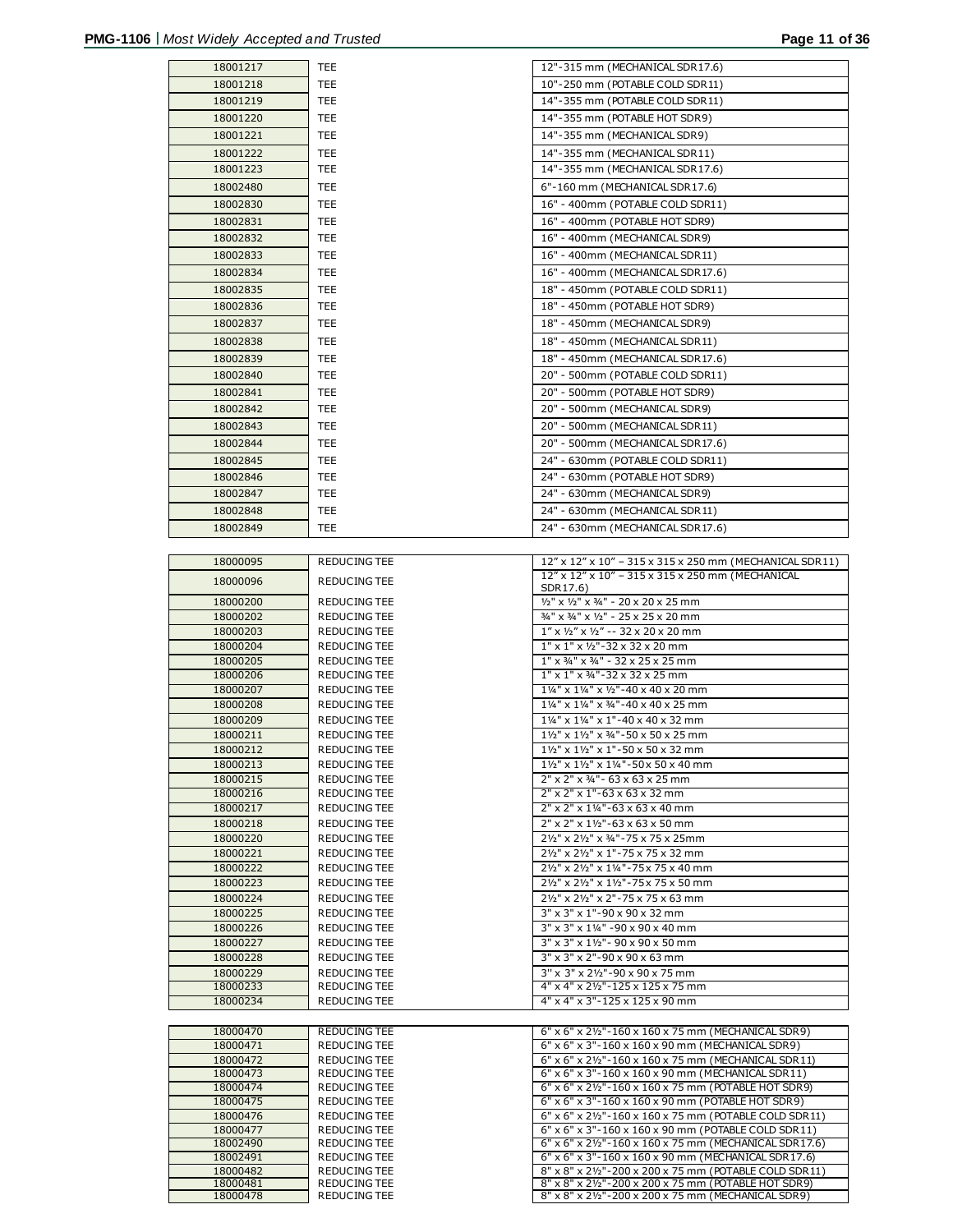| | | |
|---|---|---|
| 18001217 | TEE | 12"-315 mm (MECHANICAL SDR17.6) |
| 18001218 | TEE | 10"-250 mm (POTABLE COLD SDR11) |
| 18001219 | TEE | 14"-355 mm (POTABLE COLD SDR11) |
| 18001220 | TEE | 14"-355 mm (POTABLE HOT SDR9) |
| 18001221 | TEE | 14"-355 mm (MECHANICAL SDR9) |
| 18001222 | TEE | 14"-355 mm (MECHANICAL SDR11) |
| 18001223 | TEE | 14"-355 mm (MECHANICAL SDR17.6) |
| 18002480 | TEE | 6"-160 mm (MECHANICAL SDR17.6) |
| 18002830 | TEE | 16" - 400mm (POTABLE COLD SDR11) |
| 18002831 | TEE | 16" - 400mm (POTABLE HOT SDR9) |
| 18002832 | TEE | 16" - 400mm (MECHANICAL SDR9) |
| 18002833 | TEE | 16" - 400mm (MECHANICAL SDR11) |
| 18002834 | TEE | 16" - 400mm (MECHANICAL SDR17.6) |
| 18002835 | TEE | 18" - 450mm (POTABLE COLD SDR11) |
| 18002836 | TEE | 18" - 450mm (POTABLE HOT SDR9) |
| 18002837 | TEE | 18" - 450mm (MECHANICAL SDR9) |
| 18002838 | TEE | 18" - 450mm (MECHANICAL SDR11) |
| 18002839 | TEE | 18" - 450mm (MECHANICAL SDR17.6) |
| 18002840 | TEE | 20" - 500mm (POTABLE COLD SDR11) |
| 18002841 | TEE | 20" - 500mm (POTABLE HOT SDR9) |
| 18002842 | TEE | 20" - 500mm (MECHANICAL SDR9) |
| 18002843 | TEE | 20" - 500mm (MECHANICAL SDR11) |
| 18002844 | TEE | 20" - 500mm (MECHANICAL SDR17.6) |
| 18002845 | TEE | 24" - 630mm (POTABLE COLD SDR11) |
| 18002846 | TEE | 24" - 630mm (POTABLE HOT SDR9) |
| 18002847 | TEE | 24" - 630mm (MECHANICAL SDR9) |
| 18002848 | TEE | 24" - 630mm (MECHANICAL SDR11) |
| 18002849 | TEE | 24" - 630mm (MECHANICAL SDR17.6) |

| | | |
|---|---|---|
| 18000095 | REDUCING TEE | 12″ x 12″ x 10″ – 315 x 315 x 250 mm (MECHANICAL SDR11) |
| 18000096 | REDUCING TEE | 12″ x 12″ x 10″ – 315 x 315 x 250 mm (MECHANICAL SDR17.6) |
| 18000200 | REDUCING TEE | ½" x ½" x ¾" - 20 x 20 x 25 mm |
| 18000202 | REDUCING TEE | ¾" x ¾" x ½" - 25 x 25 x 20 mm |
| 18000203 | REDUCING TEE | 1″ x ½″ x ½″ -- 32 x 20 x 20 mm |
| 18000204 | REDUCING TEE | 1" x 1" x ½"-32 x 32 x 20 mm |
| 18000205 | REDUCING TEE | 1" x ¾" x ¾" - 32 x 25 x 25 mm |
| 18000206 | REDUCING TEE | 1" x 1" x ¾"-32 x 32 x 25 mm |
| 18000207 | REDUCING TEE | 1¼" x 1¼" x ½"-40 x 40 x 20 mm |
| 18000208 | REDUCING TEE | 1¼" x 1¼" x ¾"-40 x 40 x 25 mm |
| 18000209 | REDUCING TEE | 1¼" x 1¼" x 1"-40 x 40 x 32 mm |
| 18000211 | REDUCING TEE | 1½" x 1½" x ¾"-50 x 50 x 25 mm |
| 18000212 | REDUCING TEE | 1½" x 1½" x 1"-50 x 50 x 32 mm |
| 18000213 | REDUCING TEE | 1½" x 1½" x 1¼"-50x 50 x 40 mm |
| 18000215 | REDUCING TEE | 2" x 2" x ¾"- 63 x 63 x 25 mm |
| 18000216 | REDUCING TEE | 2" x 2" x 1"-63 x 63 x 32 mm |
| 18000217 | REDUCING TEE | 2" x 2" x 1¼"-63 x 63 x 40 mm |
| 18000218 | REDUCING TEE | 2" x 2" x 1½"-63 x 63 x 50 mm |
| 18000220 | REDUCING TEE | 2½" x 2½" x ¾"-75 x 75 x 25mm |
| 18000221 | REDUCING TEE | 2½" x 2½" x 1"-75 x 75 x 32 mm |
| 18000222 | REDUCING TEE | 2½" x 2½" x 1¼"-75x 75 x 40 mm |
| 18000223 | REDUCING TEE | 2½" x 2½" x 1½"-75x 75 x 50 mm |
| 18000224 | REDUCING TEE | 2½" x 2½" x 2"-75 x 75 x 63 mm |
| 18000225 | REDUCING TEE | 3" x 3" x 1"-90 x 90 x 32 mm |
| 18000226 | REDUCING TEE | 3" x 3" x 1¼" -90 x 90 x 40 mm |
| 18000227 | REDUCING TEE | 3" x 3" x 1½"- 90 x 90 x 50 mm |
| 18000228 | REDUCING TEE | 3" x 3" x 2"-90 x 90 x 63 mm |
| 18000229 | REDUCING TEE | 3" x 3" x 2½"-90 x 90 x 75 mm |
| 18000233 | REDUCING TEE | 4" x 4" x 2½"-125 x 125 x 75 mm |
| 18000234 | REDUCING TEE | 4" x 4" x 3"-125 x 125 x 90 mm |

| | | |
|---|---|---|
| 18000470 | REDUCING TEE | 6" x 6" x 2½"-160 x 160 x 75 mm (MECHANICAL SDR9) |
| 18000471 | REDUCING TEE | 6" x 6" x 3"-160 x 160 x 90 mm (MECHANICAL SDR9) |
| 18000472 | REDUCING TEE | 6" x 6" x 2½"-160 x 160 x 75 mm (MECHANICAL SDR11) |
| 18000473 | REDUCING TEE | 6" x 6" x 3"-160 x 160 x 90 mm (MECHANICAL SDR11) |
| 18000474 | REDUCING TEE | 6" x 6" x 2½"-160 x 160 x 75 mm (POTABLE HOT SDR9) |
| 18000475 | REDUCING TEE | 6" x 6" x 3"-160 x 160 x 90 mm (POTABLE HOT SDR9) |
| 18000476 | REDUCING TEE | 6" x 6" x 2½"-160 x 160 x 75 mm (POTABLE COLD SDR11) |
| 18000477 | REDUCING TEE | 6" x 6" x 3"-160 x 160 x 90 mm (POTABLE COLD SDR11) |
| 18002490 | REDUCING TEE | 6" x 6" x 2½"-160 x 160 x 75 mm (MECHANICAL SDR17.6) |
| 18002491 | REDUCING TEE | 6" x 6" x 3"-160 x 160 x 90 mm (MECHANICAL SDR17.6) |
| 18000482 | REDUCING TEE | 8" x 8" x 2½"-200 x 200 x 75 mm (POTABLE COLD SDR11) |
| 18000481 | REDUCING TEE | 8" x 8" x 2½"-200 x 200 x 75 mm (POTABLE HOT SDR9) |
| 18000478 | REDUCING TEE | 8" x 8" x 2½"-200 x 200 x 75 mm (MECHANICAL SDR9) |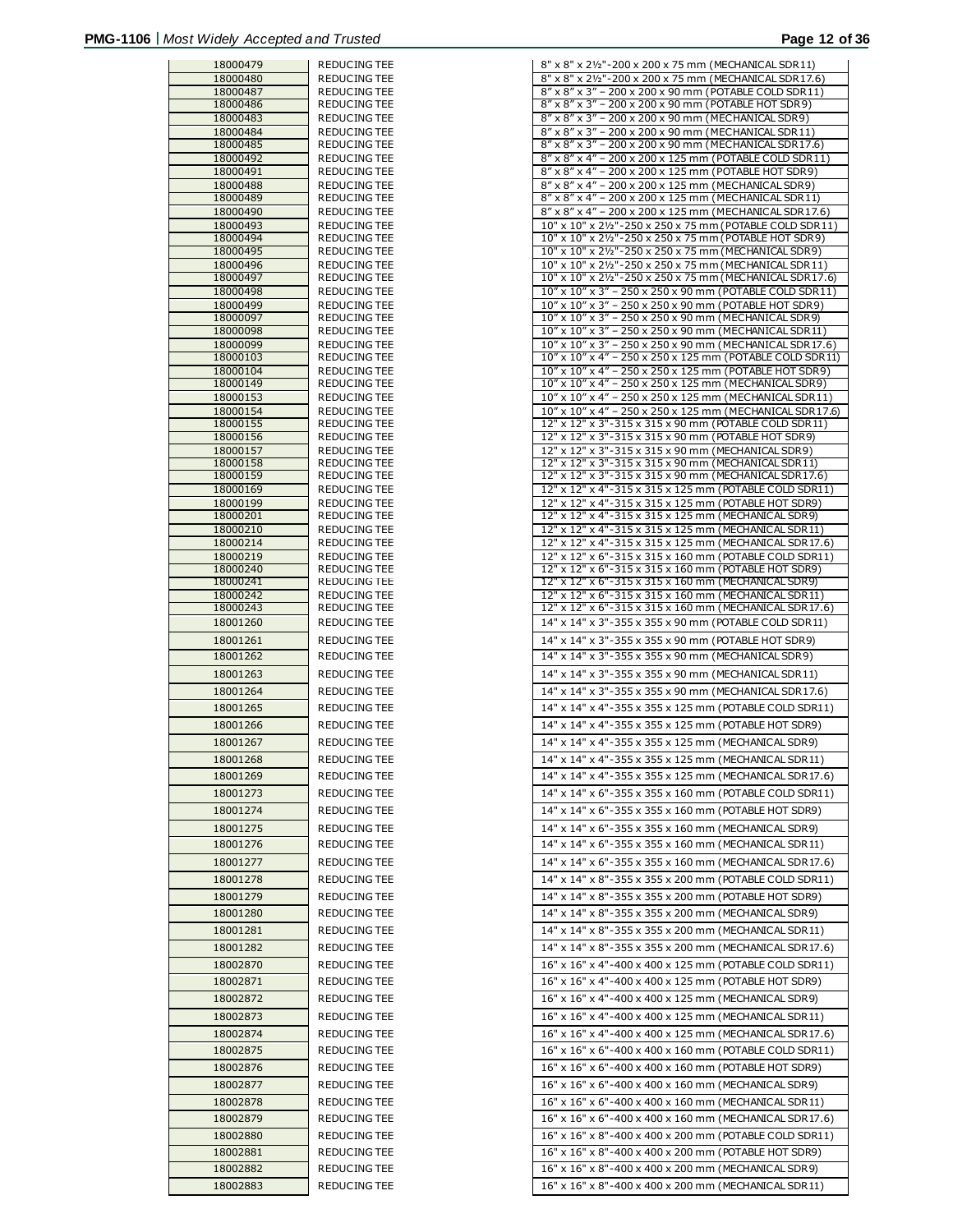| | | |
|---|---|---|
| 18000479 | REDUCING TEE | 8" x 8" x 2½"-200 x 200 x 75 mm (MECHANICAL SDR11) |
| 18000480 | REDUCING TEE | 8" x 8" x 2½"-200 x 200 x 75 mm (MECHANICAL SDR17.6) |
| 18000487 | REDUCING TEE | 8" x 8" x 3" – 200 x 200 x 90 mm (POTABLE COLD SDR11) |
| 18000486 | REDUCING TEE | 8" x 8" x 3" – 200 x 200 x 90 mm (POTABLE HOT SDR9) |
| 18000483 | REDUCING TEE | 8" x 8" x 3" – 200 x 200 x 90 mm (MECHANICAL SDR9) |
| 18000484 | REDUCING TEE | 8" x 8" x 3" – 200 x 200 x 90 mm (MECHANICAL SDR11) |
| 18000485 | REDUCING TEE | 8" x 8" x 3" – 200 x 200 x 90 mm (MECHANICAL SDR17.6) |
| 18000492 | REDUCING TEE | 8" x 8" x 4" – 200 x 200 x 125 mm (POTABLE COLD SDR11) |
| 18000491 | REDUCING TEE | 8" x 8" x 4" – 200 x 200 x 125 mm (POTABLE HOT SDR9) |
| 18000488 | REDUCING TEE | 8" x 8" x 4" – 200 x 200 x 125 mm (MECHANICAL SDR9) |
| 18000489 | REDUCING TEE | 8" x 8" x 4" – 200 x 200 x 125 mm (MECHANICAL SDR11) |
| 18000490 | REDUCING TEE | 8" x 8" x 4" – 200 x 200 x 125 mm (MECHANICAL SDR17.6) |
| 18000493 | REDUCING TEE | 10" x 10" x 2½"-250 x 250 x 75 mm (POTABLE COLD SDR11) |
| 18000494 | REDUCING TEE | 10" x 10" x 2½"-250 x 250 x 75 mm (POTABLE HOT SDR9) |
| 18000495 | REDUCING TEE | 10" x 10" x 2½"-250 x 250 x 75 mm (MECHANICAL SDR9) |
| 18000496 | REDUCING TEE | 10" x 10" x 2½"-250 x 250 x 75 mm (MECHANICAL SDR11) |
| 18000497 | REDUCING TEE | 10" x 10" x 2½"-250 x 250 x 75 mm (MECHANICAL SDR17.6) |
| 18000498 | REDUCING TEE | 10" x 10" x 3" – 250 x 250 x 90 mm (POTABLE COLD SDR11) |
| 18000499 | REDUCING TEE | 10" x 10" x 3" – 250 x 250 x 90 mm (POTABLE HOT SDR9) |
| 18000097 | REDUCING TEE | 10" x 10" x 3" – 250 x 250 x 90 mm (MECHANICAL SDR9) |
| 18000098 | REDUCING TEE | 10" x 10" x 3" – 250 x 250 x 90 mm (MECHANICAL SDR11) |
| 18000099 | REDUCING TEE | 10" x 10" x 3" – 250 x 250 x 90 mm (MECHANICAL SDR17.6) |
| 18000103 | REDUCING TEE | 10" x 10" x 4" – 250 x 250 x 125 mm (POTABLE COLD SDR11) |
| 18000104 | REDUCING TEE | 10" x 10" x 4" – 250 x 250 x 125 mm (POTABLE HOT SDR9) |
| 18000149 | REDUCING TEE | 10" x 10" x 4" – 250 x 250 x 125 mm (MECHANICAL SDR9) |
| 18000153 | REDUCING TEE | 10" x 10" x 4" – 250 x 250 x 125 mm (MECHANICAL SDR11) |
| 18000154 | REDUCING TEE | 10" x 10" x 4" – 250 x 250 x 125 mm (MECHANICAL SDR17.6) |
| 18000155 | REDUCING TEE | 12" x 12" x 3"-315 x 315 x 90 mm (POTABLE COLD SDR11) |
| 18000156 | REDUCING TEE | 12" x 12" x 3"-315 x 315 x 90 mm (POTABLE HOT SDR9) |
| 18000157 | REDUCING TEE | 12" x 12" x 3"-315 x 315 x 90 mm (MECHANICAL SDR9) |
| 18000158 | REDUCING TEE | 12" x 12" x 3"-315 x 315 x 90 mm (MECHANICAL SDR11) |
| 18000159 | REDUCING TEE | 12" x 12" x 3"-315 x 315 x 90 mm (MECHANICAL SDR17.6) |
| 18000169 | REDUCING TEE | 12" x 12" x 4"-315 x 315 x 125 mm (POTABLE COLD SDR11) |
| 18000199 | REDUCING TEE | 12" x 12" x 4"-315 x 315 x 125 mm (POTABLE HOT SDR9) |
| 18000201 | REDUCING TEE | 12" x 12" x 4"-315 x 315 x 125 mm (MECHANICAL SDR9) |
| 18000210 | REDUCING TEE | 12" x 12" x 4"-315 x 315 x 125 mm (MECHANICAL SDR11) |
| 18000214 | REDUCING TEE | 12" x 12" x 4"-315 x 315 x 125 mm (MECHANICAL SDR17.6) |
| 18000219 | REDUCING TEE | 12" x 12" x 6"-315 x 315 x 160 mm (POTABLE COLD SDR11) |
| 18000240 | REDUCING TEE | 12" x 12" x 6"-315 x 315 x 160 mm (POTABLE HOT SDR9) |
| 18000241 | REDUCING TEE | 12" x 12" x 6"-315 x 315 x 160 mm (MECHANICAL SDR9) |
| 18000242 | REDUCING TEE | 12" x 12" x 6"-315 x 315 x 160 mm (MECHANICAL SDR11) |
| 18000243 | REDUCING TEE | 12" x 12" x 6"-315 x 315 x 160 mm (MECHANICAL SDR17.6) |
| 18001260 | REDUCING TEE | 14" x 14" x 3"-355 x 355 x 90 mm (POTABLE COLD SDR11) |
| 18001261 | REDUCING TEE | 14" x 14" x 3"-355 x 355 x 90 mm (POTABLE HOT SDR9) |
| 18001262 | REDUCING TEE | 14" x 14" x 3"-355 x 355 x 90 mm (MECHANICAL SDR9) |
| 18001263 | REDUCING TEE | 14" x 14" x 3"-355 x 355 x 90 mm (MECHANICAL SDR11) |
| 18001264 | REDUCING TEE | 14" x 14" x 3"-355 x 355 x 90 mm (MECHANICAL SDR17.6) |
| 18001265 | REDUCING TEE | 14" x 14" x 4"-355 x 355 x 125 mm (POTABLE COLD SDR11) |
| 18001266 | REDUCING TEE | 14" x 14" x 4"-355 x 355 x 125 mm (POTABLE HOT SDR9) |
| 18001267 | REDUCING TEE | 14" x 14" x 4"-355 x 355 x 125 mm (MECHANICAL SDR9) |
| 18001268 | REDUCING TEE | 14" x 14" x 4"-355 x 355 x 125 mm (MECHANICAL SDR11) |
| 18001269 | REDUCING TEE | 14" x 14" x 4"-355 x 355 x 125 mm (MECHANICAL SDR17.6) |
| 18001273 | REDUCING TEE | 14" x 14" x 6"-355 x 355 x 160 mm (POTABLE COLD SDR11) |
| 18001274 | REDUCING TEE | 14" x 14" x 6"-355 x 355 x 160 mm (POTABLE HOT SDR9) |
| 18001275 | REDUCING TEE | 14" x 14" x 6"-355 x 355 x 160 mm (MECHANICAL SDR9) |
| 18001276 | REDUCING TEE | 14" x 14" x 6"-355 x 355 x 160 mm (MECHANICAL SDR11) |
| 18001277 | REDUCING TEE | 14" x 14" x 6"-355 x 355 x 160 mm (MECHANICAL SDR17.6) |
| 18001278 | REDUCING TEE | 14" x 14" x 8"-355 x 355 x 200 mm (POTABLE COLD SDR11) |
| 18001279 | REDUCING TEE | 14" x 14" x 8"-355 x 355 x 200 mm (POTABLE HOT SDR9) |
| 18001280 | REDUCING TEE | 14" x 14" x 8"-355 x 355 x 200 mm (MECHANICAL SDR9) |
| 18001281 | REDUCING TEE | 14" x 14" x 8"-355 x 355 x 200 mm (MECHANICAL SDR11) |
| 18001282 | REDUCING TEE | 14" x 14" x 8"-355 x 355 x 200 mm (MECHANICAL SDR17.6) |
| 18002870 | REDUCING TEE | 16" x 16" x 4"-400 x 400 x 125 mm (POTABLE COLD SDR11) |
| 18002871 | REDUCING TEE | 16" x 16" x 4"-400 x 400 x 125 mm (POTABLE HOT SDR9) |
| 18002872 | REDUCING TEE | 16" x 16" x 4"-400 x 400 x 125 mm (MECHANICAL SDR9) |
| 18002873 | REDUCING TEE | 16" x 16" x 4"-400 x 400 x 125 mm (MECHANICAL SDR11) |
| 18002874 | REDUCING TEE | 16" x 16" x 4"-400 x 400 x 125 mm (MECHANICAL SDR17.6) |
| 18002875 | REDUCING TEE | 16" x 16" x 6"-400 x 400 x 160 mm (POTABLE COLD SDR11) |
| 18002876 | REDUCING TEE | 16" x 16" x 6"-400 x 400 x 160 mm (POTABLE HOT SDR9) |
| 18002877 | REDUCING TEE | 16" x 16" x 6"-400 x 400 x 160 mm (MECHANICAL SDR9) |
| 18002878 | REDUCING TEE | 16" x 16" x 6"-400 x 400 x 160 mm (MECHANICAL SDR11) |
| 18002879 | REDUCING TEE | 16" x 16" x 6"-400 x 400 x 160 mm (MECHANICAL SDR17.6) |
| 18002880 | REDUCING TEE | 16" x 16" x 8"-400 x 400 x 200 mm (POTABLE COLD SDR11) |
| 18002881 | REDUCING TEE | 16" x 16" x 8"-400 x 400 x 200 mm (POTABLE HOT SDR9) |
| 18002882 | REDUCING TEE | 16" x 16" x 8"-400 x 400 x 200 mm (MECHANICAL SDR9) |
| 18002883 | REDUCING TEE | 16" x 16" x 8"-400 x 400 x 200 mm (MECHANICAL SDR11) |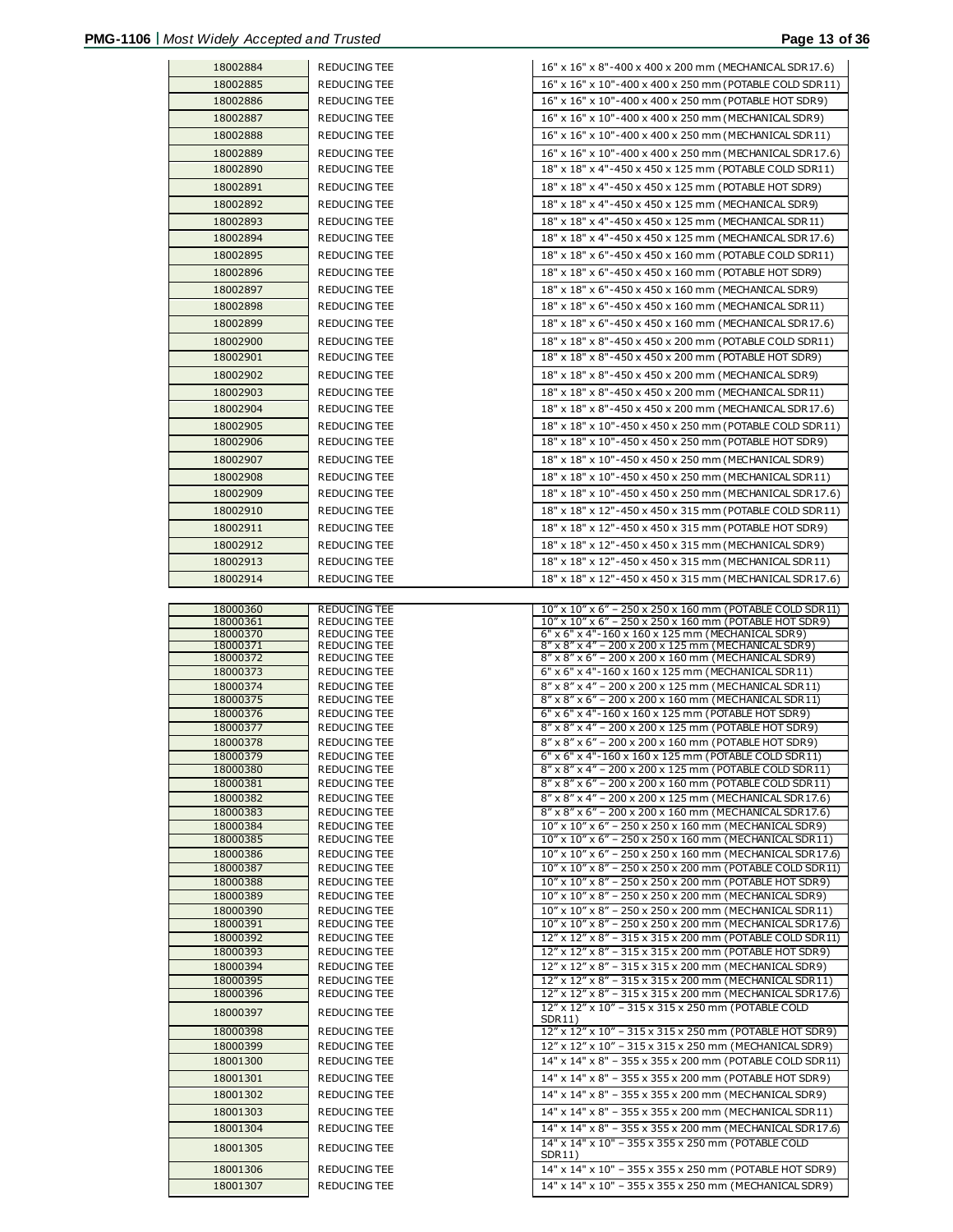| | | |
|---|---|---|
| 18002884 | REDUCING TEE | 16" x 16" x 8"-400 x 400 x 200 mm (MECHANICAL SDR17.6) |
| 18002885 | REDUCING TEE | 16" x 16" x 10"-400 x 400 x 250 mm (POTABLE COLD SDR11) |
| 18002886 | REDUCING TEE | 16" x 16" x 10"-400 x 400 x 250 mm (POTABLE HOT SDR9) |
| 18002887 | REDUCING TEE | 16" x 16" x 10"-400 x 400 x 250 mm (MECHANICAL SDR9) |
| 18002888 | REDUCING TEE | 16" x 16" x 10"-400 x 400 x 250 mm (MECHANICAL SDR11) |
| 18002889 | REDUCING TEE | 16" x 16" x 10"-400 x 400 x 250 mm (MECHANICAL SDR17.6) |
| 18002890 | REDUCING TEE | 18" x 18" x 4"-450 x 450 x 125 mm (POTABLE COLD SDR11) |
| 18002891 | REDUCING TEE | 18" x 18" x 4"-450 x 450 x 125 mm (POTABLE HOT SDR9) |
| 18002892 | REDUCING TEE | 18" x 18" x 4"-450 x 450 x 125 mm (MECHANICAL SDR9) |
| 18002893 | REDUCING TEE | 18" x 18" x 4"-450 x 450 x 125 mm (MECHANICAL SDR11) |
| 18002894 | REDUCING TEE | 18" x 18" x 4"-450 x 450 x 125 mm (MECHANICAL SDR17.6) |
| 18002895 | REDUCING TEE | 18" x 18" x 6"-450 x 450 x 160 mm (POTABLE COLD SDR11) |
| 18002896 | REDUCING TEE | 18" x 18" x 6"-450 x 450 x 160 mm (POTABLE HOT SDR9) |
| 18002897 | REDUCING TEE | 18" x 18" x 6"-450 x 450 x 160 mm (MECHANICAL SDR9) |
| 18002898 | REDUCING TEE | 18" x 18" x 6"-450 x 450 x 160 mm (MECHANICAL SDR11) |
| 18002899 | REDUCING TEE | 18" x 18" x 6"-450 x 450 x 160 mm (MECHANICAL SDR17.6) |
| 18002900 | REDUCING TEE | 18" x 18" x 8"-450 x 450 x 200 mm (POTABLE COLD SDR11) |
| 18002901 | REDUCING TEE | 18" x 18" x 8"-450 x 450 x 200 mm (POTABLE HOT SDR9) |
| 18002902 | REDUCING TEE | 18" x 18" x 8"-450 x 450 x 200 mm (MECHANICAL SDR9) |
| 18002903 | REDUCING TEE | 18" x 18" x 8"-450 x 450 x 200 mm (MECHANICAL SDR11) |
| 18002904 | REDUCING TEE | 18" x 18" x 8"-450 x 450 x 200 mm (MECHANICAL SDR17.6) |
| 18002905 | REDUCING TEE | 18" x 18" x 10"-450 x 450 x 250 mm (POTABLE COLD SDR11) |
| 18002906 | REDUCING TEE | 18" x 18" x 10"-450 x 450 x 250 mm (POTABLE HOT SDR9) |
| 18002907 | REDUCING TEE | 18" x 18" x 10"-450 x 450 x 250 mm (MECHANICAL SDR9) |
| 18002908 | REDUCING TEE | 18" x 18" x 10"-450 x 450 x 250 mm (MECHANICAL SDR11) |
| 18002909 | REDUCING TEE | 18" x 18" x 10"-450 x 450 x 250 mm (MECHANICAL SDR17.6) |
| 18002910 | REDUCING TEE | 18" x 18" x 12"-450 x 450 x 315 mm (POTABLE COLD SDR11) |
| 18002911 | REDUCING TEE | 18" x 18" x 12"-450 x 450 x 315 mm (POTABLE HOT SDR9) |
| 18002912 | REDUCING TEE | 18" x 18" x 12"-450 x 450 x 315 mm (MECHANICAL SDR9) |
| 18002913 | REDUCING TEE | 18" x 18" x 12"-450 x 450 x 315 mm (MECHANICAL SDR11) |
| 18002914 | REDUCING TEE | 18" x 18" x 12"-450 x 450 x 315 mm (MECHANICAL SDR17.6) |

| | | |
|---|---|---|
| 18000360 | REDUCING TEE | 10″ x 10″ x 6″ – 250 x 250 x 160 mm (POTABLE COLD SDR11) |
| 18000361 | REDUCING TEE | 10″ x 10″ x 6″ – 250 x 250 x 160 mm (POTABLE HOT SDR9) |
| 18000370 | REDUCING TEE | 6" x 6" x 4"-160 x 160 x 125 mm (MECHANICAL SDR9) |
| 18000371 | REDUCING TEE | 8″ x 8″ x 4″ – 200 x 200 x 125 mm (MECHANICAL SDR9) |
| 18000372 | REDUCING TEE | 8″ x 8″ x 6″ – 200 x 200 x 160 mm (MECHANICAL SDR9) |
| 18000373 | REDUCING TEE | 6" x 6" x 4"-160 x 160 x 125 mm (MECHANICAL SDR11) |
| 18000374 | REDUCING TEE | 8″ x 8″ x 4″ – 200 x 200 x 125 mm (MECHANICAL SDR11) |
| 18000375 | REDUCING TEE | 8″ x 8″ x 6″ – 200 x 200 x 160 mm (MECHANICAL SDR11) |
| 18000376 | REDUCING TEE | 6" x 6" x 4"-160 x 160 x 125 mm (POTABLE HOT SDR9) |
| 18000377 | REDUCING TEE | 8″ x 8″ x 4″ – 200 x 200 x 125 mm (POTABLE HOT SDR9) |
| 18000378 | REDUCING TEE | 8″ x 8″ x 6″ – 200 x 200 x 160 mm (POTABLE HOT SDR9) |
| 18000379 | REDUCING TEE | 6" x 6" x 4"-160 x 160 x 125 mm (POTABLE COLD SDR11) |
| 18000380 | REDUCING TEE | 8″ x 8″ x 4″ – 200 x 200 x 125 mm (POTABLE COLD SDR11) |
| 18000381 | REDUCING TEE | 8″ x 8″ x 6″ – 200 x 200 x 160 mm (POTABLE COLD SDR11) |
| 18000382 | REDUCING TEE | 8″ x 8″ x 4″ – 200 x 200 x 125 mm (MECHANICAL SDR17.6) |
| 18000383 | REDUCING TEE | 8″ x 8″ x 6″ – 200 x 200 x 160 mm (MECHANICAL SDR17.6) |
| 18000384 | REDUCING TEE | 10″ x 10″ x 6″ – 250 x 250 x 160 mm (MECHANICAL SDR9) |
| 18000385 | REDUCING TEE | 10″ x 10″ x 6″ – 250 x 250 x 160 mm (MECHANICAL SDR11) |
| 18000386 | REDUCING TEE | 10″ x 10″ x 6″ – 250 x 250 x 160 mm (MECHANICAL SDR17.6) |
| 18000387 | REDUCING TEE | 10″ x 10″ x 8″ – 250 x 250 x 200 mm (POTABLE COLD SDR11) |
| 18000388 | REDUCING TEE | 10″ x 10″ x 8″ – 250 x 250 x 200 mm (POTABLE HOT SDR9) |
| 18000389 | REDUCING TEE | 10″ x 10″ x 8″ – 250 x 250 x 200 mm (MECHANICAL SDR9) |
| 18000390 | REDUCING TEE | 10″ x 10″ x 8″ – 250 x 250 x 200 mm (MECHANICAL SDR11) |
| 18000391 | REDUCING TEE | 10″ x 10″ x 8″ – 250 x 250 x 200 mm (MECHANICAL SDR17.6) |
| 18000392 | REDUCING TEE | 12″ x 12″ x 8″ – 315 x 315 x 200 mm (POTABLE COLD SDR11) |
| 18000393 | REDUCING TEE | 12″ x 12″ x 8″ – 315 x 315 x 200 mm (POTABLE HOT SDR9) |
| 18000394 | REDUCING TEE | 12″ x 12″ x 8″ – 315 x 315 x 200 mm (MECHANICAL SDR9) |
| 18000395 | REDUCING TEE | 12″ x 12″ x 8″ – 315 x 315 x 200 mm (MECHANICAL SDR11) |
| 18000396 | REDUCING TEE | 12″ x 12″ x 8″ – 315 x 315 x 200 mm (MECHANICAL SDR17.6) |
| 18000397 | REDUCING TEE | 12″ x 12″ x 10″ – 315 x 315 x 250 mm (POTABLE COLD SDR11) |
| 18000398 | REDUCING TEE | 12″ x 12″ x 10″ – 315 x 315 x 250 mm (POTABLE HOT SDR9) |
| 18000399 | REDUCING TEE | 12″ x 12″ x 10″ – 315 x 315 x 250 mm (MECHANICAL SDR9) |
| 18001300 | REDUCING TEE | 14" x 14" x 8" – 355 x 355 x 200 mm (POTABLE COLD SDR11) |
| 18001301 | REDUCING TEE | 14" x 14" x 8" – 355 x 355 x 200 mm (POTABLE HOT SDR9) |
| 18001302 | REDUCING TEE | 14" x 14" x 8" – 355 x 355 x 200 mm (MECHANICAL SDR9) |
| 18001303 | REDUCING TEE | 14" x 14" x 8" – 355 x 355 x 200 mm (MECHANICAL SDR11) |
| 18001304 | REDUCING TEE | 14" x 14" x 8" – 355 x 355 x 200 mm (MECHANICAL SDR17.6) |
| 18001305 | REDUCING TEE | 14" x 14" x 10" – 355 x 355 x 250 mm (POTABLE COLD SDR11) |
| 18001306 | REDUCING TEE | 14" x 14" x 10" – 355 x 355 x 250 mm (POTABLE HOT SDR9) |
| 18001307 | REDUCING TEE | 14" x 14" x 10" – 355 x 355 x 250 mm (MECHANICAL SDR9) |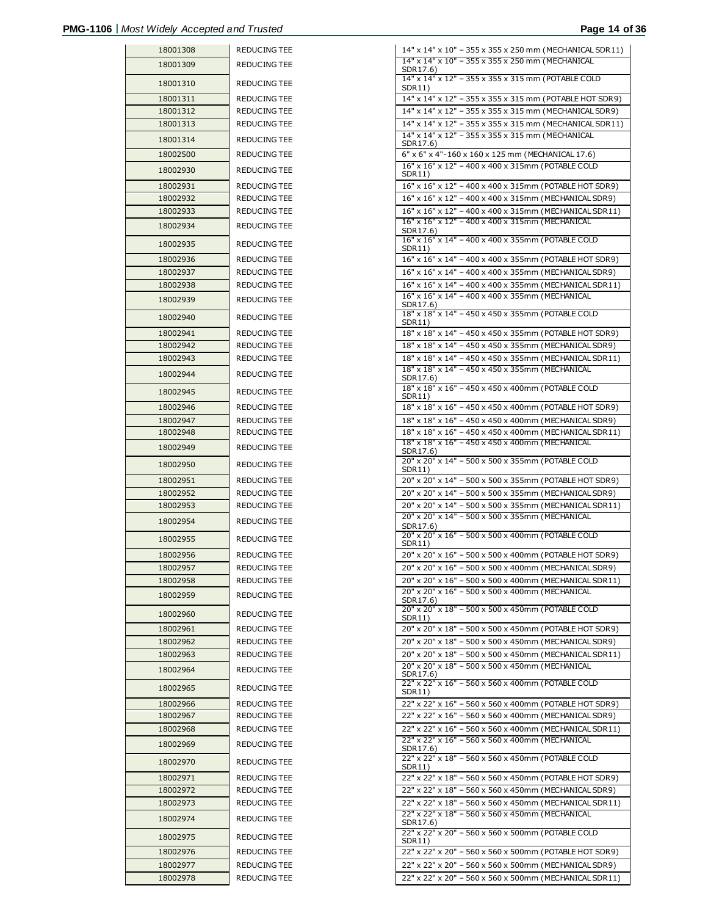| | | |
|---|---|---|
| 18001308 | REDUCING TEE | 14" x 14" x 10" – 355 x 355 x 250 mm (MECHANICAL SDR11) |
| 18001309 | REDUCING TEE | 14" x 14" x 10" – 355 x 355 x 250 mm (MECHANICAL SDR17.6) |
| 18001310 | REDUCING TEE | 14" x 14" x 12" – 355 x 355 x 315 mm (POTABLE COLD SDR11) |
| 18001311 | REDUCING TEE | 14" x 14" x 12" – 355 x 355 x 315 mm (POTABLE HOT SDR9) |
| 18001312 | REDUCING TEE | 14" x 14" x 12" – 355 x 355 x 315 mm (MECHANICAL SDR9) |
| 18001313 | REDUCING TEE | 14" x 14" x 12" – 355 x 355 x 315 mm (MECHANICAL SDR11) |
| 18001314 | REDUCING TEE | 14" x 14" x 12" – 355 x 355 x 315 mm (MECHANICAL SDR17.6) |
| 18002500 | REDUCING TEE | 6" x 6" x 4"-160 x 160 x 125 mm (MECHANICAL 17.6) |
| 18002930 | REDUCING TEE | 16" x 16" x 12" – 400 x 400 x 315mm (POTABLE COLD SDR11) |
| 18002931 | REDUCING TEE | 16" x 16" x 12" – 400 x 400 x 315mm (POTABLE HOT SDR9) |
| 18002932 | REDUCING TEE | 16" x 16" x 12" – 400 x 400 x 315mm (MECHANICAL SDR9) |
| 18002933 | REDUCING TEE | 16" x 16" x 12" – 400 x 400 x 315mm (MECHANICAL SDR11) |
| 18002934 | REDUCING TEE | 16" x 16" x 12" – 400 x 400 x 315mm (MECHANICAL SDR17.6) |
| 18002935 | REDUCING TEE | 16" x 16" x 14" – 400 x 400 x 355mm (POTABLE COLD SDR11) |
| 18002936 | REDUCING TEE | 16" x 16" x 14" – 400 x 400 x 355mm (POTABLE HOT SDR9) |
| 18002937 | REDUCING TEE | 16" x 16" x 14" – 400 x 400 x 355mm (MECHANICAL SDR9) |
| 18002938 | REDUCING TEE | 16" x 16" x 14" – 400 x 400 x 355mm (MECHANICAL SDR11) |
| 18002939 | REDUCING TEE | 16" x 16" x 14" – 400 x 400 x 355mm (MECHANICAL SDR17.6) |
| 18002940 | REDUCING TEE | 18" x 18" x 14" – 450 x 450 x 355mm (POTABLE COLD SDR11) |
| 18002941 | REDUCING TEE | 18" x 18" x 14" – 450 x 450 x 355mm (POTABLE HOT SDR9) |
| 18002942 | REDUCING TEE | 18" x 18" x 14" – 450 x 450 x 355mm (MECHANICAL SDR9) |
| 18002943 | REDUCING TEE | 18" x 18" x 14" – 450 x 450 x 355mm (MECHANICAL SDR11) |
| 18002944 | REDUCING TEE | 18" x 18" x 14" – 450 x 450 x 355mm (MECHANICAL SDR17.6) |
| 18002945 | REDUCING TEE | 18" x 18" x 16" – 450 x 450 x 400mm (POTABLE COLD SDR11) |
| 18002946 | REDUCING TEE | 18" x 18" x 16" – 450 x 450 x 400mm (POTABLE HOT SDR9) |
| 18002947 | REDUCING TEE | 18" x 18" x 16" – 450 x 450 x 400mm (MECHANICAL SDR9) |
| 18002948 | REDUCING TEE | 18" x 18" x 16" – 450 x 450 x 400mm (MECHANICAL SDR11) |
| 18002949 | REDUCING TEE | 18" x 18" x 16" – 450 x 450 x 400mm (MECHANICAL SDR17.6) |
| 18002950 | REDUCING TEE | 20" x 20" x 14" – 500 x 500 x 355mm (POTABLE COLD SDR11) |
| 18002951 | REDUCING TEE | 20" x 20" x 14" – 500 x 500 x 355mm (POTABLE HOT SDR9) |
| 18002952 | REDUCING TEE | 20" x 20" x 14" – 500 x 500 x 355mm (MECHANICAL SDR9) |
| 18002953 | REDUCING TEE | 20" x 20" x 14" – 500 x 500 x 355mm (MECHANICAL SDR11) |
| 18002954 | REDUCING TEE | 20" x 20" x 14" – 500 x 500 x 355mm (MECHANICAL SDR17.6) |
| 18002955 | REDUCING TEE | 20" x 20" x 16" – 500 x 500 x 400mm (POTABLE COLD SDR11) |
| 18002956 | REDUCING TEE | 20" x 20" x 16" – 500 x 500 x 400mm (POTABLE HOT SDR9) |
| 18002957 | REDUCING TEE | 20" x 20" x 16" – 500 x 500 x 400mm (MECHANICAL SDR9) |
| 18002958 | REDUCING TEE | 20" x 20" x 16" – 500 x 500 x 400mm (MECHANICAL SDR11) |
| 18002959 | REDUCING TEE | 20" x 20" x 16" – 500 x 500 x 400mm (MECHANICAL SDR17.6) |
| 18002960 | REDUCING TEE | 20" x 20" x 18" – 500 x 500 x 450mm (POTABLE COLD SDR11) |
| 18002961 | REDUCING TEE | 20" x 20" x 18" – 500 x 500 x 450mm (POTABLE HOT SDR9) |
| 18002962 | REDUCING TEE | 20" x 20" x 18" – 500 x 500 x 450mm (MECHANICAL SDR9) |
| 18002963 | REDUCING TEE | 20" x 20" x 18" – 500 x 500 x 450mm (MECHANICAL SDR11) |
| 18002964 | REDUCING TEE | 20" x 20" x 18" – 500 x 500 x 450mm (MECHANICAL SDR17.6) |
| 18002965 | REDUCING TEE | 22" x 22" x 16" – 560 x 560 x 400mm (POTABLE COLD SDR11) |
| 18002966 | REDUCING TEE | 22" x 22" x 16" – 560 x 560 x 400mm (POTABLE HOT SDR9) |
| 18002967 | REDUCING TEE | 22" x 22" x 16" – 560 x 560 x 400mm (MECHANICAL SDR9) |
| 18002968 | REDUCING TEE | 22" x 22" x 16" – 560 x 560 x 400mm (MECHANICAL SDR11) |
| 18002969 | REDUCING TEE | 22" x 22" x 16" – 560 x 560 x 400mm (MECHANICAL SDR17.6) |
| 18002970 | REDUCING TEE | 22" x 22" x 18" – 560 x 560 x 450mm (POTABLE COLD SDR11) |
| 18002971 | REDUCING TEE | 22" x 22" x 18" – 560 x 560 x 450mm (POTABLE HOT SDR9) |
| 18002972 | REDUCING TEE | 22" x 22" x 18" – 560 x 560 x 450mm (MECHANICAL SDR9) |
| 18002973 | REDUCING TEE | 22" x 22" x 18" – 560 x 560 x 450mm (MECHANICAL SDR11) |
| 18002974 | REDUCING TEE | 22" x 22" x 18" – 560 x 560 x 450mm (MECHANICAL SDR17.6) |
| 18002975 | REDUCING TEE | 22" x 22" x 20" – 560 x 560 x 500mm (POTABLE COLD SDR11) |
| 18002976 | REDUCING TEE | 22" x 22" x 20" – 560 x 560 x 500mm (POTABLE HOT SDR9) |
| 18002977 | REDUCING TEE | 22" x 22" x 20" – 560 x 560 x 500mm (MECHANICAL SDR9) |
| 18002978 | REDUCING TEE | 22" x 22" x 20" – 560 x 560 x 500mm (MECHANICAL SDR11) |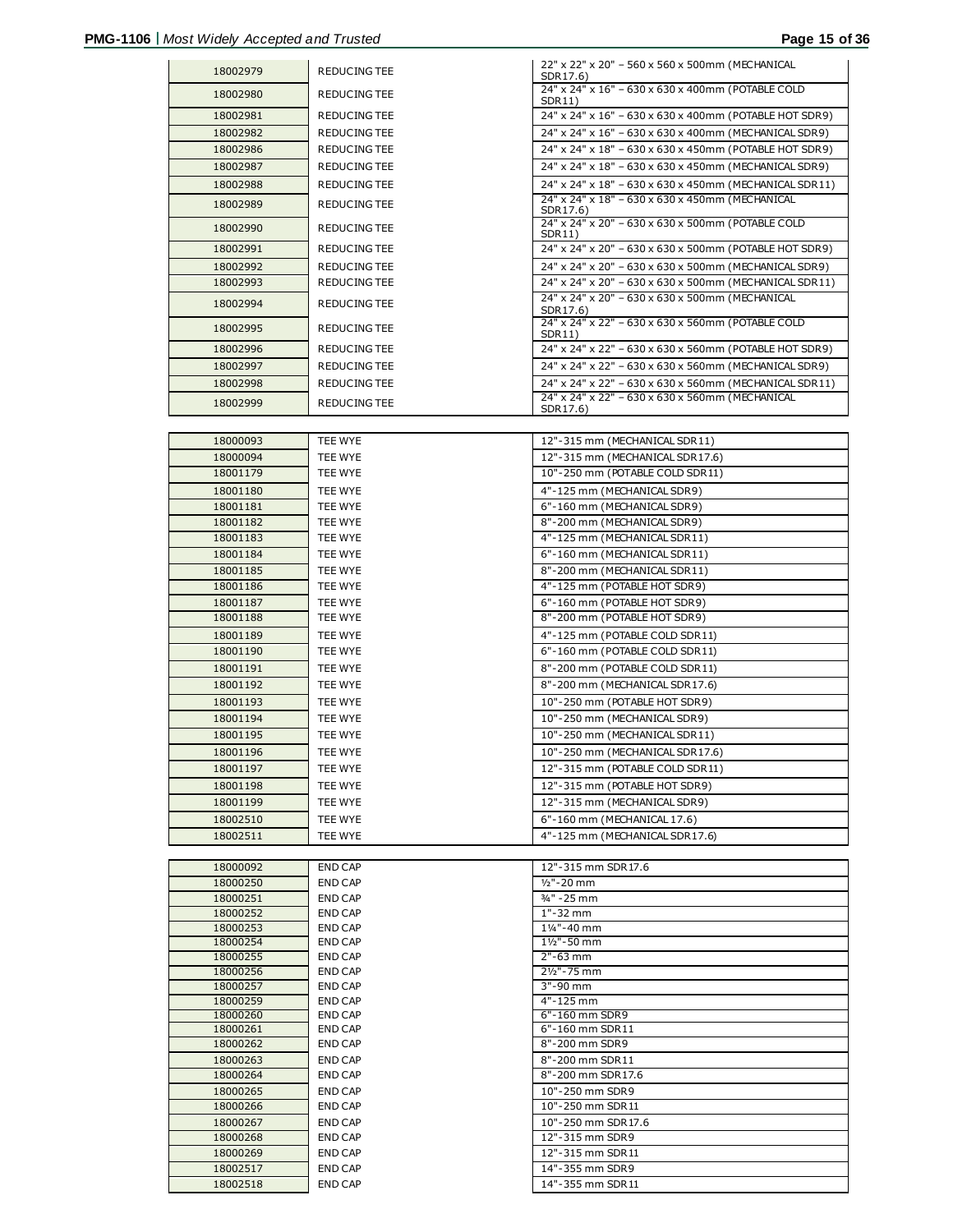| | | |
|---|---|---|
| 18002979 | REDUCING TEE | 22" x 22" x 20" – 560 x 560 x 500mm (MECHANICAL SDR17.6) |
| 18002980 | REDUCING TEE | 24" x 24" x 16" – 630 x 630 x 400mm (POTABLE COLD SDR11) |
| 18002981 | REDUCING TEE | 24" x 24" x 16" – 630 x 630 x 400mm (POTABLE HOT SDR9) |
| 18002982 | REDUCING TEE | 24" x 24" x 16" – 630 x 630 x 400mm (MECHANICAL SDR9) |
| 18002986 | REDUCING TEE | 24" x 24" x 18" – 630 x 630 x 450mm (POTABLE HOT SDR9) |
| 18002987 | REDUCING TEE | 24" x 24" x 18" – 630 x 630 x 450mm (MECHANICAL SDR9) |
| 18002988 | REDUCING TEE | 24" x 24" x 18" – 630 x 630 x 450mm (MECHANICAL SDR11) |
| 18002989 | REDUCING TEE | 24" x 24" x 18" – 630 x 630 x 450mm (MECHANICAL SDR17.6) |
| 18002990 | REDUCING TEE | 24" x 24" x 20" – 630 x 630 x 500mm (POTABLE COLD SDR11) |
| 18002991 | REDUCING TEE | 24" x 24" x 20" – 630 x 630 x 500mm (POTABLE HOT SDR9) |
| 18002992 | REDUCING TEE | 24" x 24" x 20" – 630 x 630 x 500mm (MECHANICAL SDR9) |
| 18002993 | REDUCING TEE | 24" x 24" x 20" – 630 x 630 x 500mm (MECHANICAL SDR11) |
| 18002994 | REDUCING TEE | 24" x 24" x 20" – 630 x 630 x 500mm (MECHANICAL SDR17.6) |
| 18002995 | REDUCING TEE | 24" x 24" x 22" – 630 x 630 x 560mm (POTABLE COLD SDR11) |
| 18002996 | REDUCING TEE | 24" x 24" x 22" – 630 x 630 x 560mm (POTABLE HOT SDR9) |
| 18002997 | REDUCING TEE | 24" x 24" x 22" – 630 x 630 x 560mm (MECHANICAL SDR9) |
| 18002998 | REDUCING TEE | 24" x 24" x 22" – 630 x 630 x 560mm (MECHANICAL SDR11) |
| 18002999 | REDUCING TEE | 24" x 24" x 22" – 630 x 630 x 560mm (MECHANICAL SDR17.6) |

| | | |
|---|---|---|
| 18000093 | TEE WYE | 12"-315 mm (MECHANICAL SDR11) |
| 18000094 | TEE WYE | 12"-315 mm (MECHANICAL SDR17.6) |
| 18001179 | TEE WYE | 10"-250 mm (POTABLE COLD SDR11) |
| 18001180 | TEE WYE | 4"-125 mm (MECHANICAL SDR9) |
| 18001181 | TEE WYE | 6"-160 mm (MECHANICAL SDR9) |
| 18001182 | TEE WYE | 8"-200 mm (MECHANICAL SDR9) |
| 18001183 | TEE WYE | 4"-125 mm (MECHANICAL SDR11) |
| 18001184 | TEE WYE | 6"-160 mm (MECHANICAL SDR11) |
| 18001185 | TEE WYE | 8"-200 mm (MECHANICAL SDR11) |
| 18001186 | TEE WYE | 4"-125 mm (POTABLE HOT SDR9) |
| 18001187 | TEE WYE | 6"-160 mm (POTABLE HOT SDR9) |
| 18001188 | TEE WYE | 8"-200 mm (POTABLE HOT SDR9) |
| 18001189 | TEE WYE | 4"-125 mm (POTABLE COLD SDR11) |
| 18001190 | TEE WYE | 6"-160 mm (POTABLE COLD SDR11) |
| 18001191 | TEE WYE | 8"-200 mm (POTABLE COLD SDR11) |
| 18001192 | TEE WYE | 8"-200 mm (MECHANICAL SDR17.6) |
| 18001193 | TEE WYE | 10"-250 mm (POTABLE HOT SDR9) |
| 18001194 | TEE WYE | 10"-250 mm (MECHANICAL SDR9) |
| 18001195 | TEE WYE | 10"-250 mm (MECHANICAL SDR11) |
| 18001196 | TEE WYE | 10"-250 mm (MECHANICAL SDR17.6) |
| 18001197 | TEE WYE | 12"-315 mm (POTABLE COLD SDR11) |
| 18001198 | TEE WYE | 12"-315 mm (POTABLE HOT SDR9) |
| 18001199 | TEE WYE | 12"-315 mm (MECHANICAL SDR9) |
| 18002510 | TEE WYE | 6"-160 mm (MECHANICAL 17.6) |
| 18002511 | TEE WYE | 4"-125 mm (MECHANICAL SDR17.6) |

| | | |
|---|---|---|
| 18000092 | END CAP | 12"-315 mm SDR17.6 |
| 18000250 | END CAP | ½"-20 mm |
| 18000251 | END CAP | ¾" -25 mm |
| 18000252 | END CAP | 1"-32 mm |
| 18000253 | END CAP | 1¼"-40 mm |
| 18000254 | END CAP | 1½"-50 mm |
| 18000255 | END CAP | 2"-63 mm |
| 18000256 | END CAP | 2½"-75 mm |
| 18000257 | END CAP | 3"-90 mm |
| 18000259 | END CAP | 4"-125 mm |
| 18000260 | END CAP | 6"-160 mm SDR9 |
| 18000261 | END CAP | 6"-160 mm SDR11 |
| 18000262 | END CAP | 8"-200 mm SDR9 |
| 18000263 | END CAP | 8"-200 mm SDR11 |
| 18000264 | END CAP | 8"-200 mm SDR17.6 |
| 18000265 | END CAP | 10"-250 mm SDR9 |
| 18000266 | END CAP | 10"-250 mm SDR11 |
| 18000267 | END CAP | 10"-250 mm SDR17.6 |
| 18000268 | END CAP | 12"-315 mm SDR9 |
| 18000269 | END CAP | 12"-315 mm SDR11 |
| 18002517 | END CAP | 14"-355 mm SDR9 |
| 18002518 | END CAP | 14"-355 mm SDR11 |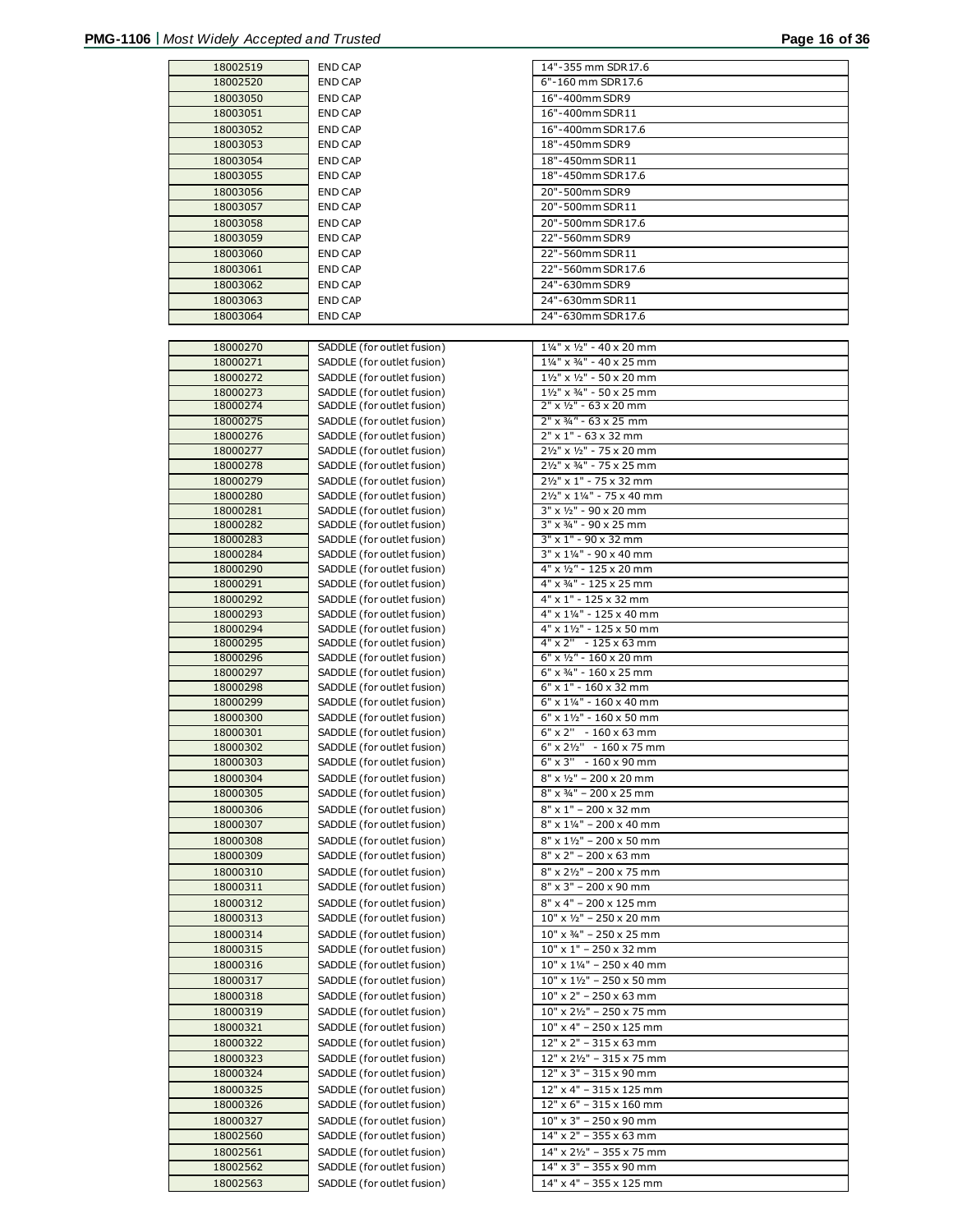| | | |
|---|---|---|
| 18002519 | END CAP | 14"-355 mm SDR17.6 |
| 18002520 | END CAP | 6"-160 mm SDR17.6 |
| 18003050 | END CAP | 16"-400mm SDR9 |
| 18003051 | END CAP | 16"-400mm SDR11 |
| 18003052 | END CAP | 16"-400mm SDR17.6 |
| 18003053 | END CAP | 18"-450mm SDR9 |
| 18003054 | END CAP | 18"-450mm SDR11 |
| 18003055 | END CAP | 18"-450mm SDR17.6 |
| 18003056 | END CAP | 20"-500mm SDR9 |
| 18003057 | END CAP | 20"-500mm SDR11 |
| 18003058 | END CAP | 20"-500mm SDR17.6 |
| 18003059 | END CAP | 22"-560mm SDR9 |
| 18003060 | END CAP | 22"-560mm SDR11 |
| 18003061 | END CAP | 22"-560mm SDR17.6 |
| 18003062 | END CAP | 24"-630mm SDR9 |
| 18003063 | END CAP | 24"-630mm SDR11 |
| 18003064 | END CAP | 24"-630mm SDR17.6 |

| | | |
|---|---|---|
| 18000270 | SADDLE (for outlet fusion) | 1¼" x ½" - 40 x 20 mm |
| 18000271 | SADDLE (for outlet fusion) | 1¼" x ¾" - 40 x 25 mm |
| 18000272 | SADDLE (for outlet fusion) | 1½" x ½" - 50 x 20 mm |
| 18000273 | SADDLE (for outlet fusion) | 1½" x ¾" - 50 x 25 mm |
| 18000274 | SADDLE (for outlet fusion) | 2" x ½" - 63 x 20 mm |
| 18000275 | SADDLE (for outlet fusion) | 2" x ¾" - 63 x 25 mm |
| 18000276 | SADDLE (for outlet fusion) | 2" x 1" - 63 x 32 mm |
| 18000277 | SADDLE (for outlet fusion) | 2½" x ½" - 75 x 20 mm |
| 18000278 | SADDLE (for outlet fusion) | 2½" x ¾" - 75 x 25 mm |
| 18000279 | SADDLE (for outlet fusion) | 2½" x 1" - 75 x 32 mm |
| 18000280 | SADDLE (for outlet fusion) | 2½" x 1¼" - 75 x 40 mm |
| 18000281 | SADDLE (for outlet fusion) | 3" x ½" - 90 x 20 mm |
| 18000282 | SADDLE (for outlet fusion) | 3" x ¾" - 90 x 25 mm |
| 18000283 | SADDLE (for outlet fusion) | 3" x 1" - 90 x 32 mm |
| 18000284 | SADDLE (for outlet fusion) | 3" x 1¼" - 90 x 40 mm |
| 18000290 | SADDLE (for outlet fusion) | 4" x ½" - 125 x 20 mm |
| 18000291 | SADDLE (for outlet fusion) | 4" x ¾" - 125 x 25 mm |
| 18000292 | SADDLE (for outlet fusion) | 4" x 1" - 125 x 32 mm |
| 18000293 | SADDLE (for outlet fusion) | 4" x 1¼" - 125 x 40 mm |
| 18000294 | SADDLE (for outlet fusion) | 4" x 1½" - 125 x 50 mm |
| 18000295 | SADDLE (for outlet fusion) | 4" x 2" - 125 x 63 mm |
| 18000296 | SADDLE (for outlet fusion) | 6" x ½" - 160 x 20 mm |
| 18000297 | SADDLE (for outlet fusion) | 6" x ¾" - 160 x 25 mm |
| 18000298 | SADDLE (for outlet fusion) | 6" x 1" - 160 x 32 mm |
| 18000299 | SADDLE (for outlet fusion) | 6" x 1¼" - 160 x 40 mm |
| 18000300 | SADDLE (for outlet fusion) | 6" x 1½" - 160 x 50 mm |
| 18000301 | SADDLE (for outlet fusion) | 6" x 2" - 160 x 63 mm |
| 18000302 | SADDLE (for outlet fusion) | 6" x 2½" - 160 x 75 mm |
| 18000303 | SADDLE (for outlet fusion) | 6" x 3" - 160 x 90 mm |
| 18000304 | SADDLE (for outlet fusion) | 8" x ½" – 200 x 20 mm |
| 18000305 | SADDLE (for outlet fusion) | 8" x ¾" – 200 x 25 mm |
| 18000306 | SADDLE (for outlet fusion) | 8" x 1" – 200 x 32 mm |
| 18000307 | SADDLE (for outlet fusion) | 8" x 1¼" – 200 x 40 mm |
| 18000308 | SADDLE (for outlet fusion) | 8" x 1½" – 200 x 50 mm |
| 18000309 | SADDLE (for outlet fusion) | 8" x 2" – 200 x 63 mm |
| 18000310 | SADDLE (for outlet fusion) | 8" x 2½" – 200 x 75 mm |
| 18000311 | SADDLE (for outlet fusion) | 8" x 3" – 200 x 90 mm |
| 18000312 | SADDLE (for outlet fusion) | 8" x 4" – 200 x 125 mm |
| 18000313 | SADDLE (for outlet fusion) | 10" x ½" – 250 x 20 mm |
| 18000314 | SADDLE (for outlet fusion) | 10" x ¾" – 250 x 25 mm |
| 18000315 | SADDLE (for outlet fusion) | 10" x 1" – 250 x 32 mm |
| 18000316 | SADDLE (for outlet fusion) | 10" x 1¼" – 250 x 40 mm |
| 18000317 | SADDLE (for outlet fusion) | 10" x 1½" – 250 x 50 mm |
| 18000318 | SADDLE (for outlet fusion) | 10" x 2" – 250 x 63 mm |
| 18000319 | SADDLE (for outlet fusion) | 10" x 2½" – 250 x 75 mm |
| 18000321 | SADDLE (for outlet fusion) | 10" x 4" – 250 x 125 mm |
| 18000322 | SADDLE (for outlet fusion) | 12" x 2" – 315 x 63 mm |
| 18000323 | SADDLE (for outlet fusion) | 12" x 2½" – 315 x 75 mm |
| 18000324 | SADDLE (for outlet fusion) | 12" x 3" – 315 x 90 mm |
| 18000325 | SADDLE (for outlet fusion) | 12" x 4" – 315 x 125 mm |
| 18000326 | SADDLE (for outlet fusion) | 12" x 6" – 315 x 160 mm |
| 18000327 | SADDLE (for outlet fusion) | 10" x 3" – 250 x 90 mm |
| 18002560 | SADDLE (for outlet fusion) | 14" x 2" – 355 x 63 mm |
| 18002561 | SADDLE (for outlet fusion) | 14" x 2½" – 355 x 75 mm |
| 18002562 | SADDLE (for outlet fusion) | 14" x 3" – 355 x 90 mm |
| 18002563 | SADDLE (for outlet fusion) | 14" x 4" – 355 x 125 mm |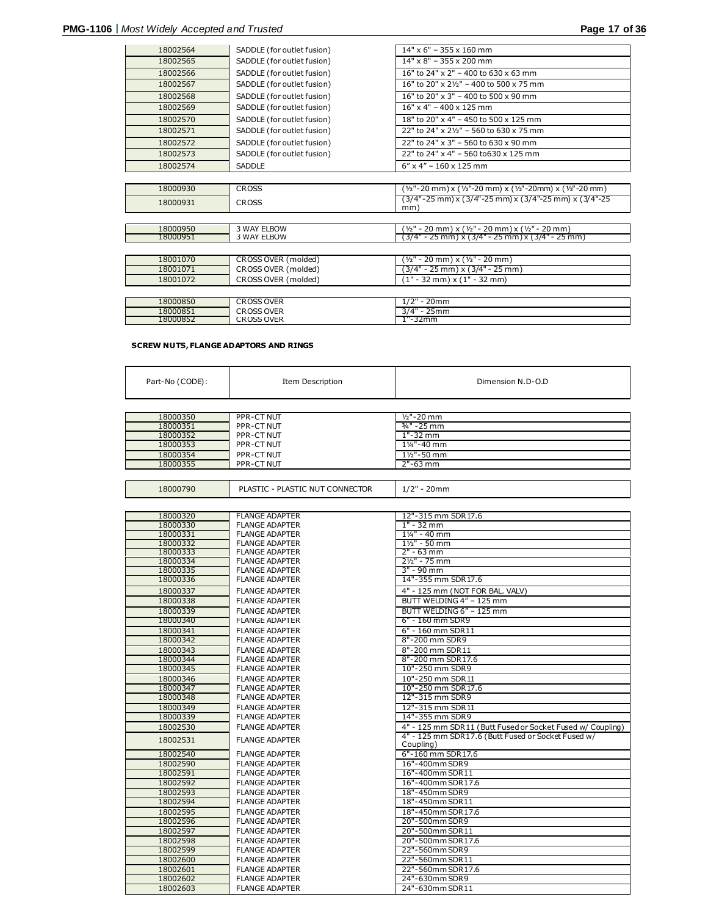| | | |
|---|---|---|
| 18002564 | SADDLE (for outlet fusion) | 14" x 6" – 355 x 160 mm |
| 18002565 | SADDLE (for outlet fusion) | 14" x 8" – 355 x 200 mm |
| 18002566 | SADDLE (for outlet fusion) | 16" to 24" x 2" – 400 to 630 x 63 mm |
| 18002567 | SADDLE (for outlet fusion) | 16" to 20" x 2½" – 400 to 500 x 75 mm |
| 18002568 | SADDLE (for outlet fusion) | 16" to 20" x 3" – 400 to 500 x 90 mm |
| 18002569 | SADDLE (for outlet fusion) | 16" x 4" – 400 x 125 mm |
| 18002570 | SADDLE (for outlet fusion) | 18" to 20" x 4" – 450 to 500 x 125 mm |
| 18002571 | SADDLE (for outlet fusion) | 22" to 24" x 2½" – 560 to 630 x 75 mm |
| 18002572 | SADDLE (for outlet fusion) | 22" to 24" x 3" – 560 to 630 x 90 mm |
| 18002573 | SADDLE (for outlet fusion) | 22" to 24" x 4" – 560 to630 x 125 mm |
| 18002574 | SADDLE | 6" x 4" – 160 x 125 mm |

| | | |
|---|---|---|
| 18000930 | CROSS | (½"-20 mm) x (½"-20 mm) x (½"-20mm) x (½"-20 mm) |
| 18000931 | CROSS | (3/4"-25 mm) x (3/4"-25 mm) x (3/4"-25 mm) x (3/4"-25 mm) |

| | | |
|---|---|---|
| 18000950 | 3 WAY ELBOW | (½" - 20 mm) x (½" - 20 mm) x (½" - 20 mm) |
| 18000951 | 3 WAY ELBOW | (3/4" - 25 mm) x (3/4" - 25 mm) x (3/4" - 25 mm) |

| | | |
|---|---|---|
| 18001070 | CROSS OVER (molded) | (½" - 20 mm) x (½" - 20 mm) |
| 18001071 | CROSS OVER (molded) | (3/4" - 25 mm) x (3/4" - 25 mm) |
| 18001072 | CROSS OVER (molded) | (1" - 32 mm) x (1" - 32 mm) |

| | | |
|---|---|---|
| 18000850 | CROSS OVER | 1/2" - 20mm |
| 18000851 | CROSS OVER | 3/4" - 25mm |
| 18000852 | CROSS OVER | 1"-32mm |

**SCREW NUTS, FLANGE ADAPTORS AND RINGS**

| Part-No (CODE): | Item Description | Dimension N.D-O.D |
|---|---|---|
| 18000350 | PPR-CT NUT | ½"-20 mm |
| 18000351 | PPR-CT NUT | ¾" -25 mm |
| 18000352 | PPR-CT NUT | 1"-32 mm |
| 18000353 | PPR-CT NUT | 1¼"-40 mm |
| 18000354 | PPR-CT NUT | 1½"-50 mm |
| 18000355 | PPR-CT NUT | 2"-63 mm |

| | | |
|---|---|---|
| 18000790 | PLASTIC - PLASTIC NUT CONNECTOR | 1/2" - 20mm |

| | | |
|---|---|---|
| 18000320 | FLANGE ADAPTER | 12"-315 mm SDR17.6 |
| 18000330 | FLANGE ADAPTER | 1" - 32 mm |
| 18000331 | FLANGE ADAPTER | 1¼" - 40 mm |
| 18000332 | FLANGE ADAPTER | 1½" - 50 mm |
| 18000333 | FLANGE ADAPTER | 2" - 63 mm |
| 18000334 | FLANGE ADAPTER | 2½" - 75 mm |
| 18000335 | FLANGE ADAPTER | 3" - 90 mm |
| 18000336 | FLANGE ADAPTER | 14"-355 mm SDR17.6 |
| 18000337 | FLANGE ADAPTER | 4" - 125 mm (NOT FOR BAL. VALV) |
| 18000338 | FLANGE ADAPTER | BUTT WELDING 4" – 125 mm |
| 18000339 | FLANGE ADAPTER | BUTT WELDING 6" – 125 mm |
| 18000340 | FLANGE ADAPTER | 6" - 160 mm SDR9 |
| 18000341 | FLANGE ADAPTER | 6" - 160 mm SDR11 |
| 18000342 | FLANGE ADAPTER | 8"-200 mm SDR9 |
| 18000343 | FLANGE ADAPTER | 8"-200 mm SDR11 |
| 18000344 | FLANGE ADAPTER | 8"-200 mm SDR17.6 |
| 18000345 | FLANGE ADAPTER | 10"-250 mm SDR9 |
| 18000346 | FLANGE ADAPTER | 10"-250 mm SDR11 |
| 18000347 | FLANGE ADAPTER | 10"-250 mm SDR17.6 |
| 18000348 | FLANGE ADAPTER | 12"-315 mm SDR9 |
| 18000349 | FLANGE ADAPTER | 12"-315 mm SDR11 |
| 18000339 | FLANGE ADAPTER | 14"-355 mm SDR9 |
| 18002530 | FLANGE ADAPTER | 4" - 125 mm SDR11 (Butt Fused or Socket Fused w/ Coupling) |
| 18002531 | FLANGE ADAPTER | 4" - 125 mm SDR17.6 (Butt Fused or Socket Fused w/ Coupling) |
| 18002540 | FLANGE ADAPTER | 6"-160 mm SDR17.6 |
| 18002590 | FLANGE ADAPTER | 16"-400mm SDR9 |
| 18002591 | FLANGE ADAPTER | 16"-400mm SDR11 |
| 18002592 | FLANGE ADAPTER | 16"-400mm SDR17.6 |
| 18002593 | FLANGE ADAPTER | 18"-450mm SDR9 |
| 18002594 | FLANGE ADAPTER | 18"-450mm SDR11 |
| 18002595 | FLANGE ADAPTER | 18"-450mm SDR17.6 |
| 18002596 | FLANGE ADAPTER | 20"-500mm SDR9 |
| 18002597 | FLANGE ADAPTER | 20"-500mm SDR11 |
| 18002598 | FLANGE ADAPTER | 20"-500mm SDR17.6 |
| 18002599 | FLANGE ADAPTER | 22"-560mm SDR9 |
| 18002600 | FLANGE ADAPTER | 22"-560mm SDR11 |
| 18002601 | FLANGE ADAPTER | 22"-560mm SDR17.6 |
| 18002602 | FLANGE ADAPTER | 24"-630mm SDR9 |
| 18002603 | FLANGE ADAPTER | 24"-630mm SDR11 |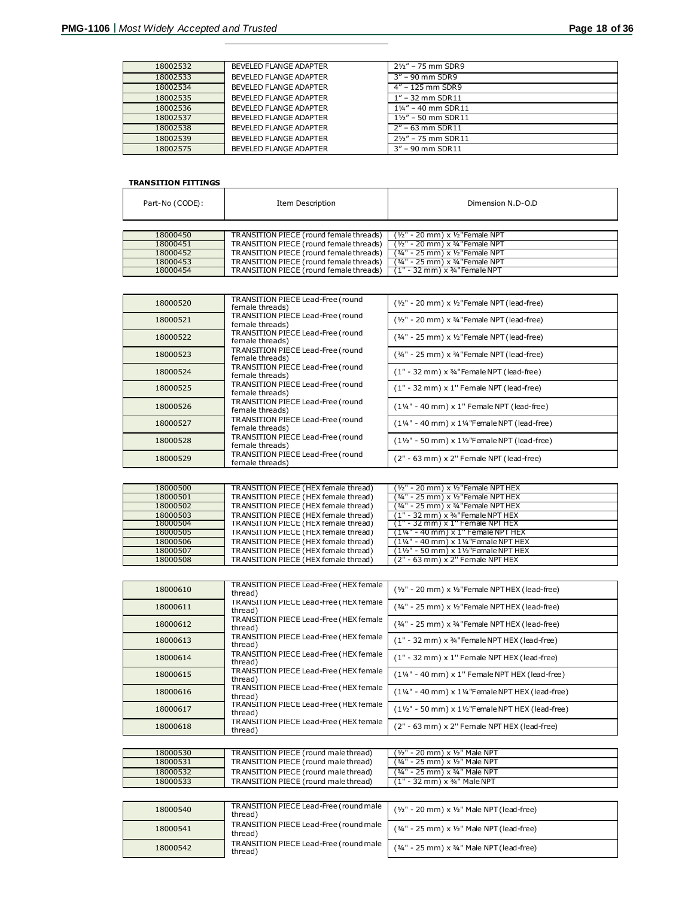| | | |
|---|---|---|
| 18002532 | BEVELED FLANGE ADAPTER | 2½" – 75 mm SDR9 |
| 18002533 | BEVELED FLANGE ADAPTER | 3" – 90 mm SDR9 |
| 18002534 | BEVELED FLANGE ADAPTER | 4" – 125 mm SDR9 |
| 18002535 | BEVELED FLANGE ADAPTER | 1" – 32 mm SDR11 |
| 18002536 | BEVELED FLANGE ADAPTER | 1¼" – 40 mm SDR11 |
| 18002537 | BEVELED FLANGE ADAPTER | 1½" – 50 mm SDR11 |
| 18002538 | BEVELED FLANGE ADAPTER | 2" – 63 mm SDR11 |
| 18002539 | BEVELED FLANGE ADAPTER | 2½" – 75 mm SDR11 |
| 18002575 | BEVELED FLANGE ADAPTER | 3" – 90 mm SDR11 |

**TRANSITION FITTINGS**

| Part-No (CODE): | Item Description | Dimension N.D-O.D |
|---|---|---|
| 18000450 | TRANSITION PIECE (round female threads) | (½" - 20 mm) x ½"Female NPT |
| 18000451 | TRANSITION PIECE (round female threads) | (½" - 20 mm) x ¾"Female NPT |
| 18000452 | TRANSITION PIECE (round female threads) | (¾" - 25 mm) x ½"Female NPT |
| 18000453 | TRANSITION PIECE (round female threads) | (¾" - 25 mm) x ¾"Female NPT |
| 18000454 | TRANSITION PIECE (round female threads) | (1" - 32 mm) x ¾"Female NPT |

| | | |
|---|---|---|
| 18000520 | TRANSITION PIECE Lead-Free (round female threads) | (½" - 20 mm) x ½"Female NPT (lead-free) |
| 18000521 | TRANSITION PIECE Lead-Free (round female threads) | (½" - 20 mm) x ¾"Female NPT (lead-free) |
| 18000522 | TRANSITION PIECE Lead-Free (round female threads) | (¾" - 25 mm) x ½"Female NPT (lead-free) |
| 18000523 | TRANSITION PIECE Lead-Free (round female threads) | (¾" - 25 mm) x ¾"Female NPT (lead-free) |
| 18000524 | TRANSITION PIECE Lead-Free (round female threads) | (1" - 32 mm) x ¾"Female NPT (lead-free) |
| 18000525 | TRANSITION PIECE Lead-Free (round female threads) | (1" - 32 mm) x 1" Female NPT (lead-free) |
| 18000526 | TRANSITION PIECE Lead-Free (round female threads) | (1¼" - 40 mm) x 1" Female NPT (lead-free) |
| 18000527 | TRANSITION PIECE Lead-Free (round female threads) | (1¼" - 40 mm) x 1¼"Female NPT (lead-free) |
| 18000528 | TRANSITION PIECE Lead-Free (round female threads) | (1½" - 50 mm) x 1½"Female NPT (lead-free) |
| 18000529 | TRANSITION PIECE Lead-Free (round female threads) | (2" - 63 mm) x 2" Female NPT (lead-free) |

| | | |
|---|---|---|
| 18000500 | TRANSITION PIECE (HEX female thread) | (½" - 20 mm) x ½"Female NPT HEX |
| 18000501 | TRANSITION PIECE (HEX female thread) | (¾" - 25 mm) x ½"Female NPT HEX |
| 18000502 | TRANSITION PIECE (HEX female thread) | (¾" - 25 mm) x ¾"Female NPT HEX |
| 18000503 | TRANSITION PIECE (HEX female thread) | (1" - 32 mm) x ¾"Female NPT HEX |
| 18000504 | TRANSITION PIECE (HEX female thread) | (1" - 32 mm) x 1" Female NPT HEX |
| 18000505 | TRANSITION PIECE (HEX female thread) | (1¼" - 40 mm) x 1" Female NPT HEX |
| 18000506 | TRANSITION PIECE (HEX female thread) | (1¼" - 40 mm) x 1¼"Female NPT HEX |
| 18000507 | TRANSITION PIECE (HEX female thread) | (1½" - 50 mm) x 1½"Female NPT HEX |
| 18000508 | TRANSITION PIECE (HEX female thread) | (2" - 63 mm) x 2" Female NPT HEX |

| | | |
|---|---|---|
| 18000610 | TRANSITION PIECE Lead-Free (HEX female thread) | (½" - 20 mm) x ½"Female NPT HEX (lead-free) |
| 18000611 | TRANSITION PIECE Lead-Free (HEX female thread) | (¾" - 25 mm) x ½"Female NPT HEX (lead-free) |
| 18000612 | TRANSITION PIECE Lead-Free (HEX female thread) | (¾" - 25 mm) x ¾"Female NPT HEX (lead-free) |
| 18000613 | TRANSITION PIECE Lead-Free (HEX female thread) | (1" - 32 mm) x ¾"Female NPT HEX (lead-free) |
| 18000614 | TRANSITION PIECE Lead-Free (HEX female thread) | (1" - 32 mm) x 1" Female NPT HEX (lead-free) |
| 18000615 | TRANSITION PIECE Lead-Free (HEX female thread) | (1¼" - 40 mm) x 1" Female NPT HEX (lead-free) |
| 18000616 | TRANSITION PIECE Lead-Free (HEX female thread) | (1¼" - 40 mm) x 1¼"Female NPT HEX (lead-free) |
| 18000617 | TRANSITION PIECE Lead-Free (HEX female thread) | (1½" - 50 mm) x 1½"Female NPT HEX (lead-free) |
| 18000618 | TRANSITION PIECE Lead-Free (HEX female thread) | (2" - 63 mm) x 2" Female NPT HEX (lead-free) |

| | | |
|---|---|---|
| 18000530 | TRANSITION PIECE (round male thread) | (½" - 20 mm) x ½" Male NPT |
| 18000531 | TRANSITION PIECE (round male thread) | (¾" - 25 mm) x ½" Male NPT |
| 18000532 | TRANSITION PIECE (round male thread) | (¾" - 25 mm) x ¾" Male NPT |
| 18000533 | TRANSITION PIECE (round male thread) | (1" - 32 mm) x ¾" Male NPT |

| | | |
|---|---|---|
| 18000540 | TRANSITION PIECE Lead-Free (round male thread) | (½" - 20 mm) x ½" Male NPT (lead-free) |
| 18000541 | TRANSITION PIECE Lead-Free (round male thread) | (¾" - 25 mm) x ½" Male NPT (lead-free) |
| 18000542 | TRANSITION PIECE Lead-Free (round male thread) | (¾" - 25 mm) x ¾" Male NPT (lead-free) |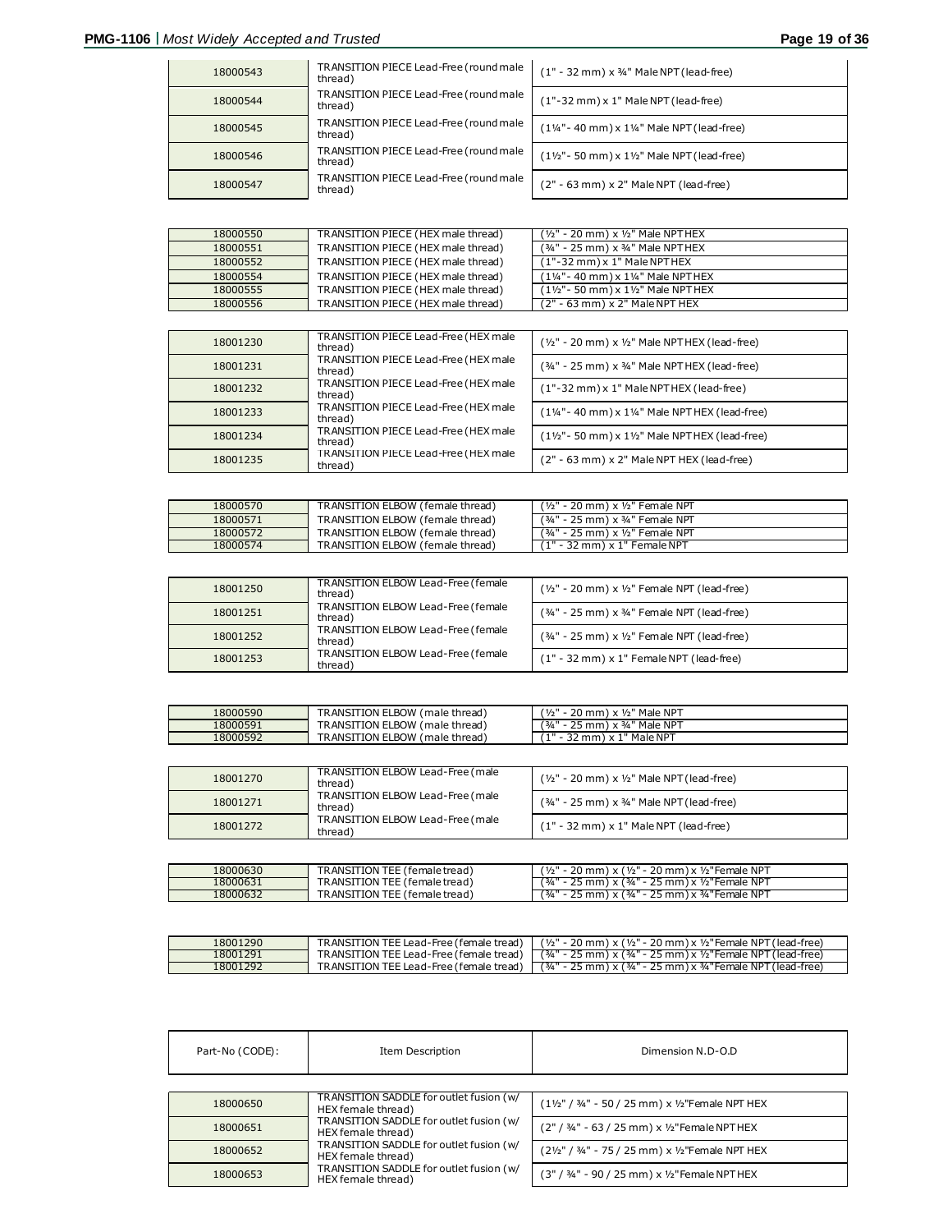| | | |
|---|---|---|
| 18000543 | TRANSITION PIECE Lead-Free (round male thread) | (1" - 32 mm) x ¾" Male NPT (lead-free) |
| 18000544 | TRANSITION PIECE Lead-Free (round male thread) | (1"-32 mm) x 1" Male NPT (lead-free) |
| 18000545 | TRANSITION PIECE Lead-Free (round male thread) | (1¼"- 40 mm) x 1¼" Male NPT (lead-free) |
| 18000546 | TRANSITION PIECE Lead-Free (round male thread) | (1½"- 50 mm) x 1½" Male NPT (lead-free) |
| 18000547 | TRANSITION PIECE Lead-Free (round male thread) | (2" - 63 mm) x 2" Male NPT (lead-free) |

| | | |
|---|---|---|
| 18000550 | TRANSITION PIECE (HEX male thread) | (½" - 20 mm) x ½" Male NPT HEX |
| 18000551 | TRANSITION PIECE (HEX male thread) | (¾" - 25 mm) x ¾" Male NPT HEX |
| 18000552 | TRANSITION PIECE (HEX male thread) | (1"-32 mm) x 1" Male NPT HEX |
| 18000554 | TRANSITION PIECE (HEX male thread) | (1¼"- 40 mm) x 1¼" Male NPT HEX |
| 18000555 | TRANSITION PIECE (HEX male thread) | (1½"- 50 mm) x 1½" Male NPT HEX |
| 18000556 | TRANSITION PIECE (HEX male thread) | (2" - 63 mm) x 2" Male NPT HEX |

| | | |
|---|---|---|
| 18001230 | TRANSITION PIECE Lead-Free (HEX male thread) | (½" - 20 mm) x ½" Male NPT HEX (lead-free) |
| 18001231 | TRANSITION PIECE Lead-Free (HEX male thread) | (¾" - 25 mm) x ¾" Male NPT HEX (lead-free) |
| 18001232 | TRANSITION PIECE Lead-Free (HEX male thread) | (1"-32 mm) x 1" Male NPT HEX (lead-free) |
| 18001233 | TRANSITION PIECE Lead-Free (HEX male thread) | (1¼"- 40 mm) x 1¼" Male NPT HEX (lead-free) |
| 18001234 | TRANSITION PIECE Lead-Free (HEX male thread) | (1½"- 50 mm) x 1½" Male NPT HEX (lead-free) |
| 18001235 | TRANSITION PIECE Lead-Free (HEX male thread) | (2" - 63 mm) x 2" Male NPT HEX (lead-free) |

| | | |
|---|---|---|
| 18000570 | TRANSITION ELBOW (female thread) | (½" - 20 mm) x ½" Female NPT |
| 18000571 | TRANSITION ELBOW (female thread) | (¾" - 25 mm) x ¾" Female NPT |
| 18000572 | TRANSITION ELBOW (female thread) | (¾" - 25 mm) x ½" Female NPT |
| 18000574 | TRANSITION ELBOW (female thread) | (1" - 32 mm) x 1" Female NPT |

| | | |
|---|---|---|
| 18001250 | TRANSITION ELBOW Lead-Free (female thread) | (½" - 20 mm) x ½" Female NPT (lead-free) |
| 18001251 | TRANSITION ELBOW Lead-Free (female thread) | (¾" - 25 mm) x ¾" Female NPT (lead-free) |
| 18001252 | TRANSITION ELBOW Lead-Free (female thread) | (¾" - 25 mm) x ½" Female NPT (lead-free) |
| 18001253 | TRANSITION ELBOW Lead-Free (female thread) | (1" - 32 mm) x 1" Female NPT (lead-free) |

| | | |
|---|---|---|
| 18000590 | TRANSITION ELBOW (male thread) | (½" - 20 mm) x ½" Male NPT |
| 18000591 | TRANSITION ELBOW (male thread) | (¾" - 25 mm) x ¾" Male NPT |
| 18000592 | TRANSITION ELBOW (male thread) | (1" - 32 mm) x 1" Male NPT |

| | | |
|---|---|---|
| 18001270 | TRANSITION ELBOW Lead-Free (male thread) | (½" - 20 mm) x ½" Male NPT (lead-free) |
| 18001271 | TRANSITION ELBOW Lead-Free (male thread) | (¾" - 25 mm) x ¾" Male NPT (lead-free) |
| 18001272 | TRANSITION ELBOW Lead-Free (male thread) | (1" - 32 mm) x 1" Male NPT (lead-free) |

| | | |
|---|---|---|
| 18000630 | TRANSITION TEE (female tread) | (½" - 20 mm) x (½" - 20 mm) x ½" Female NPT |
| 18000631 | TRANSITION TEE (female tread) | (¾" - 25 mm) x (¾" - 25 mm) x ½" Female NPT |
| 18000632 | TRANSITION TEE (female tread) | (¾" - 25 mm) x (¾" - 25 mm) x ¾" Female NPT |

| | | |
|---|---|---|
| 18001290 | TRANSITION TEE Lead-Free (female tread) | (½" - 20 mm) x (½" - 20 mm) x ½" Female NPT (lead-free) |
| 18001291 | TRANSITION TEE Lead-Free (female tread) | (¾" - 25 mm) x (¾" - 25 mm) x ½" Female NPT (lead-free) |
| 18001292 | TRANSITION TEE Lead-Free (female tread) | (¾" - 25 mm) x (¾" - 25 mm) x ¾" Female NPT (lead-free) |

| Part-No (CODE): | Item Description | Dimension N.D-O.D |
|---|---|---|
| 18000650 | TRANSITION SADDLE for outlet fusion (w/ HEX female thread) | (1½" / ¾" - 50 / 25 mm) x ½" Female NPT HEX |
| 18000651 | TRANSITION SADDLE for outlet fusion (w/ HEX female thread) | (2" / ¾" - 63 / 25 mm) x ½" Female NPT HEX |
| 18000652 | TRANSITION SADDLE for outlet fusion (w/ HEX female thread) | (2½" / ¾" - 75 / 25 mm) x ½" Female NPT HEX |
| 18000653 | TRANSITION SADDLE for outlet fusion (w/ HEX female thread) | (3" / ¾" - 90 / 25 mm) x ½" Female NPT HEX |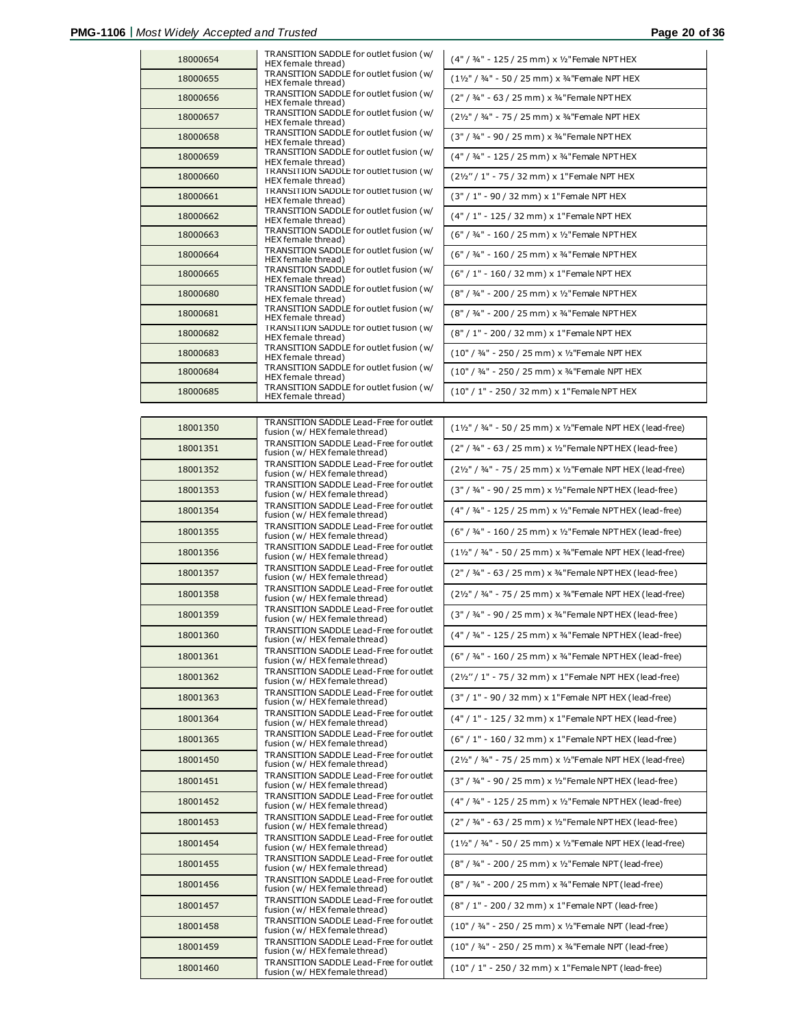| 18000654 | TRANSITION SADDLE for outlet fusion (w/ HEX female thread) | (4" / ¾" - 125 / 25 mm) x ½"Female NPT HEX |
|---|---|---|
| 18000655 | TRANSITION SADDLE for outlet fusion (w/ HEX female thread) | (1½" / ¾" - 50 / 25 mm) x ¾"Female NPT HEX |
| 18000656 | TRANSITION SADDLE for outlet fusion (w/ HEX female thread) | (2" / ¾" - 63 / 25 mm) x ¾"Female NPT HEX |
| 18000657 | TRANSITION SADDLE for outlet fusion (w/ HEX female thread) | (2½" / ¾" - 75 / 25 mm) x ¾"Female NPT HEX |
| 18000658 | TRANSITION SADDLE for outlet fusion (w/ HEX female thread) | (3" / ¾" - 90 / 25 mm) x ¾"Female NPT HEX |
| 18000659 | TRANSITION SADDLE for outlet fusion (w/ HEX female thread) | (4" / ¾" - 125 / 25 mm) x ¾"Female NPT HEX |
| 18000660 | TRANSITION SADDLE for outlet fusion (w/ HEX female thread) | (2½" / 1" - 75 / 32 mm) x 1"Female NPT HEX |
| 18000661 | TRANSITION SADDLE for outlet fusion (w/ HEX female thread) | (3" / 1" - 90 / 32 mm) x 1"Female NPT HEX |
| 18000662 | TRANSITION SADDLE for outlet fusion (w/ HEX female thread) | (4" / 1" - 125 / 32 mm) x 1"Female NPT HEX |
| 18000663 | TRANSITION SADDLE for outlet fusion (w/ HEX female thread) | (6" / ¾" - 160 / 25 mm) x ½"Female NPT HEX |
| 18000664 | TRANSITION SADDLE for outlet fusion (w/ HEX female thread) | (6" / ¾" - 160 / 25 mm) x ¾"Female NPT HEX |
| 18000665 | TRANSITION SADDLE for outlet fusion (w/ HEX female thread) | (6" / 1" - 160 / 32 mm) x 1"Female NPT HEX |
| 18000680 | TRANSITION SADDLE for outlet fusion (w/ HEX female thread) | (8" / ¾" - 200 / 25 mm) x ½"Female NPT HEX |
| 18000681 | TRANSITION SADDLE for outlet fusion (w/ HEX female thread) | (8" / ¾" - 200 / 25 mm) x ¾"Female NPT HEX |
| 18000682 | TRANSITION SADDLE for outlet fusion (w/ HEX female thread) | (8" / 1" - 200 / 32 mm) x 1"Female NPT HEX |
| 18000683 | TRANSITION SADDLE for outlet fusion (w/ HEX female thread) | (10" / ¾" - 250 / 25 mm) x ½"Female NPT HEX |
| 18000684 | TRANSITION SADDLE for outlet fusion (w/ HEX female thread) | (10" / ¾" - 250 / 25 mm) x ¾"Female NPT HEX |
| 18000685 | TRANSITION SADDLE for outlet fusion (w/ HEX female thread) | (10" / 1" - 250 / 32 mm) x 1"Female NPT HEX |

| 18001350 | TRANSITION SADDLE Lead-Free for outlet fusion (w/ HEX female thread) | (1½" / ¾" - 50 / 25 mm) x ½"Female NPT HEX (lead-free) |
|---|---|---|
| 18001351 | TRANSITION SADDLE Lead-Free for outlet fusion (w/ HEX female thread) | (2" / ¾" - 63 / 25 mm) x ½"Female NPT HEX (lead-free) |
| 18001352 | TRANSITION SADDLE Lead-Free for outlet fusion (w/ HEX female thread) | (2½" / ¾" - 75 / 25 mm) x ½"Female NPT HEX (lead-free) |
| 18001353 | TRANSITION SADDLE Lead-Free for outlet fusion (w/ HEX female thread) | (3" / ¾" - 90 / 25 mm) x ½"Female NPT HEX (lead-free) |
| 18001354 | TRANSITION SADDLE Lead-Free for outlet fusion (w/ HEX female thread) | (4" / ¾" - 125 / 25 mm) x ½"Female NPT HEX (lead-free) |
| 18001355 | TRANSITION SADDLE Lead-Free for outlet fusion (w/ HEX female thread) | (6" / ¾" - 160 / 25 mm) x ½"Female NPT HEX (lead-free) |
| 18001356 | TRANSITION SADDLE Lead-Free for outlet fusion (w/ HEX female thread) | (1½" / ¾" - 50 / 25 mm) x ¾"Female NPT HEX (lead-free) |
| 18001357 | TRANSITION SADDLE Lead-Free for outlet fusion (w/ HEX female thread) | (2" / ¾" - 63 / 25 mm) x ¾"Female NPT HEX (lead-free) |
| 18001358 | TRANSITION SADDLE Lead-Free for outlet fusion (w/ HEX female thread) | (2½" / ¾" - 75 / 25 mm) x ¾"Female NPT HEX (lead-free) |
| 18001359 | TRANSITION SADDLE Lead-Free for outlet fusion (w/ HEX female thread) | (3" / ¾" - 90 / 25 mm) x ¾"Female NPT HEX (lead-free) |
| 18001360 | TRANSITION SADDLE Lead-Free for outlet fusion (w/ HEX female thread) | (4" / ¾" - 125 / 25 mm) x ¾"Female NPT HEX (lead-free) |
| 18001361 | TRANSITION SADDLE Lead-Free for outlet fusion (w/ HEX female thread) | (6" / ¾" - 160 / 25 mm) x ¾"Female NPT HEX (lead-free) |
| 18001362 | TRANSITION SADDLE Lead-Free for outlet fusion (w/ HEX female thread) | (2½" / 1" - 75 / 32 mm) x 1"Female NPT HEX (lead-free) |
| 18001363 | TRANSITION SADDLE Lead-Free for outlet fusion (w/ HEX female thread) | (3" / 1" - 90 / 32 mm) x 1"Female NPT HEX (lead-free) |
| 18001364 | TRANSITION SADDLE Lead-Free for outlet fusion (w/ HEX female thread) | (4" / 1" - 125 / 32 mm) x 1"Female NPT HEX (lead-free) |
| 18001365 | TRANSITION SADDLE Lead-Free for outlet fusion (w/ HEX female thread) | (6" / 1" - 160 / 32 mm) x 1"Female NPT HEX (lead-free) |
| 18001450 | TRANSITION SADDLE Lead-Free for outlet fusion (w/ HEX female thread) | (2½" / ¾" - 75 / 25 mm) x ½"Female NPT HEX (lead-free) |
| 18001451 | TRANSITION SADDLE Lead-Free for outlet fusion (w/ HEX female thread) | (3" / ¾" - 90 / 25 mm) x ½"Female NPT HEX (lead-free) |
| 18001452 | TRANSITION SADDLE Lead-Free for outlet fusion (w/ HEX female thread) | (4" / ¾" - 125 / 25 mm) x ½"Female NPT HEX (lead-free) |
| 18001453 | TRANSITION SADDLE Lead-Free for outlet fusion (w/ HEX female thread) | (2" / ¾" - 63 / 25 mm) x ½"Female NPT HEX (lead-free) |
| 18001454 | TRANSITION SADDLE Lead-Free for outlet fusion (w/ HEX female thread) | (1½" / ¾" - 50 / 25 mm) x ½"Female NPT HEX (lead-free) |
| 18001455 | TRANSITION SADDLE Lead-Free for outlet fusion (w/ HEX female thread) | (8" / ¾" - 200 / 25 mm) x ½"Female NPT (lead-free) |
| 18001456 | TRANSITION SADDLE Lead-Free for outlet fusion (w/ HEX female thread) | (8" / ¾" - 200 / 25 mm) x ¾"Female NPT (lead-free) |
| 18001457 | TRANSITION SADDLE Lead-Free for outlet fusion (w/ HEX female thread) | (8" / 1" - 200 / 32 mm) x 1"Female NPT (lead-free) |
| 18001458 | TRANSITION SADDLE Lead-Free for outlet fusion (w/ HEX female thread) | (10" / ¾" - 250 / 25 mm) x ½"Female NPT (lead-free) |
| 18001459 | TRANSITION SADDLE Lead-Free for outlet fusion (w/ HEX female thread) | (10" / ¾" - 250 / 25 mm) x ¾"Female NPT (lead-free) |
| 18001460 | TRANSITION SADDLE Lead-Free for outlet fusion (w/ HEX female thread) | (10" / 1" - 250 / 32 mm) x 1"Female NPT (lead-free) |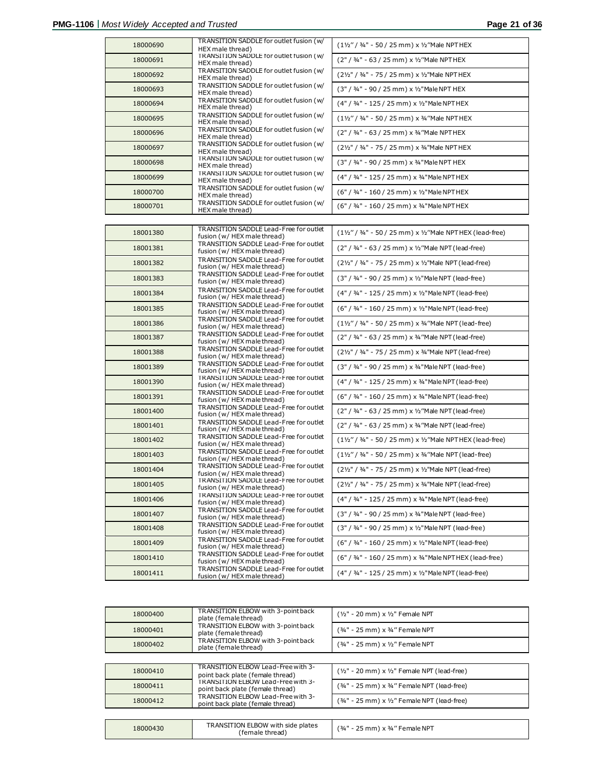| | | |
|---|---|---|
| 18000690 | TRANSITION SADDLE for outlet fusion (w/ HEX male thread) | (1½" / ¾" - 50 / 25 mm) x ½"Male NPT HEX |
| 18000691 | TRANSITION SADDLE for outlet fusion (w/ HEX male thread) | (2" / ¾" - 63 / 25 mm) x ½"Male NPT HEX |
| 18000692 | TRANSITION SADDLE for outlet fusion (w/ HEX male thread) | (2½" / ¾" - 75 / 25 mm) x ½"Male NPT HEX |
| 18000693 | TRANSITION SADDLE for outlet fusion (w/ HEX male thread) | (3" / ¾" - 90 / 25 mm) x ½"Male NPT HEX |
| 18000694 | TRANSITION SADDLE for outlet fusion (w/ HEX male thread) | (4" / ¾" - 125 / 25 mm) x ½"Male NPT HEX |
| 18000695 | TRANSITION SADDLE for outlet fusion (w/ HEX male thread) | (1½" / ¾" - 50 / 25 mm) x ¾"Male NPT HEX |
| 18000696 | TRANSITION SADDLE for outlet fusion (w/ HEX male thread) | (2" / ¾" - 63 / 25 mm) x ¾"Male NPT HEX |
| 18000697 | TRANSITION SADDLE for outlet fusion (w/ HEX male thread) | (2½" / ¾" - 75 / 25 mm) x ¾"Male NPT HEX |
| 18000698 | TRANSITION SADDLE for outlet fusion (w/ HEX male thread) | (3" / ¾" - 90 / 25 mm) x ¾"Male NPT HEX |
| 18000699 | TRANSITION SADDLE for outlet fusion (w/ HEX male thread) | (4" / ¾" - 125 / 25 mm) x ¾"Male NPT HEX |
| 18000700 | TRANSITION SADDLE for outlet fusion (w/ HEX male thread) | (6" / ¾" - 160 / 25 mm) x ½"Male NPT HEX |
| 18000701 | TRANSITION SADDLE for outlet fusion (w/ HEX male thread) | (6" / ¾" - 160 / 25 mm) x ¾"Male NPT HEX |

| | | |
|---|---|---|
| 18001380 | TRANSITION SADDLE Lead-Free for outlet fusion (w/ HEX male thread) | (1½" / ¾" - 50 / 25 mm) x ½"Male NPT HEX (lead-free) |
| 18001381 | TRANSITION SADDLE Lead-Free for outlet fusion (w/ HEX male thread) | (2" / ¾" - 63 / 25 mm) x ½"Male NPT (lead-free) |
| 18001382 | TRANSITION SADDLE Lead-Free for outlet fusion (w/ HEX male thread) | (2½" / ¾" - 75 / 25 mm) x ½"Male NPT (lead-free) |
| 18001383 | TRANSITION SADDLE Lead-Free for outlet fusion (w/ HEX male thread) | (3" / ¾" - 90 / 25 mm) x ½"Male NPT (lead-free) |
| 18001384 | TRANSITION SADDLE Lead-Free for outlet fusion (w/ HEX male thread) | (4" / ¾" - 125 / 25 mm) x ½"Male NPT (lead-free) |
| 18001385 | TRANSITION SADDLE Lead-Free for outlet fusion (w/ HEX male thread) | (6" / ¾" - 160 / 25 mm) x ½"Male NPT (lead-free) |
| 18001386 | TRANSITION SADDLE Lead-Free for outlet fusion (w/ HEX male thread) | (1½" / ¾" - 50 / 25 mm) x ¾"Male NPT (lead-free) |
| 18001387 | TRANSITION SADDLE Lead-Free for outlet fusion (w/ HEX male thread) | (2" / ¾" - 63 / 25 mm) x ¾"Male NPT (lead-free) |
| 18001388 | TRANSITION SADDLE Lead-Free for outlet fusion (w/ HEX male thread) | (2½" / ¾" - 75 / 25 mm) x ¾"Male NPT (lead-free) |
| 18001389 | TRANSITION SADDLE Lead-Free for outlet fusion (w/ HEX male thread) | (3" / ¾" - 90 / 25 mm) x ¾"Male NPT (lead-free) |
| 18001390 | TRANSITION SADDLE Lead-Free for outlet fusion (w/ HEX male thread) | (4" / ¾" - 125 / 25 mm) x ¾"Male NPT (lead-free) |
| 18001391 | TRANSITION SADDLE Lead-Free for outlet fusion (w/ HEX male thread) | (6" / ¾" - 160 / 25 mm) x ¾"Male NPT (lead-free) |
| 18001400 | TRANSITION SADDLE Lead-Free for outlet fusion (w/ HEX male thread) | (2" / ¾" - 63 / 25 mm) x ½"Male NPT (lead-free) |
| 18001401 | TRANSITION SADDLE Lead-Free for outlet fusion (w/ HEX male thread) | (2" / ¾" - 63 / 25 mm) x ¾"Male NPT (lead-free) |
| 18001402 | TRANSITION SADDLE Lead-Free for outlet fusion (w/ HEX male thread) | (1½" / ¾" - 50 / 25 mm) x ½"Male NPT HEX (lead-free) |
| 18001403 | TRANSITION SADDLE Lead-Free for outlet fusion (w/ HEX male thread) | (1½" / ¾" - 50 / 25 mm) x ¾"Male NPT (lead-free) |
| 18001404 | TRANSITION SADDLE Lead-Free for outlet fusion (w/ HEX male thread) | (2½" / ¾" - 75 / 25 mm) x ½"Male NPT (lead-free) |
| 18001405 | TRANSITION SADDLE Lead-Free for outlet fusion (w/ HEX male thread) | (2½" / ¾" - 75 / 25 mm) x ¾"Male NPT (lead-free) |
| 18001406 | TRANSITION SADDLE Lead-Free for outlet fusion (w/ HEX male thread) | (4" / ¾" - 125 / 25 mm) x ¾"Male NPT (lead-free) |
| 18001407 | TRANSITION SADDLE Lead-Free for outlet fusion (w/ HEX male thread) | (3" / ¾" - 90 / 25 mm) x ¾"Male NPT (lead-free) |
| 18001408 | TRANSITION SADDLE Lead-Free for outlet fusion (w/ HEX male thread) | (3" / ¾" - 90 / 25 mm) x ½"Male NPT (lead-free) |
| 18001409 | TRANSITION SADDLE Lead-Free for outlet fusion (w/ HEX male thread) | (6" / ¾" - 160 / 25 mm) x ½"Male NPT (lead-free) |
| 18001410 | TRANSITION SADDLE Lead-Free for outlet fusion (w/ HEX male thread) | (6" / ¾" - 160 / 25 mm) x ¾"Male NPT HEX (lead-free) |
| 18001411 | TRANSITION SADDLE Lead-Free for outlet fusion (w/ HEX male thread) | (4" / ¾" - 125 / 25 mm) x ½"Male NPT (lead-free) |

| | | |
|---|---|---|
| 18000400 | TRANSITION ELBOW with 3-point back plate (female thread) | (½" - 20 mm) x ½" Female NPT |
| 18000401 | TRANSITION ELBOW with 3-point back plate (female thread) | (¾" - 25 mm) x ¾" Female NPT |
| 18000402 | TRANSITION ELBOW with 3-point back plate (female thread) | (¾" - 25 mm) x ½" Female NPT |

| | | |
|---|---|---|
| 18000410 | TRANSITION ELBOW Lead-Free with 3-point back plate (female thread) | (½" - 20 mm) x ½" Female NPT (lead-free) |
| 18000411 | TRANSITION ELBOW Lead-Free with 3-point back plate (female thread) | (¾" - 25 mm) x ¾" Female NPT (lead-free) |
| 18000412 | TRANSITION ELBOW Lead-Free with 3-point back plate (female thread) | (¾" - 25 mm) x ½" Female NPT (lead-free) |

| | | |
|---|---|---|
| 18000430 | TRANSITION ELBOW with side plates (female thread) | (¾" - 25 mm) x ¾" Female NPT |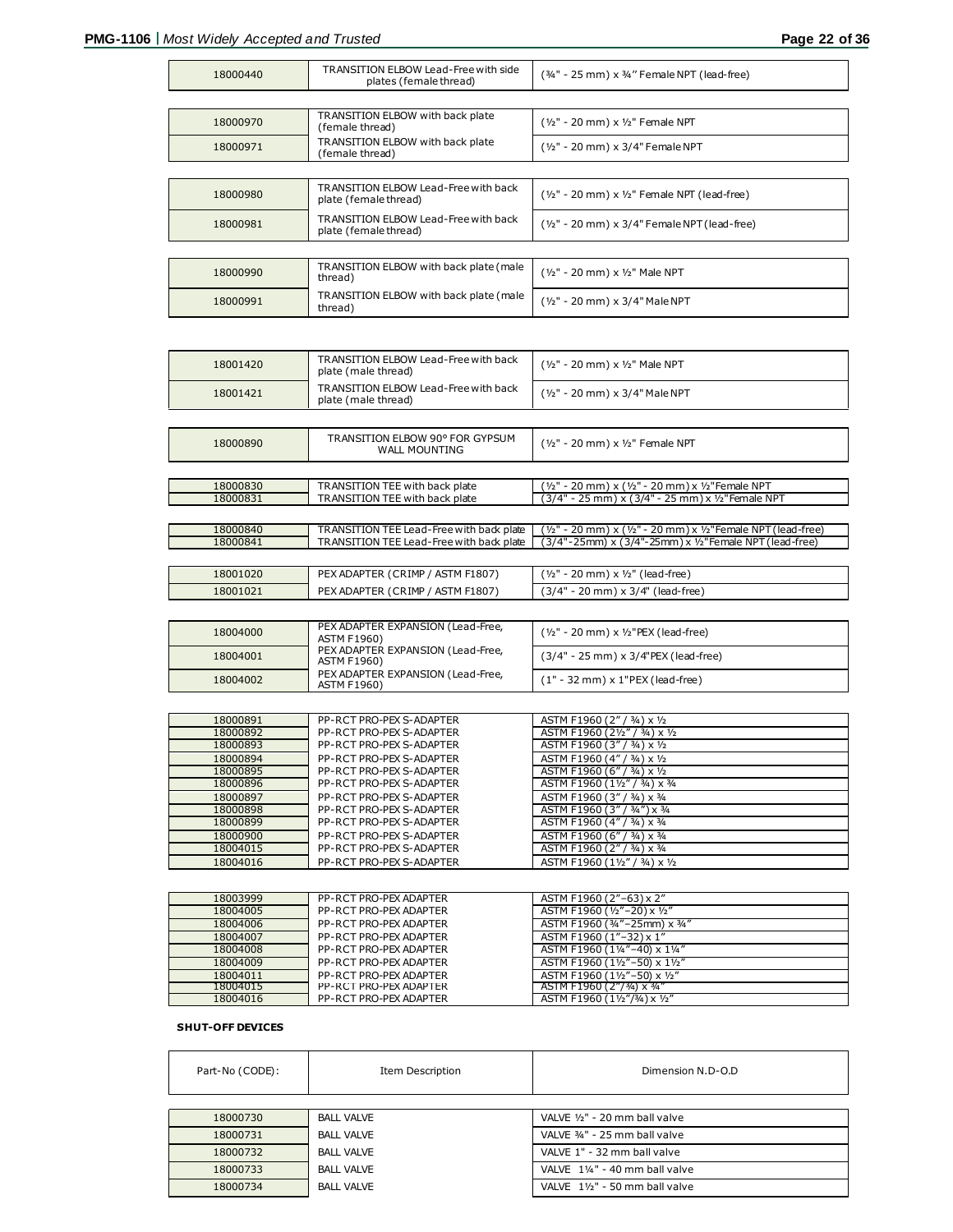| | | |
|---|---|---|
| 18000440 | TRANSITION ELBOW Lead-Free with side plates (female thread) | (¾" - 25 mm) x ¾" Female NPT (lead-free) |

| | | |
|---|---|---|
| 18000970 | TRANSITION ELBOW with back plate (female thread) | (½" - 20 mm) x ½" Female NPT |
| 18000971 | TRANSITION ELBOW with back plate (female thread) | (½" - 20 mm) x 3/4" Female NPT |

| | | |
|---|---|---|
| 18000980 | TRANSITION ELBOW Lead-Free with back plate (female thread) | (½" - 20 mm) x ½" Female NPT (lead-free) |
| 18000981 | TRANSITION ELBOW Lead-Free with back plate (female thread) | (½" - 20 mm) x 3/4" Female NPT (lead-free) |

| | | |
|---|---|---|
| 18000990 | TRANSITION ELBOW with back plate (male thread) | (½" - 20 mm) x ½" Male NPT |
| 18000991 | TRANSITION ELBOW with back plate (male thread) | (½" - 20 mm) x 3/4" Male NPT |

| | | |
|---|---|---|
| 18001420 | TRANSITION ELBOW Lead-Free with back plate (male thread) | (½" - 20 mm) x ½" Male NPT |
| 18001421 | TRANSITION ELBOW Lead-Free with back plate (male thread) | (½" - 20 mm) x 3/4" Male NPT |

| | | |
|---|---|---|
| 18000890 | TRANSITION ELBOW 90° FOR GYPSUM WALL MOUNTING | (½" - 20 mm) x ½" Female NPT |

| | | |
|---|---|---|
| 18000830 | TRANSITION TEE with back plate | (½" - 20 mm) x (½" - 20 mm) x ½"Female NPT |
| 18000831 | TRANSITION TEE with back plate | (3/4" - 25 mm) x (3/4" - 25 mm) x ½"Female NPT |

| | | |
|---|---|---|
| 18000840 | TRANSITION TEE Lead-Free with back plate | (½" - 20 mm) x (½" - 20 mm) x ½"Female NPT (lead-free) |
| 18000841 | TRANSITION TEE Lead-Free with back plate | (3/4"-25mm) x (3/4"-25mm) x ½"Female NPT (lead-free) |

| | | |
|---|---|---|
| 18001020 | PEX ADAPTER (CRIMP / ASTM F1807) | (½" - 20 mm) x ½" (lead-free) |
| 18001021 | PEX ADAPTER (CRIMP / ASTM F1807) | (3/4" - 20 mm) x 3/4" (lead-free) |

| | | |
|---|---|---|
| 18004000 | PEX ADAPTER EXPANSION (Lead-Free, ASTM F1960) | (½" - 20 mm) x ½"PEX (lead-free) |
| 18004001 | PEX ADAPTER EXPANSION (Lead-Free, ASTM F1960) | (3/4" - 25 mm) x 3/4"PEX (lead-free) |
| 18004002 | PEX ADAPTER EXPANSION (Lead-Free, ASTM F1960) | (1" - 32 mm) x 1"PEX (lead-free) |

| | | |
|---|---|---|
| 18000891 | PP-RCT PRO-PEX S-ADAPTER | ASTM F1960 (2" / ¾) x ½ |
| 18000892 | PP-RCT PRO-PEX S-ADAPTER | ASTM F1960 (2½" / ¾) x ½ |
| 18000893 | PP-RCT PRO-PEX S-ADAPTER | ASTM F1960 (3" / ¾) x ½ |
| 18000894 | PP-RCT PRO-PEX S-ADAPTER | ASTM F1960 (4" / ¾) x ½ |
| 18000895 | PP-RCT PRO-PEX S-ADAPTER | ASTM F1960 (6" / ¾) x ½ |
| 18000896 | PP-RCT PRO-PEX S-ADAPTER | ASTM F1960 (1½" / ¾) x ¾ |
| 18000897 | PP-RCT PRO-PEX S-ADAPTER | ASTM F1960 (3" / ¾) x ¾ |
| 18000898 | PP-RCT PRO-PEX S-ADAPTER | ASTM F1960 (3" / ¾") x ¾ |
| 18000899 | PP-RCT PRO-PEX S-ADAPTER | ASTM F1960 (4" / ¾) x ¾ |
| 18000900 | PP-RCT PRO-PEX S-ADAPTER | ASTM F1960 (6" / ¾) x ¾ |
| 18004015 | PP-RCT PRO-PEX S-ADAPTER | ASTM F1960 (2" / ¾) x ¾ |
| 18004016 | PP-RCT PRO-PEX S-ADAPTER | ASTM F1960 (1½" / ¾) x ½ |

| | | |
|---|---|---|
| 18003999 | PP-RCT PRO-PEX ADAPTER | ASTM F1960 (2"–63) x 2" |
| 18004005 | PP-RCT PRO-PEX ADAPTER | ASTM F1960 (½"–20) x ½" |
| 18004006 | PP-RCT PRO-PEX ADAPTER | ASTM F1960 (¾"–25mm) x ¾" |
| 18004007 | PP-RCT PRO-PEX ADAPTER | ASTM F1960 (1"–32) x 1" |
| 18004008 | PP-RCT PRO-PEX ADAPTER | ASTM F1960 (1¼"–40) x 1¼" |
| 18004009 | PP-RCT PRO-PEX ADAPTER | ASTM F1960 (1½"–50) x 1½" |
| 18004011 | PP-RCT PRO-PEX ADAPTER | ASTM F1960 (1½"–50) x ½" |
| 18004015 | PP-RCT PRO-PEX ADAPTER | ASTM F1960 (2"/¾) x ¾" |
| 18004016 | PP-RCT PRO-PEX ADAPTER | ASTM F1960 (1½"/¾) x ½" |

**SHUT-OFF DEVICES**

| Part-No (CODE): | Item Description | Dimension N.D-O.D |
|---|---|---|
| 18000730 | BALL VALVE | VALVE ½" - 20 mm ball valve |
| 18000731 | BALL VALVE | VALVE ¾" - 25 mm ball valve |
| 18000732 | BALL VALVE | VALVE 1" - 32 mm ball valve |
| 18000733 | BALL VALVE | VALVE 1¼" - 40 mm ball valve |
| 18000734 | BALL VALVE | VALVE 1½" - 50 mm ball valve |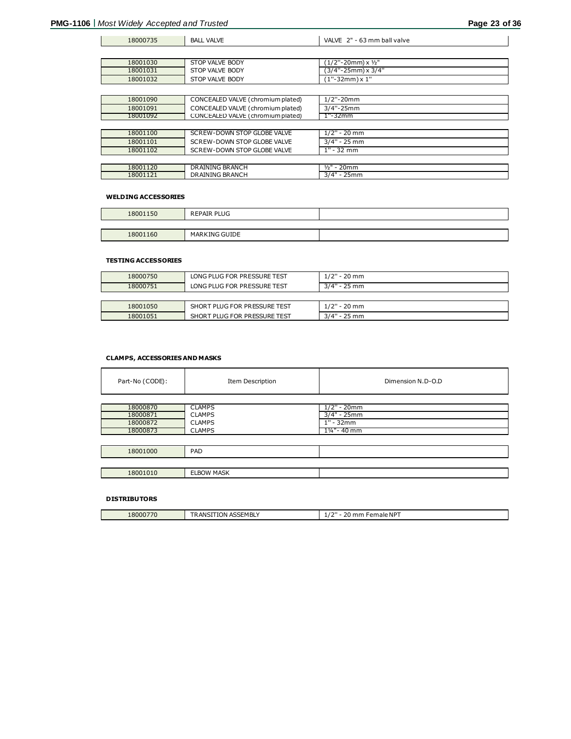| | | |
|---|---|---|
| 18000735 | BALL VALVE | VALVE 2" - 63 mm ball valve |

| | | |
|---|---|---|
| 18001030 | STOP VALVE BODY | (1/2"-20mm) x ½" |
| 18001031 | STOP VALVE BODY | (3/4"-25mm) x 3/4" |
| 18001032 | STOP VALVE BODY | (1"-32mm) x 1" |

| | | |
|---|---|---|
| 18001090 | CONCEALED VALVE (chromium plated) | 1/2"-20mm |
| 18001091 | CONCEALED VALVE (chromium plated) | 3/4"-25mm |
| 18001092 | CONCEALED VALVE (chromium plated) | 1"-32mm |

| | | |
|---|---|---|
| 18001100 | SCREW-DOWN STOP GLOBE VALVE | 1/2" - 20 mm |
| 18001101 | SCREW-DOWN STOP GLOBE VALVE | 3/4" - 25 mm |
| 18001102 | SCREW-DOWN STOP GLOBE VALVE | 1" - 32 mm |

| | | |
|---|---|---|
| 18001120 | DRAINING BRANCH | ½" - 20mm |
| 18001121 | DRAINING BRANCH | 3/4" - 25mm |

#### WELDING ACCESSORIES

| | | |
|---|---|---|
| 18001150 | REPAIR PLUG | |

| | | |
|---|---|---|
| 18001160 | MARKING GUIDE | |

#### TESTING ACCESSORIES

| | | |
|---|---|---|
| 18000750 | LONG PLUG FOR PRESSURE TEST | 1/2" - 20 mm |
| 18000751 | LONG PLUG FOR PRESSURE TEST | 3/4" - 25 mm |

| | | |
|---|---|---|
| 18001050 | SHORT PLUG FOR PRESSURE TEST | 1/2" - 20 mm |
| 18001051 | SHORT PLUG FOR PRESSURE TEST | 3/4" - 25 mm |

#### CLAMPS, ACCESSORIES AND MASKS

| Part-No (CODE): | Item Description | Dimension N.D-O.D |
|---|---|---|
| 18000870 | CLAMPS | 1/2" - 20mm |
| 18000871 | CLAMPS | 3/4" - 25mm |
| 18000872 | CLAMPS | 1" - 32mm |
| 18000873 | CLAMPS | 1¼"- 40 mm |

| | | |
|---|---|---|
| 18001000 | PAD | |

| | | |
|---|---|---|
| 18001010 | ELBOW MASK | |

#### DISTRIBUTORS

| | | |
|---|---|---|
| 18000770 | TRANSITION ASSEMBLY | 1/2" - 20 mm Female NPT |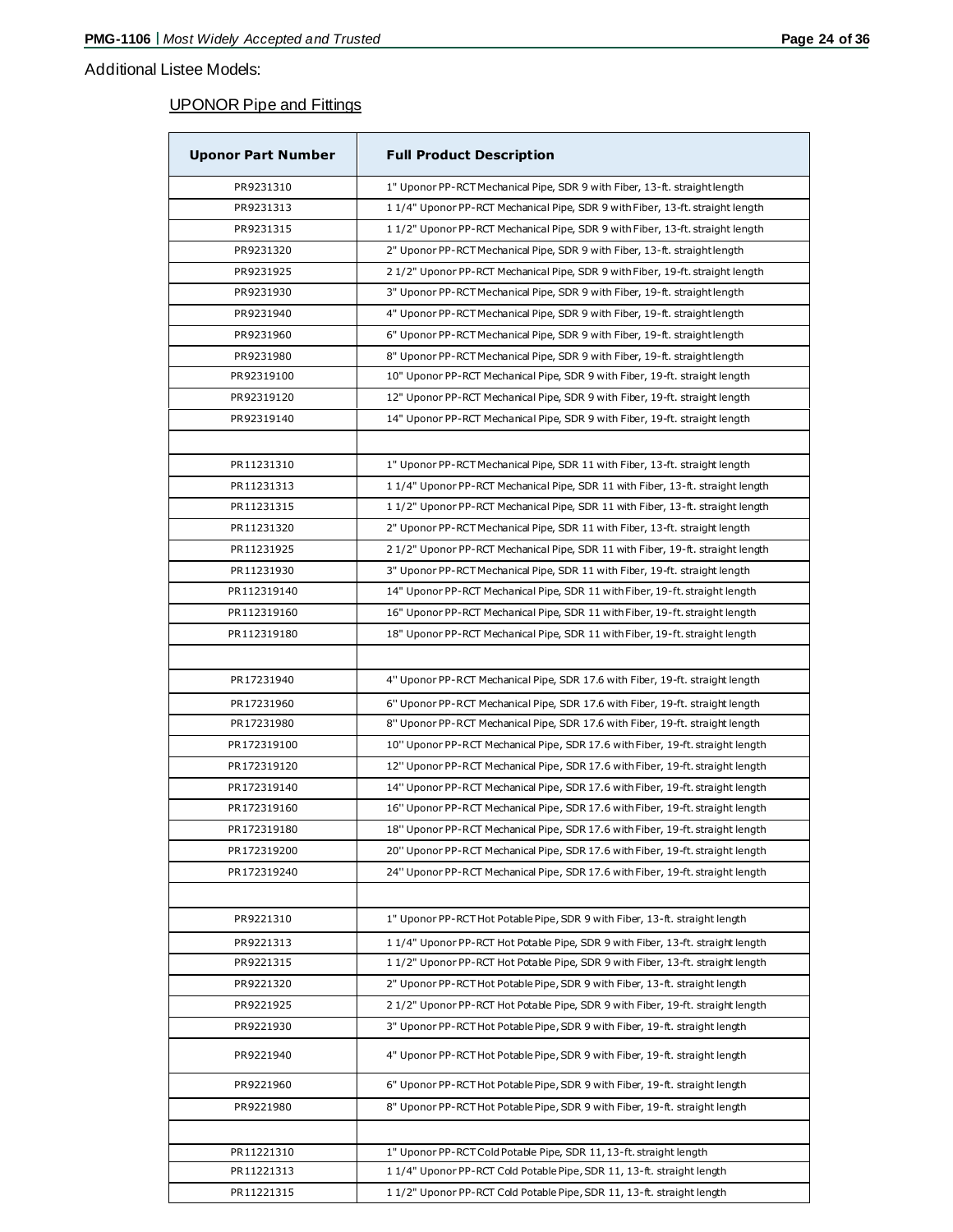Additional Listee Models:

## UPONOR Pipe and Fittings

| Uponor Part Number | Full Product Description |
|---|---|
| PR9231310 | 1" Uponor PP-RCT Mechanical Pipe, SDR 9 with Fiber, 13-ft. straight length |
| PR9231313 | 1 1/4" Uponor PP-RCT Mechanical Pipe, SDR 9 with Fiber, 13-ft. straight length |
| PR9231315 | 1 1/2" Uponor PP-RCT Mechanical Pipe, SDR 9 with Fiber, 13-ft. straight length |
| PR9231320 | 2" Uponor PP-RCT Mechanical Pipe, SDR 9 with Fiber, 13-ft. straight length |
| PR9231925 | 2 1/2" Uponor PP-RCT Mechanical Pipe, SDR 9 with Fiber, 19-ft. straight length |
| PR9231930 | 3" Uponor PP-RCT Mechanical Pipe, SDR 9 with Fiber, 19-ft. straight length |
| PR9231940 | 4" Uponor PP-RCT Mechanical Pipe, SDR 9 with Fiber, 19-ft. straight length |
| PR9231960 | 6" Uponor PP-RCT Mechanical Pipe, SDR 9 with Fiber, 19-ft. straight length |
| PR9231980 | 8" Uponor PP-RCT Mechanical Pipe, SDR 9 with Fiber, 19-ft. straight length |
| PR92319100 | 10" Uponor PP-RCT Mechanical Pipe, SDR 9 with Fiber, 19-ft. straight length |
| PR92319120 | 12" Uponor PP-RCT Mechanical Pipe, SDR 9 with Fiber, 19-ft. straight length |
| PR92319140 | 14" Uponor PP-RCT Mechanical Pipe, SDR 9 with Fiber, 19-ft. straight length |
| | |
| PR11231310 | 1" Uponor PP-RCT Mechanical Pipe, SDR 11 with Fiber, 13-ft. straight length |
| PR11231313 | 1 1/4" Uponor PP-RCT Mechanical Pipe, SDR 11 with Fiber, 13-ft. straight length |
| PR11231315 | 1 1/2" Uponor PP-RCT Mechanical Pipe, SDR 11 with Fiber, 13-ft. straight length |
| PR11231320 | 2" Uponor PP-RCT Mechanical Pipe, SDR 11 with Fiber, 13-ft. straight length |
| PR11231925 | 2 1/2" Uponor PP-RCT Mechanical Pipe, SDR 11 with Fiber, 19-ft. straight length |
| PR11231930 | 3" Uponor PP-RCT Mechanical Pipe, SDR 11 with Fiber, 19-ft. straight length |
| PR112319140 | 14" Uponor PP-RCT Mechanical Pipe, SDR 11 with Fiber, 19-ft. straight length |
| PR112319160 | 16" Uponor PP-RCT Mechanical Pipe, SDR 11 with Fiber, 19-ft. straight length |
| PR112319180 | 18" Uponor PP-RCT Mechanical Pipe, SDR 11 with Fiber, 19-ft. straight length |
| | |
| PR17231940 | 4" Uponor PP-RCT Mechanical Pipe, SDR 17.6 with Fiber, 19-ft. straight length |
| PR17231960 | 6" Uponor PP-RCT Mechanical Pipe, SDR 17.6 with Fiber, 19-ft. straight length |
| PR17231980 | 8" Uponor PP-RCT Mechanical Pipe, SDR 17.6 with Fiber, 19-ft. straight length |
| PR172319100 | 10" Uponor PP-RCT Mechanical Pipe, SDR 17.6 with Fiber, 19-ft. straight length |
| PR172319120 | 12" Uponor PP-RCT Mechanical Pipe, SDR 17.6 with Fiber, 19-ft. straight length |
| PR172319140 | 14" Uponor PP-RCT Mechanical Pipe, SDR 17.6 with Fiber, 19-ft. straight length |
| PR172319160 | 16" Uponor PP-RCT Mechanical Pipe, SDR 17.6 with Fiber, 19-ft. straight length |
| PR172319180 | 18" Uponor PP-RCT Mechanical Pipe, SDR 17.6 with Fiber, 19-ft. straight length |
| PR172319200 | 20" Uponor PP-RCT Mechanical Pipe, SDR 17.6 with Fiber, 19-ft. straight length |
| PR172319240 | 24" Uponor PP-RCT Mechanical Pipe, SDR 17.6 with Fiber, 19-ft. straight length |
| | |
| PR9221310 | 1" Uponor PP-RCT Hot Potable Pipe, SDR 9 with Fiber, 13-ft. straight length |
| PR9221313 | 1 1/4" Uponor PP-RCT Hot Potable Pipe, SDR 9 with Fiber, 13-ft. straight length |
| PR9221315 | 1 1/2" Uponor PP-RCT Hot Potable Pipe, SDR 9 with Fiber, 13-ft. straight length |
| PR9221320 | 2" Uponor PP-RCT Hot Potable Pipe, SDR 9 with Fiber, 13-ft. straight length |
| PR9221925 | 2 1/2" Uponor PP-RCT Hot Potable Pipe, SDR 9 with Fiber, 19-ft. straight length |
| PR9221930 | 3" Uponor PP-RCT Hot Potable Pipe, SDR 9 with Fiber, 19-ft. straight length |
| PR9221940 | 4" Uponor PP-RCT Hot Potable Pipe, SDR 9 with Fiber, 19-ft. straight length |
| PR9221960 | 6" Uponor PP-RCT Hot Potable Pipe, SDR 9 with Fiber, 19-ft. straight length |
| PR9221980 | 8" Uponor PP-RCT Hot Potable Pipe, SDR 9 with Fiber, 19-ft. straight length |
| | |
| PR11221310 | 1" Uponor PP-RCT Cold Potable Pipe, SDR 11, 13-ft. straight length |
| PR11221313 | 1 1/4" Uponor PP-RCT Cold Potable Pipe, SDR 11, 13-ft. straight length |
| PR11221315 | 1 1/2" Uponor PP-RCT Cold Potable Pipe, SDR 11, 13-ft. straight length |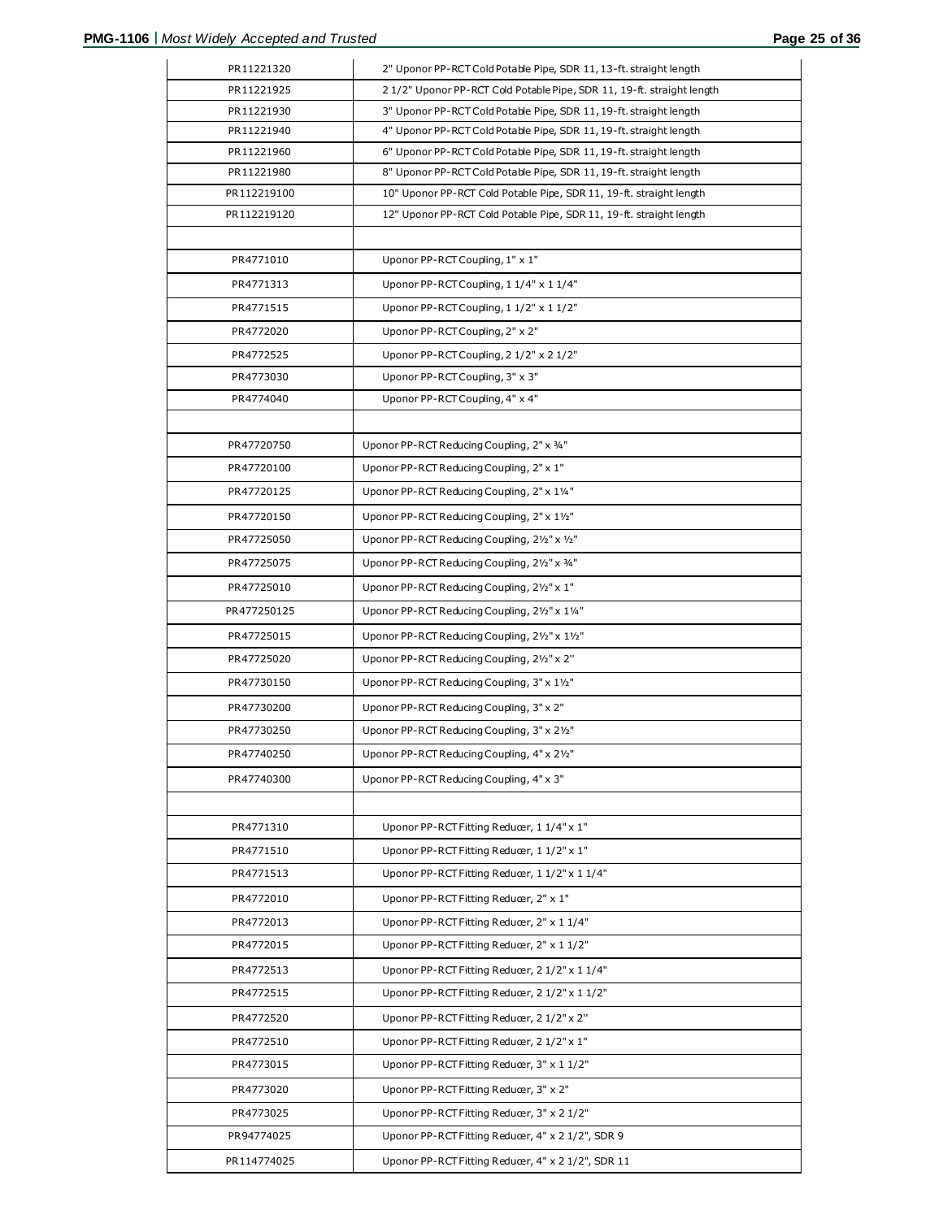| | |
|---|---|
| PR11221320 | 2" Uponor PP-RCT Cold Potable Pipe, SDR 11, 13-ft. straight length |
| PR11221925 | 2 1/2" Uponor PP-RCT Cold Potable Pipe, SDR 11, 19-ft. straight length |
| PR11221930 | 3" Uponor PP-RCT Cold Potable Pipe, SDR 11, 19-ft. straight length |
| PR11221940 | 4" Uponor PP-RCT Cold Potable Pipe, SDR 11, 19-ft. straight length |
| PR11221960 | 6" Uponor PP-RCT Cold Potable Pipe, SDR 11, 19-ft. straight length |
| PR11221980 | 8" Uponor PP-RCT Cold Potable Pipe, SDR 11, 19-ft. straight length |
| PR112219100 | 10" Uponor PP-RCT Cold Potable Pipe, SDR 11, 19-ft. straight length |
| PR112219120 | 12" Uponor PP-RCT Cold Potable Pipe, SDR 11, 19-ft. straight length |
| | |
| PR4771010 | Uponor PP-RCT Coupling, 1" x 1" |
| PR4771313 | Uponor PP-RCT Coupling, 1 1/4" x 1 1/4" |
| PR4771515 | Uponor PP-RCT Coupling, 1 1/2" x 1 1/2" |
| PR4772020 | Uponor PP-RCT Coupling, 2" x 2" |
| PR4772525 | Uponor PP-RCT Coupling, 2 1/2" x 2 1/2" |
| PR4773030 | Uponor PP-RCT Coupling, 3" x 3" |
| PR4774040 | Uponor PP-RCT Coupling, 4" x 4" |
| | |
| PR47720750 | Uponor PP-RCT Reducing Coupling, 2" x ¾" |
| PR47720100 | Uponor PP-RCT Reducing Coupling, 2" x 1" |
| PR47720125 | Uponor PP-RCT Reducing Coupling, 2" x 1¼" |
| PR47720150 | Uponor PP-RCT Reducing Coupling, 2" x 1½" |
| PR47725050 | Uponor PP-RCT Reducing Coupling, 2½" x ½" |
| PR47725075 | Uponor PP-RCT Reducing Coupling, 2½" x ¾" |
| PR47725010 | Uponor PP-RCT Reducing Coupling, 2½" x 1" |
| PR477250125 | Uponor PP-RCT Reducing Coupling, 2½" x 1¼" |
| PR47725015 | Uponor PP-RCT Reducing Coupling, 2½" x 1½" |
| PR47725020 | Uponor PP-RCT Reducing Coupling, 2½" x 2" |
| PR47730150 | Uponor PP-RCT Reducing Coupling, 3" x 1½" |
| PR47730200 | Uponor PP-RCT Reducing Coupling, 3" x 2" |
| PR47730250 | Uponor PP-RCT Reducing Coupling, 3" x 2½" |
| PR47740250 | Uponor PP-RCT Reducing Coupling, 4" x 2½" |
| PR47740300 | Uponor PP-RCT Reducing Coupling, 4" x 3" |
| | |
| PR4771310 | Uponor PP-RCT Fitting Reducer, 1 1/4" x 1" |
| PR4771510 | Uponor PP-RCT Fitting Reducer, 1 1/2" x 1" |
| PR4771513 | Uponor PP-RCT Fitting Reducer, 1 1/2" x 1 1/4" |
| PR4772010 | Uponor PP-RCT Fitting Reducer, 2" x 1" |
| PR4772013 | Uponor PP-RCT Fitting Reducer, 2" x 1 1/4" |
| PR4772015 | Uponor PP-RCT Fitting Reducer, 2" x 1 1/2" |
| PR4772513 | Uponor PP-RCT Fitting Reducer, 2 1/2" x 1 1/4" |
| PR4772515 | Uponor PP-RCT Fitting Reducer, 2 1/2" x 1 1/2" |
| PR4772520 | Uponor PP-RCT Fitting Reducer, 2 1/2" x 2" |
| PR4772510 | Uponor PP-RCT Fitting Reducer, 2 1/2" x 1" |
| PR4773015 | Uponor PP-RCT Fitting Reducer, 3" x 1 1/2" |
| PR4773020 | Uponor PP-RCT Fitting Reducer, 3" x 2" |
| PR4773025 | Uponor PP-RCT Fitting Reducer, 3" x 2 1/2" |
| PR94774025 | Uponor PP-RCT Fitting Reducer, 4" x 2 1/2", SDR 9 |
| PR114774025 | Uponor PP-RCT Fitting Reducer, 4" x 2 1/2", SDR 11 |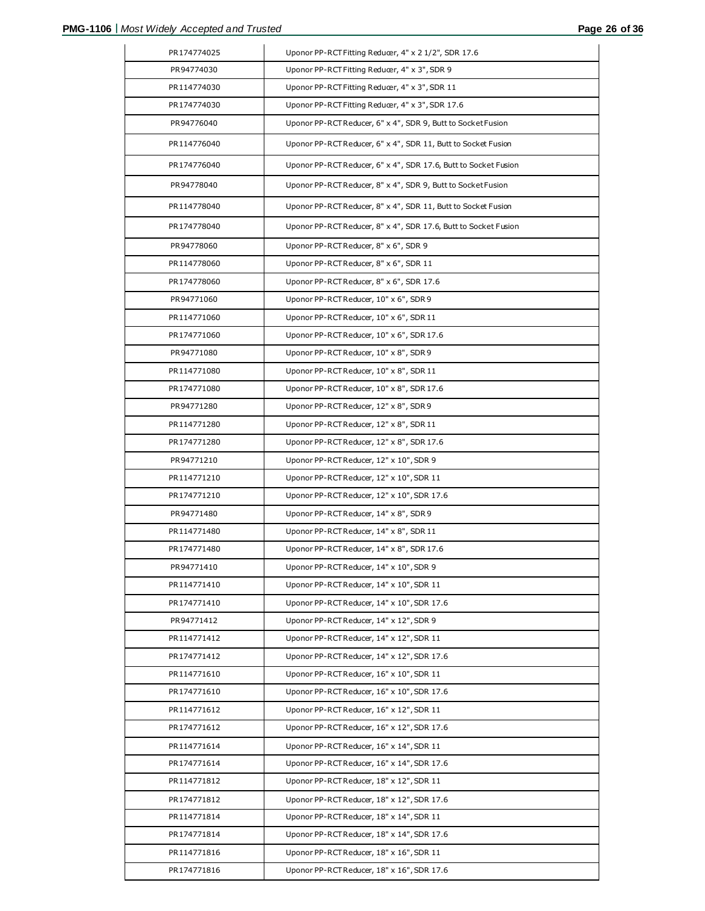| | |
|---|---|
| PR174774025 | Uponor PP-RCT Fitting Reducer, 4" x 2 1/2", SDR 17.6 |
| PR94774030 | Uponor PP-RCT Fitting Reducer, 4" x 3", SDR 9 |
| PR114774030 | Uponor PP-RCT Fitting Reducer, 4" x 3", SDR 11 |
| PR174774030 | Uponor PP-RCT Fitting Reducer, 4" x 3", SDR 17.6 |
| PR94776040 | Uponor PP-RCT Reducer, 6" x 4", SDR 9, Butt to Socket Fusion |
| PR114776040 | Uponor PP-RCT Reducer, 6" x 4", SDR 11, Butt to Socket Fusion |
| PR174776040 | Uponor PP-RCT Reducer, 6" x 4", SDR 17.6, Butt to Socket Fusion |
| PR94778040 | Uponor PP-RCT Reducer, 8" x 4", SDR 9, Butt to Socket Fusion |
| PR114778040 | Uponor PP-RCT Reducer, 8" x 4", SDR 11, Butt to Socket Fusion |
| PR174778040 | Uponor PP-RCT Reducer, 8" x 4", SDR 17.6, Butt to Socket Fusion |
| PR94778060 | Uponor PP-RCT Reducer, 8" x 6", SDR 9 |
| PR114778060 | Uponor PP-RCT Reducer, 8" x 6", SDR 11 |
| PR174778060 | Uponor PP-RCT Reducer, 8" x 6", SDR 17.6 |
| PR94771060 | Uponor PP-RCT Reducer, 10" x 6", SDR 9 |
| PR114771060 | Uponor PP-RCT Reducer, 10" x 6", SDR 11 |
| PR174771060 | Uponor PP-RCT Reducer, 10" x 6", SDR 17.6 |
| PR94771080 | Uponor PP-RCT Reducer, 10" x 8", SDR 9 |
| PR114771080 | Uponor PP-RCT Reducer, 10" x 8", SDR 11 |
| PR174771080 | Uponor PP-RCT Reducer, 10" x 8", SDR 17.6 |
| PR94771280 | Uponor PP-RCT Reducer, 12" x 8", SDR 9 |
| PR114771280 | Uponor PP-RCT Reducer, 12" x 8", SDR 11 |
| PR174771280 | Uponor PP-RCT Reducer, 12" x 8", SDR 17.6 |
| PR94771210 | Uponor PP-RCT Reducer, 12" x 10", SDR 9 |
| PR114771210 | Uponor PP-RCT Reducer, 12" x 10", SDR 11 |
| PR174771210 | Uponor PP-RCT Reducer, 12" x 10", SDR 17.6 |
| PR94771480 | Uponor PP-RCT Reducer, 14" x 8", SDR 9 |
| PR114771480 | Uponor PP-RCT Reducer, 14" x 8", SDR 11 |
| PR174771480 | Uponor PP-RCT Reducer, 14" x 8", SDR 17.6 |
| PR94771410 | Uponor PP-RCT Reducer, 14" x 10", SDR 9 |
| PR114771410 | Uponor PP-RCT Reducer, 14" x 10", SDR 11 |
| PR174771410 | Uponor PP-RCT Reducer, 14" x 10", SDR 17.6 |
| PR94771412 | Uponor PP-RCT Reducer, 14" x 12", SDR 9 |
| PR114771412 | Uponor PP-RCT Reducer, 14" x 12", SDR 11 |
| PR174771412 | Uponor PP-RCT Reducer, 14" x 12", SDR 17.6 |
| PR114771610 | Uponor PP-RCT Reducer, 16" x 10", SDR 11 |
| PR174771610 | Uponor PP-RCT Reducer, 16" x 10", SDR 17.6 |
| PR114771612 | Uponor PP-RCT Reducer, 16" x 12", SDR 11 |
| PR174771612 | Uponor PP-RCT Reducer, 16" x 12", SDR 17.6 |
| PR114771614 | Uponor PP-RCT Reducer, 16" x 14", SDR 11 |
| PR174771614 | Uponor PP-RCT Reducer, 16" x 14", SDR 17.6 |
| PR114771812 | Uponor PP-RCT Reducer, 18" x 12", SDR 11 |
| PR174771812 | Uponor PP-RCT Reducer, 18" x 12", SDR 17.6 |
| PR114771814 | Uponor PP-RCT Reducer, 18" x 14", SDR 11 |
| PR174771814 | Uponor PP-RCT Reducer, 18" x 14", SDR 17.6 |
| PR114771816 | Uponor PP-RCT Reducer, 18" x 16", SDR 11 |
| PR174771816 | Uponor PP-RCT Reducer, 18" x 16", SDR 17.6 |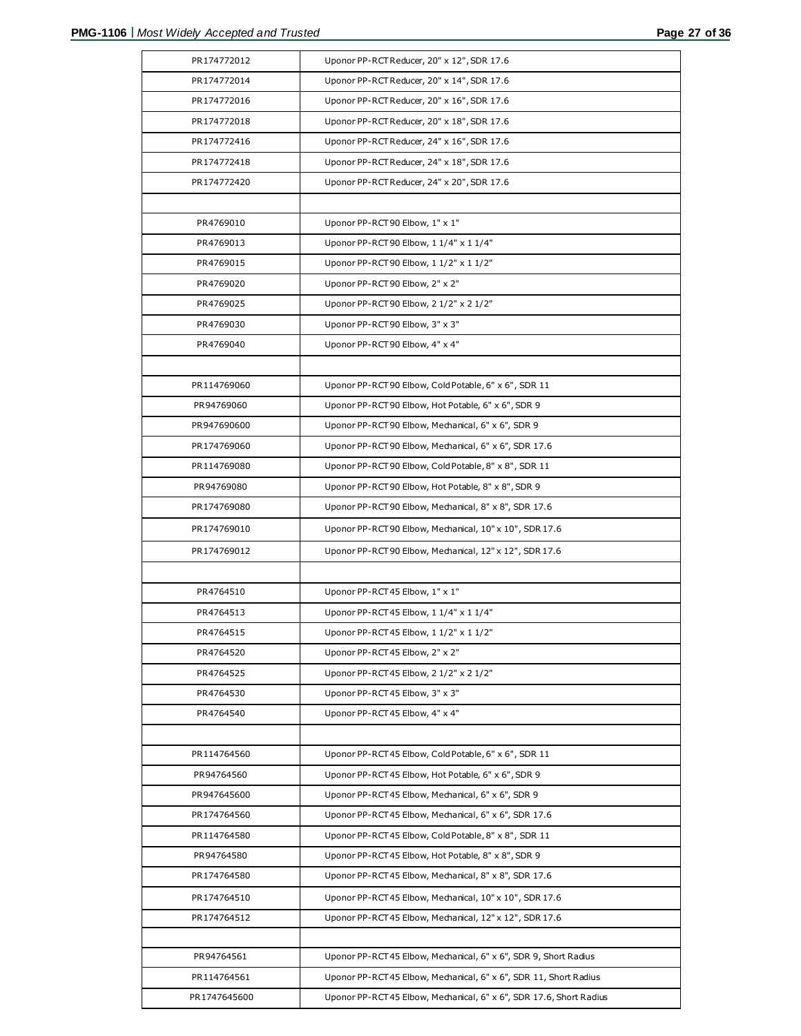| | |
|---|---|
| PR174772012 | Uponor PP-RCT Reducer, 20" x 12", SDR 17.6 |
| PR174772014 | Uponor PP-RCT Reducer, 20" x 14", SDR 17.6 |
| PR174772016 | Uponor PP-RCT Reducer, 20" x 16", SDR 17.6 |
| PR174772018 | Uponor PP-RCT Reducer, 20" x 18", SDR 17.6 |
| PR174772416 | Uponor PP-RCT Reducer, 24" x 16", SDR 17.6 |
| PR174772418 | Uponor PP-RCT Reducer, 24" x 18", SDR 17.6 |
| PR174772420 | Uponor PP-RCT Reducer, 24" x 20", SDR 17.6 |
| | |
| PR4769010 | Uponor PP-RCT 90 Elbow, 1" x 1" |
| PR4769013 | Uponor PP-RCT 90 Elbow, 1 1/4" x 1 1/4" |
| PR4769015 | Uponor PP-RCT 90 Elbow, 1 1/2" x 1 1/2" |
| PR4769020 | Uponor PP-RCT 90 Elbow, 2" x 2" |
| PR4769025 | Uponor PP-RCT 90 Elbow, 2 1/2" x 2 1/2" |
| PR4769030 | Uponor PP-RCT 90 Elbow, 3" x 3" |
| PR4769040 | Uponor PP-RCT 90 Elbow, 4" x 4" |
| | |
| PR114769060 | Uponor PP-RCT 90 Elbow, Cold Potable, 6" x 6", SDR 11 |
| PR94769060 | Uponor PP-RCT 90 Elbow, Hot Potable, 6" x 6", SDR 9 |
| PR947690600 | Uponor PP-RCT 90 Elbow, Mechanical, 6" x 6", SDR 9 |
| PR174769060 | Uponor PP-RCT 90 Elbow, Mechanical, 6" x 6", SDR 17.6 |
| PR114769080 | Uponor PP-RCT 90 Elbow, Cold Potable, 8" x 8", SDR 11 |
| PR94769080 | Uponor PP-RCT 90 Elbow, Hot Potable, 8" x 8", SDR 9 |
| PR174769080 | Uponor PP-RCT 90 Elbow, Mechanical, 8" x 8", SDR 17.6 |
| PR174769010 | Uponor PP-RCT 90 Elbow, Mechanical, 10" x 10", SDR 17.6 |
| PR174769012 | Uponor PP-RCT 90 Elbow, Mechanical, 12" x 12", SDR 17.6 |
| | |
| PR4764510 | Uponor PP-RCT 45 Elbow, 1" x 1" |
| PR4764513 | Uponor PP-RCT 45 Elbow, 1 1/4" x 1 1/4" |
| PR4764515 | Uponor PP-RCT 45 Elbow, 1 1/2" x 1 1/2" |
| PR4764520 | Uponor PP-RCT 45 Elbow, 2" x 2" |
| PR4764525 | Uponor PP-RCT 45 Elbow, 2 1/2" x 2 1/2" |
| PR4764530 | Uponor PP-RCT 45 Elbow, 3" x 3" |
| PR4764540 | Uponor PP-RCT 45 Elbow, 4" x 4" |
| | |
| PR114764560 | Uponor PP-RCT 45 Elbow, Cold Potable, 6" x 6", SDR 11 |
| PR94764560 | Uponor PP-RCT 45 Elbow, Hot Potable, 6" x 6", SDR 9 |
| PR947645600 | Uponor PP-RCT 45 Elbow, Mechanical, 6" x 6", SDR 9 |
| PR174764560 | Uponor PP-RCT 45 Elbow, Mechanical, 6" x 6", SDR 17.6 |
| PR114764580 | Uponor PP-RCT 45 Elbow, Cold Potable, 8" x 8", SDR 11 |
| PR94764580 | Uponor PP-RCT 45 Elbow, Hot Potable, 8" x 8", SDR 9 |
| PR174764580 | Uponor PP-RCT 45 Elbow, Mechanical, 8" x 8", SDR 17.6 |
| PR174764510 | Uponor PP-RCT 45 Elbow, Mechanical, 10" x 10", SDR 17.6 |
| PR174764512 | Uponor PP-RCT 45 Elbow, Mechanical, 12" x 12", SDR 17.6 |
| | |
| PR94764561 | Uponor PP-RCT 45 Elbow, Mechanical, 6" x 6", SDR 9, Short Radius |
| PR114764561 | Uponor PP-RCT 45 Elbow, Mechanical, 6" x 6", SDR 11, Short Radius |
| PR1747645600 | Uponor PP-RCT 45 Elbow, Mechanical, 6" x 6", SDR 17.6, Short Radius |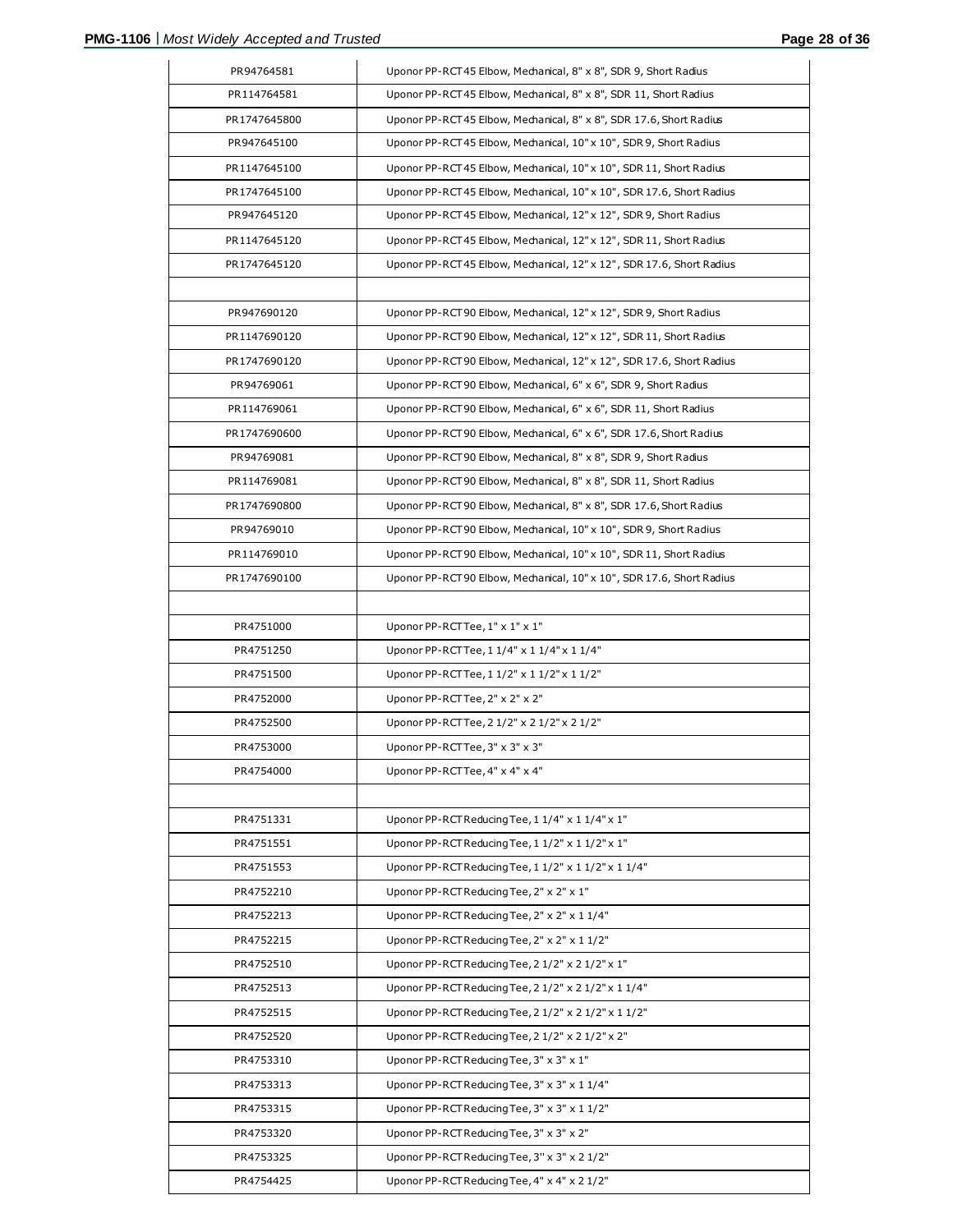| | |
|---|---|
| PR94764581 | Uponor PP-RCT 45 Elbow, Mechanical, 8" x 8", SDR 9, Short Radius |
| PR114764581 | Uponor PP-RCT 45 Elbow, Mechanical, 8" x 8", SDR 11, Short Radius |
| PR1747645800 | Uponor PP-RCT 45 Elbow, Mechanical, 8" x 8", SDR 17.6, Short Radius |
| PR947645100 | Uponor PP-RCT 45 Elbow, Mechanical, 10" x 10", SDR 9, Short Radius |
| PR1147645100 | Uponor PP-RCT 45 Elbow, Mechanical, 10" x 10", SDR 11, Short Radius |
| PR1747645100 | Uponor PP-RCT 45 Elbow, Mechanical, 10" x 10", SDR 17.6, Short Radius |
| PR947645120 | Uponor PP-RCT 45 Elbow, Mechanical, 12" x 12", SDR 9, Short Radius |
| PR1147645120 | Uponor PP-RCT 45 Elbow, Mechanical, 12" x 12", SDR 11, Short Radius |
| PR1747645120 | Uponor PP-RCT 45 Elbow, Mechanical, 12" x 12", SDR 17.6, Short Radius |
| | |
| PR947690120 | Uponor PP-RCT 90 Elbow, Mechanical, 12" x 12", SDR 9, Short Radius |
| PR1147690120 | Uponor PP-RCT 90 Elbow, Mechanical, 12" x 12", SDR 11, Short Radius |
| PR1747690120 | Uponor PP-RCT 90 Elbow, Mechanical, 12" x 12", SDR 17.6, Short Radius |
| PR94769061 | Uponor PP-RCT 90 Elbow, Mechanical, 6" x 6", SDR 9, Short Radius |
| PR114769061 | Uponor PP-RCT 90 Elbow, Mechanical, 6" x 6", SDR 11, Short Radius |
| PR1747690600 | Uponor PP-RCT 90 Elbow, Mechanical, 6" x 6", SDR 17.6, Short Radius |
| PR94769081 | Uponor PP-RCT 90 Elbow, Mechanical, 8" x 8", SDR 9, Short Radius |
| PR114769081 | Uponor PP-RCT 90 Elbow, Mechanical, 8" x 8", SDR 11, Short Radius |
| PR1747690800 | Uponor PP-RCT 90 Elbow, Mechanical, 8" x 8", SDR 17.6, Short Radius |
| PR94769010 | Uponor PP-RCT 90 Elbow, Mechanical, 10" x 10", SDR 9, Short Radius |
| PR114769010 | Uponor PP-RCT 90 Elbow, Mechanical, 10" x 10", SDR 11, Short Radius |
| PR1747690100 | Uponor PP-RCT 90 Elbow, Mechanical, 10" x 10", SDR 17.6, Short Radius |
| | |
| PR4751000 | Uponor PP-RCT Tee, 1" x 1" x 1" |
| PR4751250 | Uponor PP-RCT Tee, 1 1/4" x 1 1/4" x 1 1/4" |
| PR4751500 | Uponor PP-RCT Tee, 1 1/2" x 1 1/2" x 1 1/2" |
| PR4752000 | Uponor PP-RCT Tee, 2" x 2" x 2" |
| PR4752500 | Uponor PP-RCT Tee, 2 1/2" x 2 1/2" x 2 1/2" |
| PR4753000 | Uponor PP-RCT Tee, 3" x 3" x 3" |
| PR4754000 | Uponor PP-RCT Tee, 4" x 4" x 4" |
| | |
| PR4751331 | Uponor PP-RCT Reducing Tee, 1 1/4" x 1 1/4" x 1" |
| PR4751551 | Uponor PP-RCT Reducing Tee, 1 1/2" x 1 1/2" x 1" |
| PR4751553 | Uponor PP-RCT Reducing Tee, 1 1/2" x 1 1/2" x 1 1/4" |
| PR4752210 | Uponor PP-RCT Reducing Tee, 2" x 2" x 1" |
| PR4752213 | Uponor PP-RCT Reducing Tee, 2" x 2" x 1 1/4" |
| PR4752215 | Uponor PP-RCT Reducing Tee, 2" x 2" x 1 1/2" |
| PR4752510 | Uponor PP-RCT Reducing Tee, 2 1/2" x 2 1/2" x 1" |
| PR4752513 | Uponor PP-RCT Reducing Tee, 2 1/2" x 2 1/2" x 1 1/4" |
| PR4752515 | Uponor PP-RCT Reducing Tee, 2 1/2" x 2 1/2" x 1 1/2" |
| PR4752520 | Uponor PP-RCT Reducing Tee, 2 1/2" x 2 1/2" x 2" |
| PR4753310 | Uponor PP-RCT Reducing Tee, 3" x 3" x 1" |
| PR4753313 | Uponor PP-RCT Reducing Tee, 3" x 3" x 1 1/4" |
| PR4753315 | Uponor PP-RCT Reducing Tee, 3" x 3" x 1 1/2" |
| PR4753320 | Uponor PP-RCT Reducing Tee, 3" x 3" x 2" |
| PR4753325 | Uponor PP-RCT Reducing Tee, 3" x 3" x 2 1/2" |
| PR4754425 | Uponor PP-RCT Reducing Tee, 4" x 4" x 2 1/2" |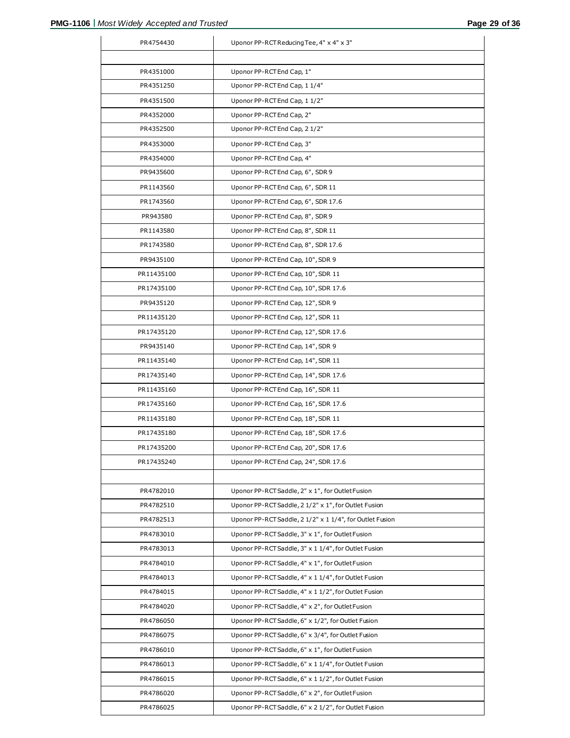| | |
|---|---|
| PR4754430 | Uponor PP-RCT Reducing Tee, 4" x 4" x 3" |
| | |
| PR4351000 | Uponor PP-RCT End Cap, 1" |
| PR4351250 | Uponor PP-RCT End Cap, 1 1/4" |
| PR4351500 | Uponor PP-RCT End Cap, 1 1/2" |
| PR4352000 | Uponor PP-RCT End Cap, 2" |
| PR4352500 | Uponor PP-RCT End Cap, 2 1/2" |
| PR4353000 | Uponor PP-RCT End Cap, 3" |
| PR4354000 | Uponor PP-RCT End Cap, 4" |
| PR9435600 | Uponor PP-RCT End Cap, 6", SDR 9 |
| PR1143560 | Uponor PP-RCT End Cap, 6", SDR 11 |
| PR1743560 | Uponor PP-RCT End Cap, 6", SDR 17.6 |
| PR943580 | Uponor PP-RCT End Cap, 8", SDR 9 |
| PR1143580 | Uponor PP-RCT End Cap, 8", SDR 11 |
| PR1743580 | Uponor PP-RCT End Cap, 8", SDR 17.6 |
| PR9435100 | Uponor PP-RCT End Cap, 10", SDR 9 |
| PR11435100 | Uponor PP-RCT End Cap, 10", SDR 11 |
| PR17435100 | Uponor PP-RCT End Cap, 10", SDR 17.6 |
| PR9435120 | Uponor PP-RCT End Cap, 12", SDR 9 |
| PR11435120 | Uponor PP-RCT End Cap, 12", SDR 11 |
| PR17435120 | Uponor PP-RCT End Cap, 12", SDR 17.6 |
| PR9435140 | Uponor PP-RCT End Cap, 14", SDR 9 |
| PR11435140 | Uponor PP-RCT End Cap, 14", SDR 11 |
| PR17435140 | Uponor PP-RCT End Cap, 14", SDR 17.6 |
| PR11435160 | Uponor PP-RCT End Cap, 16", SDR 11 |
| PR17435160 | Uponor PP-RCT End Cap, 16", SDR 17.6 |
| PR11435180 | Uponor PP-RCT End Cap, 18", SDR 11 |
| PR17435180 | Uponor PP-RCT End Cap, 18", SDR 17.6 |
| PR17435200 | Uponor PP-RCT End Cap, 20", SDR 17.6 |
| PR17435240 | Uponor PP-RCT End Cap, 24", SDR 17.6 |
| | |
| PR4782010 | Uponor PP-RCT Saddle, 2" x 1", for Outlet Fusion |
| PR4782510 | Uponor PP-RCT Saddle, 2 1/2" x 1", for Outlet Fusion |
| PR4782513 | Uponor PP-RCT Saddle, 2 1/2" x 1 1/4", for Outlet Fusion |
| PR4783010 | Uponor PP-RCT Saddle, 3" x 1", for Outlet Fusion |
| PR4783013 | Uponor PP-RCT Saddle, 3" x 1 1/4", for Outlet Fusion |
| PR4784010 | Uponor PP-RCT Saddle, 4" x 1", for Outlet Fusion |
| PR4784013 | Uponor PP-RCT Saddle, 4" x 1 1/4", for Outlet Fusion |
| PR4784015 | Uponor PP-RCT Saddle, 4" x 1 1/2", for Outlet Fusion |
| PR4784020 | Uponor PP-RCT Saddle, 4" x 2", for Outlet Fusion |
| PR4786050 | Uponor PP-RCT Saddle, 6" x 1/2", for Outlet Fusion |
| PR4786075 | Uponor PP-RCT Saddle, 6" x 3/4", for Outlet Fusion |
| PR4786010 | Uponor PP-RCT Saddle, 6" x 1", for Outlet Fusion |
| PR4786013 | Uponor PP-RCT Saddle, 6" x 1 1/4", for Outlet Fusion |
| PR4786015 | Uponor PP-RCT Saddle, 6" x 1 1/2", for Outlet Fusion |
| PR4786020 | Uponor PP-RCT Saddle, 6" x 2", for Outlet Fusion |
| PR4786025 | Uponor PP-RCT Saddle, 6" x 2 1/2", for Outlet Fusion |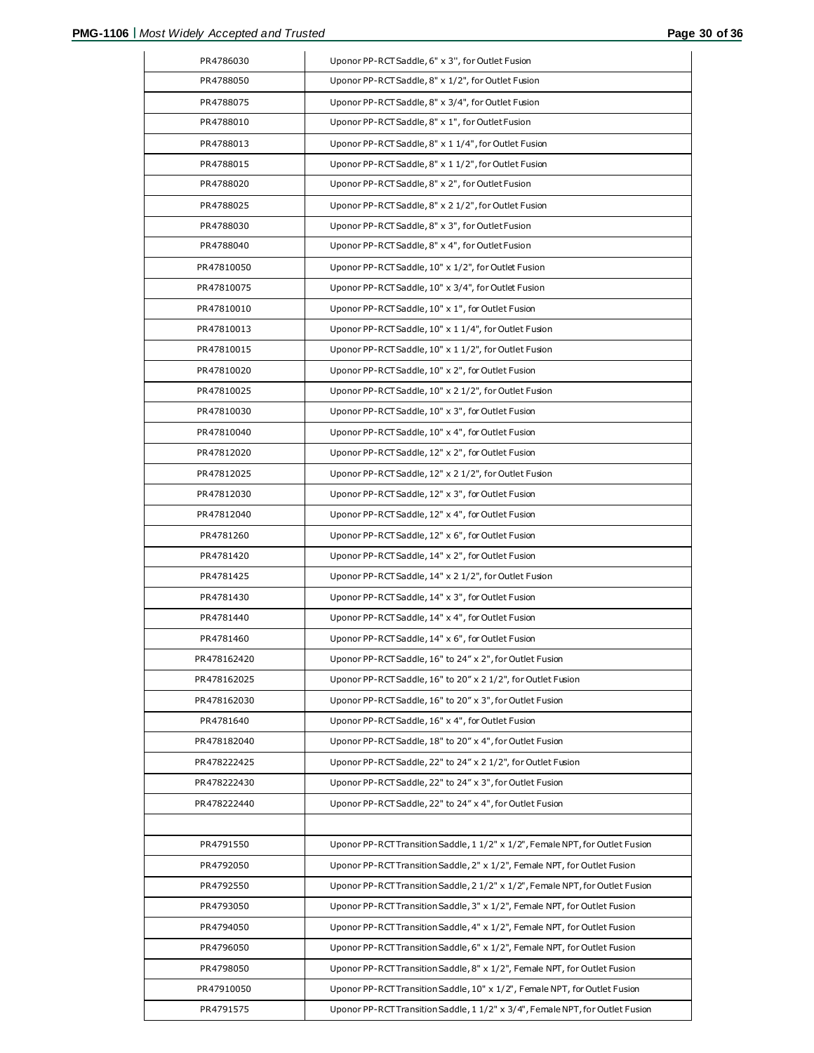| | |
|---|---|
| PR4786030 | Uponor PP-RCT Saddle, 6" x 3", for Outlet Fusion |
| PR4788050 | Uponor PP-RCT Saddle, 8" x 1/2", for Outlet Fusion |
| PR4788075 | Uponor PP-RCT Saddle, 8" x 3/4", for Outlet Fusion |
| PR4788010 | Uponor PP-RCT Saddle, 8" x 1", for Outlet Fusion |
| PR4788013 | Uponor PP-RCT Saddle, 8" x 1 1/4", for Outlet Fusion |
| PR4788015 | Uponor PP-RCT Saddle, 8" x 1 1/2", for Outlet Fusion |
| PR4788020 | Uponor PP-RCT Saddle, 8" x 2", for Outlet Fusion |
| PR4788025 | Uponor PP-RCT Saddle, 8" x 2 1/2", for Outlet Fusion |
| PR4788030 | Uponor PP-RCT Saddle, 8" x 3", for Outlet Fusion |
| PR4788040 | Uponor PP-RCT Saddle, 8" x 4", for Outlet Fusion |
| PR47810050 | Uponor PP-RCT Saddle, 10" x 1/2", for Outlet Fusion |
| PR47810075 | Uponor PP-RCT Saddle, 10" x 3/4", for Outlet Fusion |
| PR47810010 | Uponor PP-RCT Saddle, 10" x 1", for Outlet Fusion |
| PR47810013 | Uponor PP-RCT Saddle, 10" x 1 1/4", for Outlet Fusion |
| PR47810015 | Uponor PP-RCT Saddle, 10" x 1 1/2", for Outlet Fusion |
| PR47810020 | Uponor PP-RCT Saddle, 10" x 2", for Outlet Fusion |
| PR47810025 | Uponor PP-RCT Saddle, 10" x 2 1/2", for Outlet Fusion |
| PR47810030 | Uponor PP-RCT Saddle, 10" x 3", for Outlet Fusion |
| PR47810040 | Uponor PP-RCT Saddle, 10" x 4", for Outlet Fusion |
| PR47812020 | Uponor PP-RCT Saddle, 12" x 2", for Outlet Fusion |
| PR47812025 | Uponor PP-RCT Saddle, 12" x 2 1/2", for Outlet Fusion |
| PR47812030 | Uponor PP-RCT Saddle, 12" x 3", for Outlet Fusion |
| PR47812040 | Uponor PP-RCT Saddle, 12" x 4", for Outlet Fusion |
| PR4781260 | Uponor PP-RCT Saddle, 12" x 6", for Outlet Fusion |
| PR4781420 | Uponor PP-RCT Saddle, 14" x 2", for Outlet Fusion |
| PR4781425 | Uponor PP-RCT Saddle, 14" x 2 1/2", for Outlet Fusion |
| PR4781430 | Uponor PP-RCT Saddle, 14" x 3", for Outlet Fusion |
| PR4781440 | Uponor PP-RCT Saddle, 14" x 4", for Outlet Fusion |
| PR4781460 | Uponor PP-RCT Saddle, 14" x 6", for Outlet Fusion |
| PR478162420 | Uponor PP-RCT Saddle, 16" to 24" x 2", for Outlet Fusion |
| PR478162025 | Uponor PP-RCT Saddle, 16" to 20" x 2 1/2", for Outlet Fusion |
| PR478162030 | Uponor PP-RCT Saddle, 16" to 20" x 3", for Outlet Fusion |
| PR4781640 | Uponor PP-RCT Saddle, 16" x 4", for Outlet Fusion |
| PR478182040 | Uponor PP-RCT Saddle, 18" to 20" x 4", for Outlet Fusion |
| PR478222425 | Uponor PP-RCT Saddle, 22" to 24" x 2 1/2", for Outlet Fusion |
| PR478222430 | Uponor PP-RCT Saddle, 22" to 24" x 3", for Outlet Fusion |
| PR478222440 | Uponor PP-RCT Saddle, 22" to 24" x 4", for Outlet Fusion |
| | |
| PR4791550 | Uponor PP-RCT Transition Saddle, 1 1/2" x 1/2", Female NPT, for Outlet Fusion |
| PR4792050 | Uponor PP-RCT Transition Saddle, 2" x 1/2", Female NPT, for Outlet Fusion |
| PR4792550 | Uponor PP-RCT Transition Saddle, 2 1/2" x 1/2", Female NPT, for Outlet Fusion |
| PR4793050 | Uponor PP-RCT Transition Saddle, 3" x 1/2", Female NPT, for Outlet Fusion |
| PR4794050 | Uponor PP-RCT Transition Saddle, 4" x 1/2", Female NPT, for Outlet Fusion |
| PR4796050 | Uponor PP-RCT Transition Saddle, 6" x 1/2", Female NPT, for Outlet Fusion |
| PR4798050 | Uponor PP-RCT Transition Saddle, 8" x 1/2", Female NPT, for Outlet Fusion |
| PR47910050 | Uponor PP-RCT Transition Saddle, 10" x 1/2", Female NPT, for Outlet Fusion |
| PR4791575 | Uponor PP-RCT Transition Saddle, 1 1/2" x 3/4", Female NPT, for Outlet Fusion |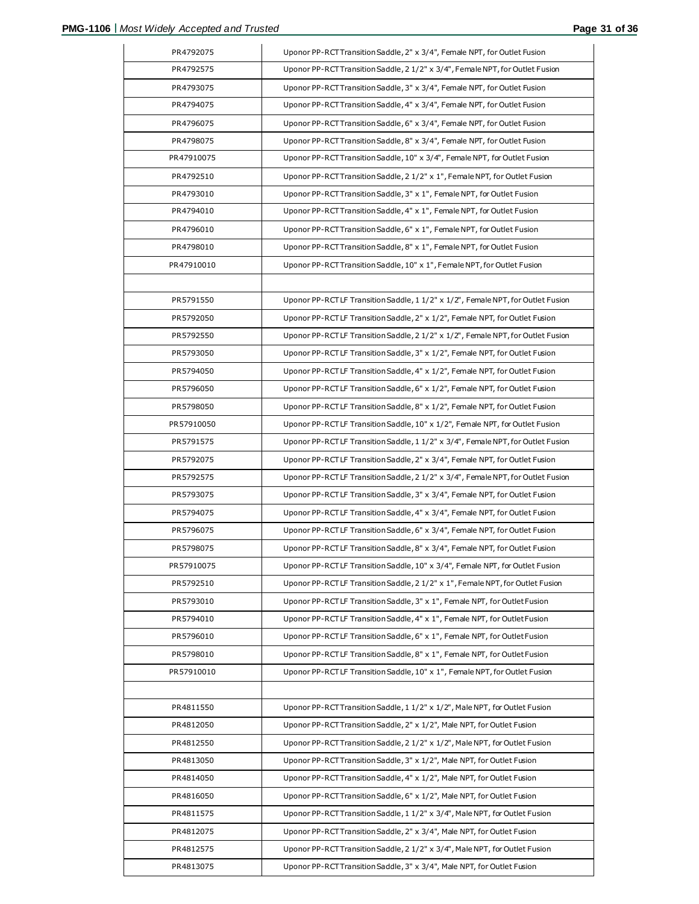| | |
|---|---|
| PR4792075 | Uponor PP-RCT Transition Saddle, 2" x 3/4", Female NPT, for Outlet Fusion |
| PR4792575 | Uponor PP-RCT Transition Saddle, 2 1/2" x 3/4", Female NPT, for Outlet Fusion |
| PR4793075 | Uponor PP-RCT Transition Saddle, 3" x 3/4", Female NPT, for Outlet Fusion |
| PR4794075 | Uponor PP-RCT Transition Saddle, 4" x 3/4", Female NPT, for Outlet Fusion |
| PR4796075 | Uponor PP-RCT Transition Saddle, 6" x 3/4", Female NPT, for Outlet Fusion |
| PR4798075 | Uponor PP-RCT Transition Saddle, 8" x 3/4", Female NPT, for Outlet Fusion |
| PR47910075 | Uponor PP-RCT Transition Saddle, 10" x 3/4", Female NPT, for Outlet Fusion |
| PR4792510 | Uponor PP-RCT Transition Saddle, 2 1/2" x 1", Female NPT, for Outlet Fusion |
| PR4793010 | Uponor PP-RCT Transition Saddle, 3" x 1", Female NPT, for Outlet Fusion |
| PR4794010 | Uponor PP-RCT Transition Saddle, 4" x 1", Female NPT, for Outlet Fusion |
| PR4796010 | Uponor PP-RCT Transition Saddle, 6" x 1", Female NPT, for Outlet Fusion |
| PR4798010 | Uponor PP-RCT Transition Saddle, 8" x 1", Female NPT, for Outlet Fusion |
| PR47910010 | Uponor PP-RCT Transition Saddle, 10" x 1", Female NPT, for Outlet Fusion |
| | |
| PR5791550 | Uponor PP-RCT LF Transition Saddle, 1 1/2" x 1/2", Female NPT, for Outlet Fusion |
| PR5792050 | Uponor PP-RCT LF Transition Saddle, 2" x 1/2", Female NPT, for Outlet Fusion |
| PR5792550 | Uponor PP-RCT LF Transition Saddle, 2 1/2" x 1/2", Female NPT, for Outlet Fusion |
| PR5793050 | Uponor PP-RCT LF Transition Saddle, 3" x 1/2", Female NPT, for Outlet Fusion |
| PR5794050 | Uponor PP-RCT LF Transition Saddle, 4" x 1/2", Female NPT, for Outlet Fusion |
| PR5796050 | Uponor PP-RCT LF Transition Saddle, 6" x 1/2", Female NPT, for Outlet Fusion |
| PR5798050 | Uponor PP-RCT LF Transition Saddle, 8" x 1/2", Female NPT, for Outlet Fusion |
| PR57910050 | Uponor PP-RCT LF Transition Saddle, 10" x 1/2", Female NPT, for Outlet Fusion |
| PR5791575 | Uponor PP-RCT LF Transition Saddle, 1 1/2" x 3/4", Female NPT, for Outlet Fusion |
| PR5792075 | Uponor PP-RCT LF Transition Saddle, 2" x 3/4", Female NPT, for Outlet Fusion |
| PR5792575 | Uponor PP-RCT LF Transition Saddle, 2 1/2" x 3/4", Female NPT, for Outlet Fusion |
| PR5793075 | Uponor PP-RCT LF Transition Saddle, 3" x 3/4", Female NPT, for Outlet Fusion |
| PR5794075 | Uponor PP-RCT LF Transition Saddle, 4" x 3/4", Female NPT, for Outlet Fusion |
| PR5796075 | Uponor PP-RCT LF Transition Saddle, 6" x 3/4", Female NPT, for Outlet Fusion |
| PR5798075 | Uponor PP-RCT LF Transition Saddle, 8" x 3/4", Female NPT, for Outlet Fusion |
| PR57910075 | Uponor PP-RCT LF Transition Saddle, 10" x 3/4", Female NPT, for Outlet Fusion |
| PR5792510 | Uponor PP-RCT LF Transition Saddle, 2 1/2" x 1", Female NPT, for Outlet Fusion |
| PR5793010 | Uponor PP-RCT LF Transition Saddle, 3" x 1", Female NPT, for Outlet Fusion |
| PR5794010 | Uponor PP-RCT LF Transition Saddle, 4" x 1", Female NPT, for Outlet Fusion |
| PR5796010 | Uponor PP-RCT LF Transition Saddle, 6" x 1", Female NPT, for Outlet Fusion |
| PR5798010 | Uponor PP-RCT LF Transition Saddle, 8" x 1", Female NPT, for Outlet Fusion |
| PR57910010 | Uponor PP-RCT LF Transition Saddle, 10" x 1", Female NPT, for Outlet Fusion |
| | |
| PR4811550 | Uponor PP-RCT Transition Saddle, 1 1/2" x 1/2", Male NPT, for Outlet Fusion |
| PR4812050 | Uponor PP-RCT Transition Saddle, 2" x 1/2", Male NPT, for Outlet Fusion |
| PR4812550 | Uponor PP-RCT Transition Saddle, 2 1/2" x 1/2", Male NPT, for Outlet Fusion |
| PR4813050 | Uponor PP-RCT Transition Saddle, 3" x 1/2", Male NPT, for Outlet Fusion |
| PR4814050 | Uponor PP-RCT Transition Saddle, 4" x 1/2", Male NPT, for Outlet Fusion |
| PR4816050 | Uponor PP-RCT Transition Saddle, 6" x 1/2", Male NPT, for Outlet Fusion |
| PR4811575 | Uponor PP-RCT Transition Saddle, 1 1/2" x 3/4", Male NPT, for Outlet Fusion |
| PR4812075 | Uponor PP-RCT Transition Saddle, 2" x 3/4", Male NPT, for Outlet Fusion |
| PR4812575 | Uponor PP-RCT Transition Saddle, 2 1/2" x 3/4", Male NPT, for Outlet Fusion |
| PR4813075 | Uponor PP-RCT Transition Saddle, 3" x 3/4", Male NPT, for Outlet Fusion |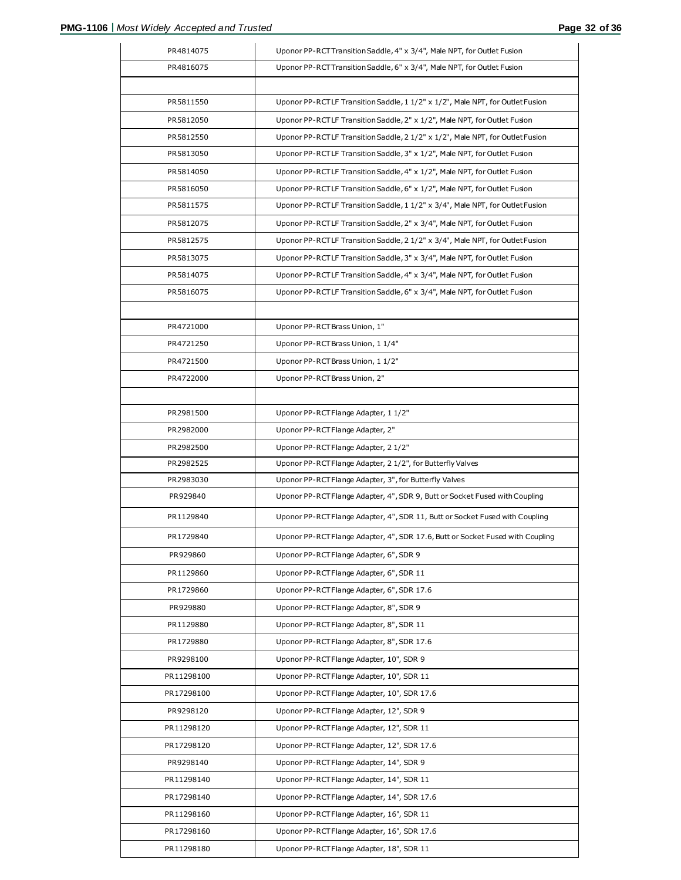| | |
|---|---|
| PR4814075 | Uponor PP-RCT Transition Saddle, 4" x 3/4", Male NPT, for Outlet Fusion |
| PR4816075 | Uponor PP-RCT Transition Saddle, 6" x 3/4", Male NPT, for Outlet Fusion |
| | |
| PR5811550 | Uponor PP-RCT LF Transition Saddle, 1 1/2" x 1/2", Male NPT, for Outlet Fusion |
| PR5812050 | Uponor PP-RCT LF Transition Saddle, 2" x 1/2", Male NPT, for Outlet Fusion |
| PR5812550 | Uponor PP-RCT LF Transition Saddle, 2 1/2" x 1/2", Male NPT, for Outlet Fusion |
| PR5813050 | Uponor PP-RCT LF Transition Saddle, 3" x 1/2", Male NPT, for Outlet Fusion |
| PR5814050 | Uponor PP-RCT LF Transition Saddle, 4" x 1/2", Male NPT, for Outlet Fusion |
| PR5816050 | Uponor PP-RCT LF Transition Saddle, 6" x 1/2", Male NPT, for Outlet Fusion |
| PR5811575 | Uponor PP-RCT LF Transition Saddle, 1 1/2" x 3/4", Male NPT, for Outlet Fusion |
| PR5812075 | Uponor PP-RCT LF Transition Saddle, 2" x 3/4", Male NPT, for Outlet Fusion |
| PR5812575 | Uponor PP-RCT LF Transition Saddle, 2 1/2" x 3/4", Male NPT, for Outlet Fusion |
| PR5813075 | Uponor PP-RCT LF Transition Saddle, 3" x 3/4", Male NPT, for Outlet Fusion |
| PR5814075 | Uponor PP-RCT LF Transition Saddle, 4" x 3/4", Male NPT, for Outlet Fusion |
| PR5816075 | Uponor PP-RCT LF Transition Saddle, 6" x 3/4", Male NPT, for Outlet Fusion |
| | |
| PR4721000 | Uponor PP-RCT Brass Union, 1" |
| PR4721250 | Uponor PP-RCT Brass Union, 1 1/4" |
| PR4721500 | Uponor PP-RCT Brass Union, 1 1/2" |
| PR4722000 | Uponor PP-RCT Brass Union, 2" |
| | |
| PR2981500 | Uponor PP-RCT Flange Adapter, 1 1/2" |
| PR2982000 | Uponor PP-RCT Flange Adapter, 2" |
| PR2982500 | Uponor PP-RCT Flange Adapter, 2 1/2" |
| PR2982525 | Uponor PP-RCT Flange Adapter, 2 1/2", for Butterfly Valves |
| PR2983030 | Uponor PP-RCT Flange Adapter, 3", for Butterfly Valves |
| PR929840 | Uponor PP-RCT Flange Adapter, 4", SDR 9, Butt or Socket Fused with Coupling |
| PR1129840 | Uponor PP-RCT Flange Adapter, 4", SDR 11, Butt or Socket Fused with Coupling |
| PR1729840 | Uponor PP-RCT Flange Adapter, 4", SDR 17.6, Butt or Socket Fused with Coupling |
| PR929860 | Uponor PP-RCT Flange Adapter, 6", SDR 9 |
| PR1129860 | Uponor PP-RCT Flange Adapter, 6", SDR 11 |
| PR1729860 | Uponor PP-RCT Flange Adapter, 6", SDR 17.6 |
| PR929880 | Uponor PP-RCT Flange Adapter, 8", SDR 9 |
| PR1129880 | Uponor PP-RCT Flange Adapter, 8", SDR 11 |
| PR1729880 | Uponor PP-RCT Flange Adapter, 8", SDR 17.6 |
| PR9298100 | Uponor PP-RCT Flange Adapter, 10", SDR 9 |
| PR11298100 | Uponor PP-RCT Flange Adapter, 10", SDR 11 |
| PR17298100 | Uponor PP-RCT Flange Adapter, 10", SDR 17.6 |
| PR9298120 | Uponor PP-RCT Flange Adapter, 12", SDR 9 |
| PR11298120 | Uponor PP-RCT Flange Adapter, 12", SDR 11 |
| PR17298120 | Uponor PP-RCT Flange Adapter, 12", SDR 17.6 |
| PR9298140 | Uponor PP-RCT Flange Adapter, 14", SDR 9 |
| PR11298140 | Uponor PP-RCT Flange Adapter, 14", SDR 11 |
| PR17298140 | Uponor PP-RCT Flange Adapter, 14", SDR 17.6 |
| PR11298160 | Uponor PP-RCT Flange Adapter, 16", SDR 11 |
| PR17298160 | Uponor PP-RCT Flange Adapter, 16", SDR 17.6 |
| PR11298180 | Uponor PP-RCT Flange Adapter, 18", SDR 11 |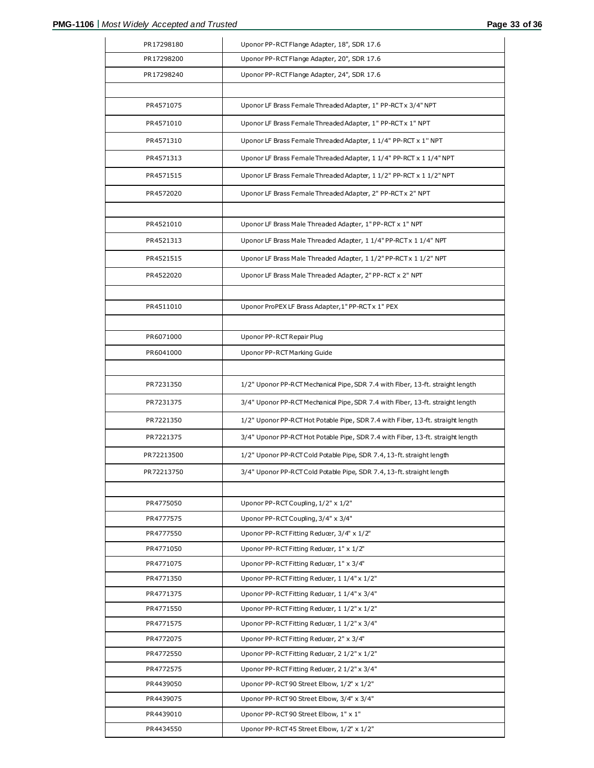| | |
|---|---|
| PR17298180 | Uponor PP-RCT Flange Adapter, 18", SDR 17.6 |
| PR17298200 | Uponor PP-RCT Flange Adapter, 20", SDR 17.6 |
| PR17298240 | Uponor PP-RCT Flange Adapter, 24", SDR 17.6 |
| | |
| PR4571075 | Uponor LF Brass Female Threaded Adapter, 1" PP-RCT x 3/4" NPT |
| PR4571010 | Uponor LF Brass Female Threaded Adapter, 1" PP-RCT x 1" NPT |
| PR4571310 | Uponor LF Brass Female Threaded Adapter, 1 1/4" PP-RCT x 1" NPT |
| PR4571313 | Uponor LF Brass Female Threaded Adapter, 1 1/4" PP-RCT x 1 1/4" NPT |
| PR4571515 | Uponor LF Brass Female Threaded Adapter, 1 1/2" PP-RCT x 1 1/2" NPT |
| PR4572020 | Uponor LF Brass Female Threaded Adapter, 2" PP-RCT x 2" NPT |
| | |
| PR4521010 | Uponor LF Brass Male Threaded Adapter, 1" PP-RCT x 1" NPT |
| PR4521313 | Uponor LF Brass Male Threaded Adapter, 1 1/4" PP-RCT x 1 1/4" NPT |
| PR4521515 | Uponor LF Brass Male Threaded Adapter, 1 1/2" PP-RCT x 1 1/2" NPT |
| PR4522020 | Uponor LF Brass Male Threaded Adapter, 2" PP-RCT x 2" NPT |
| | |
| PR4511010 | Uponor ProPEX LF Brass Adapter, 1" PP-RCT x 1" PEX |
| | |
| PR6071000 | Uponor PP-RCT Repair Plug |
| PR6041000 | Uponor PP-RCT Marking Guide |
| | |
| PR7231350 | 1/2" Uponor PP-RCT Mechanical Pipe, SDR 7.4 with Fiber, 13-ft. straight length |
| PR7231375 | 3/4" Uponor PP-RCT Mechanical Pipe, SDR 7.4 with Fiber, 13-ft. straight length |
| PR7221350 | 1/2" Uponor PP-RCT Hot Potable Pipe, SDR 7.4 with Fiber, 13-ft. straight length |
| PR7221375 | 3/4" Uponor PP-RCT Hot Potable Pipe, SDR 7.4 with Fiber, 13-ft. straight length |
| PR72213500 | 1/2" Uponor PP-RCT Cold Potable Pipe, SDR 7.4, 13-ft. straight length |
| PR72213750 | 3/4" Uponor PP-RCT Cold Potable Pipe, SDR 7.4, 13-ft. straight length |
| | |
| PR4775050 | Uponor PP-RCT Coupling, 1/2" x 1/2" |
| PR4777575 | Uponor PP-RCT Coupling, 3/4" x 3/4" |
| PR4777550 | Uponor PP-RCT Fitting Reducer, 3/4" x 1/2" |
| PR4771050 | Uponor PP-RCT Fitting Reducer, 1" x 1/2" |
| PR4771075 | Uponor PP-RCT Fitting Reducer, 1" x 3/4" |
| PR4771350 | Uponor PP-RCT Fitting Reducer, 1 1/4" x 1/2" |
| PR4771375 | Uponor PP-RCT Fitting Reducer, 1 1/4" x 3/4" |
| PR4771550 | Uponor PP-RCT Fitting Reducer, 1 1/2" x 1/2" |
| PR4771575 | Uponor PP-RCT Fitting Reducer, 1 1/2" x 3/4" |
| PR4772075 | Uponor PP-RCT Fitting Reducer, 2" x 3/4" |
| PR4772550 | Uponor PP-RCT Fitting Reducer, 2 1/2" x 1/2" |
| PR4772575 | Uponor PP-RCT Fitting Reducer, 2 1/2" x 3/4" |
| PR4439050 | Uponor PP-RCT 90 Street Elbow, 1/2" x 1/2" |
| PR4439075 | Uponor PP-RCT 90 Street Elbow, 3/4" x 3/4" |
| PR4439010 | Uponor PP-RCT 90 Street Elbow, 1" x 1" |
| PR4434550 | Uponor PP-RCT 45 Street Elbow, 1/2" x 1/2" |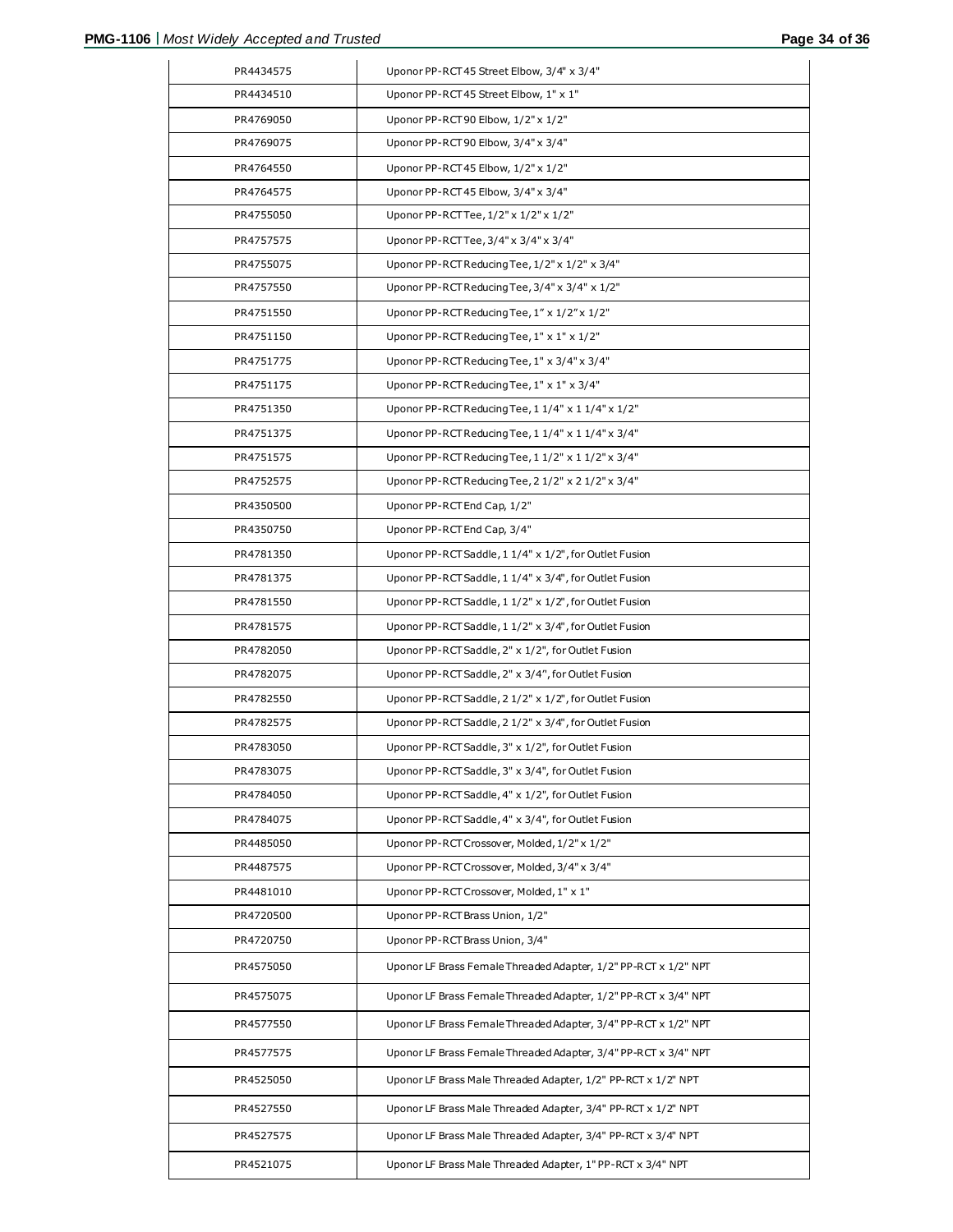| PR4434575 | Uponor PP-RCT 45 Street Elbow, 3/4" x 3/4" |
|---|---|
| PR4434510 | Uponor PP-RCT 45 Street Elbow, 1" x 1" |
| PR4769050 | Uponor PP-RCT 90 Elbow, 1/2" x 1/2" |
| PR4769075 | Uponor PP-RCT 90 Elbow, 3/4" x 3/4" |
| PR4764550 | Uponor PP-RCT 45 Elbow, 1/2" x 1/2" |
| PR4764575 | Uponor PP-RCT 45 Elbow, 3/4" x 3/4" |
| PR4755050 | Uponor PP-RCT Tee, 1/2" x 1/2" x 1/2" |
| PR4757575 | Uponor PP-RCT Tee, 3/4" x 3/4" x 3/4" |
| PR4755075 | Uponor PP-RCT Reducing Tee, 1/2" x 1/2" x 3/4" |
| PR4757550 | Uponor PP-RCT Reducing Tee, 3/4" x 3/4" x 1/2" |
| PR4751550 | Uponor PP-RCT Reducing Tee, 1" x 1/2" x 1/2" |
| PR4751150 | Uponor PP-RCT Reducing Tee, 1" x 1" x 1/2" |
| PR4751775 | Uponor PP-RCT Reducing Tee, 1" x 3/4" x 3/4" |
| PR4751175 | Uponor PP-RCT Reducing Tee, 1" x 1" x 3/4" |
| PR4751350 | Uponor PP-RCT Reducing Tee, 1 1/4" x 1 1/4" x 1/2" |
| PR4751375 | Uponor PP-RCT Reducing Tee, 1 1/4" x 1 1/4" x 3/4" |
| PR4751575 | Uponor PP-RCT Reducing Tee, 1 1/2" x 1 1/2" x 3/4" |
| PR4752575 | Uponor PP-RCT Reducing Tee, 2 1/2" x 2 1/2" x 3/4" |
| PR4350500 | Uponor PP-RCT End Cap, 1/2" |
| PR4350750 | Uponor PP-RCT End Cap, 3/4" |
| PR4781350 | Uponor PP-RCT Saddle, 1 1/4" x 1/2", for Outlet Fusion |
| PR4781375 | Uponor PP-RCT Saddle, 1 1/4" x 3/4", for Outlet Fusion |
| PR4781550 | Uponor PP-RCT Saddle, 1 1/2" x 1/2", for Outlet Fusion |
| PR4781575 | Uponor PP-RCT Saddle, 1 1/2" x 3/4", for Outlet Fusion |
| PR4782050 | Uponor PP-RCT Saddle, 2" x 1/2", for Outlet Fusion |
| PR4782075 | Uponor PP-RCT Saddle, 2" x 3/4", for Outlet Fusion |
| PR4782550 | Uponor PP-RCT Saddle, 2 1/2" x 1/2", for Outlet Fusion |
| PR4782575 | Uponor PP-RCT Saddle, 2 1/2" x 3/4", for Outlet Fusion |
| PR4783050 | Uponor PP-RCT Saddle, 3" x 1/2", for Outlet Fusion |
| PR4783075 | Uponor PP-RCT Saddle, 3" x 3/4", for Outlet Fusion |
| PR4784050 | Uponor PP-RCT Saddle, 4" x 1/2", for Outlet Fusion |
| PR4784075 | Uponor PP-RCT Saddle, 4" x 3/4", for Outlet Fusion |
| PR4485050 | Uponor PP-RCT Crossover, Molded, 1/2" x 1/2" |
| PR4487575 | Uponor PP-RCT Crossover, Molded, 3/4" x 3/4" |
| PR4481010 | Uponor PP-RCT Crossover, Molded, 1" x 1" |
| PR4720500 | Uponor PP-RCT Brass Union, 1/2" |
| PR4720750 | Uponor PP-RCT Brass Union, 3/4" |
| PR4575050 | Uponor LF Brass Female Threaded Adapter, 1/2" PP-RCT x 1/2" NPT |
| PR4575075 | Uponor LF Brass Female Threaded Adapter, 1/2" PP-RCT x 3/4" NPT |
| PR4577550 | Uponor LF Brass Female Threaded Adapter, 3/4" PP-RCT x 1/2" NPT |
| PR4577575 | Uponor LF Brass Female Threaded Adapter, 3/4" PP-RCT x 3/4" NPT |
| PR4525050 | Uponor LF Brass Male Threaded Adapter, 1/2" PP-RCT x 1/2" NPT |
| PR4527550 | Uponor LF Brass Male Threaded Adapter, 3/4" PP-RCT x 1/2" NPT |
| PR4527575 | Uponor LF Brass Male Threaded Adapter, 3/4" PP-RCT x 3/4" NPT |
| PR4521075 | Uponor LF Brass Male Threaded Adapter, 1" PP-RCT x 3/4" NPT |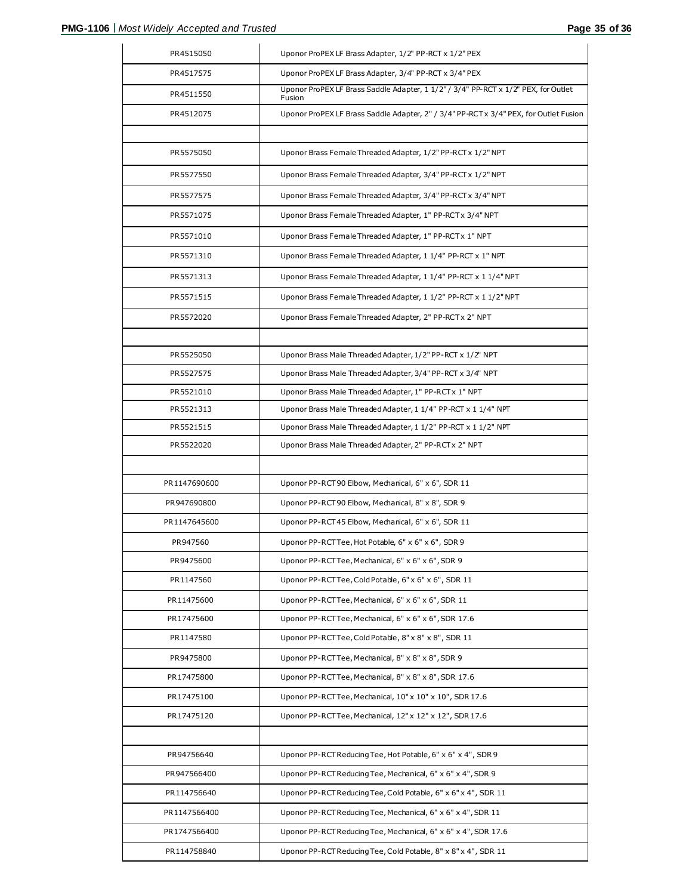| | |
|---|---|
| PR4515050 | Uponor ProPEX LF Brass Adapter, 1/2" PP-RCT x 1/2" PEX |
| PR4517575 | Uponor ProPEX LF Brass Adapter, 3/4" PP-RCT x 3/4" PEX |
| PR4511550 | Uponor ProPEX LF Brass Saddle Adapter, 1 1/2" / 3/4" PP-RCT x 1/2" PEX, for Outlet Fusion |
| PR4512075 | Uponor ProPEX LF Brass Saddle Adapter, 2" / 3/4" PP-RCT x 3/4" PEX, for Outlet Fusion |
| | |
| PR5575050 | Uponor Brass Female Threaded Adapter, 1/2" PP-RCT x 1/2" NPT |
| PR5577550 | Uponor Brass Female Threaded Adapter, 3/4" PP-RCT x 1/2" NPT |
| PR5577575 | Uponor Brass Female Threaded Adapter, 3/4" PP-RCT x 3/4" NPT |
| PR5571075 | Uponor Brass Female Threaded Adapter, 1" PP-RCT x 3/4" NPT |
| PR5571010 | Uponor Brass Female Threaded Adapter, 1" PP-RCT x 1" NPT |
| PR5571310 | Uponor Brass Female Threaded Adapter, 1 1/4" PP-RCT x 1" NPT |
| PR5571313 | Uponor Brass Female Threaded Adapter, 1 1/4" PP-RCT x 1 1/4" NPT |
| PR5571515 | Uponor Brass Female Threaded Adapter, 1 1/2" PP-RCT x 1 1/2" NPT |
| PR5572020 | Uponor Brass Female Threaded Adapter, 2" PP-RCT x 2" NPT |
| | |
| PR5525050 | Uponor Brass Male Threaded Adapter, 1/2" PP-RCT x 1/2" NPT |
| PR5527575 | Uponor Brass Male Threaded Adapter, 3/4" PP-RCT x 3/4" NPT |
| PR5521010 | Uponor Brass Male Threaded Adapter, 1" PP-RCT x 1" NPT |
| PR5521313 | Uponor Brass Male Threaded Adapter, 1 1/4" PP-RCT x 1 1/4" NPT |
| PR5521515 | Uponor Brass Male Threaded Adapter, 1 1/2" PP-RCT x 1 1/2" NPT |
| PR5522020 | Uponor Brass Male Threaded Adapter, 2" PP-RCT x 2" NPT |
| | |
| PR1147690600 | Uponor PP-RCT 90 Elbow, Mechanical, 6" x 6", SDR 11 |
| PR947690800 | Uponor PP-RCT 90 Elbow, Mechanical, 8" x 8", SDR 9 |
| PR1147645600 | Uponor PP-RCT 45 Elbow, Mechanical, 6" x 6", SDR 11 |
| PR947560 | Uponor PP-RCT Tee, Hot Potable, 6" x 6" x 6", SDR 9 |
| PR9475600 | Uponor PP-RCT Tee, Mechanical, 6" x 6" x 6", SDR 9 |
| PR1147560 | Uponor PP-RCT Tee, Cold Potable, 6" x 6" x 6", SDR 11 |
| PR11475600 | Uponor PP-RCT Tee, Mechanical, 6" x 6" x 6", SDR 11 |
| PR17475600 | Uponor PP-RCT Tee, Mechanical, 6" x 6" x 6", SDR 17.6 |
| PR1147580 | Uponor PP-RCT Tee, Cold Potable, 8" x 8" x 8", SDR 11 |
| PR9475800 | Uponor PP-RCT Tee, Mechanical, 8" x 8" x 8", SDR 9 |
| PR17475800 | Uponor PP-RCT Tee, Mechanical, 8" x 8" x 8", SDR 17.6 |
| PR17475100 | Uponor PP-RCT Tee, Mechanical, 10" x 10" x 10", SDR 17.6 |
| PR17475120 | Uponor PP-RCT Tee, Mechanical, 12" x 12" x 12", SDR 17.6 |
| | |
| PR94756640 | Uponor PP-RCT Reducing Tee, Hot Potable, 6" x 6" x 4", SDR 9 |
| PR947566400 | Uponor PP-RCT Reducing Tee, Mechanical, 6" x 6" x 4", SDR 9 |
| PR114756640 | Uponor PP-RCT Reducing Tee, Cold Potable, 6" x 6" x 4", SDR 11 |
| PR1147566400 | Uponor PP-RCT Reducing Tee, Mechanical, 6" x 6" x 4", SDR 11 |
| PR1747566400 | Uponor PP-RCT Reducing Tee, Mechanical, 6" x 6" x 4", SDR 17.6 |
| PR114758840 | Uponor PP-RCT Reducing Tee, Cold Potable, 8" x 8" x 4", SDR 11 |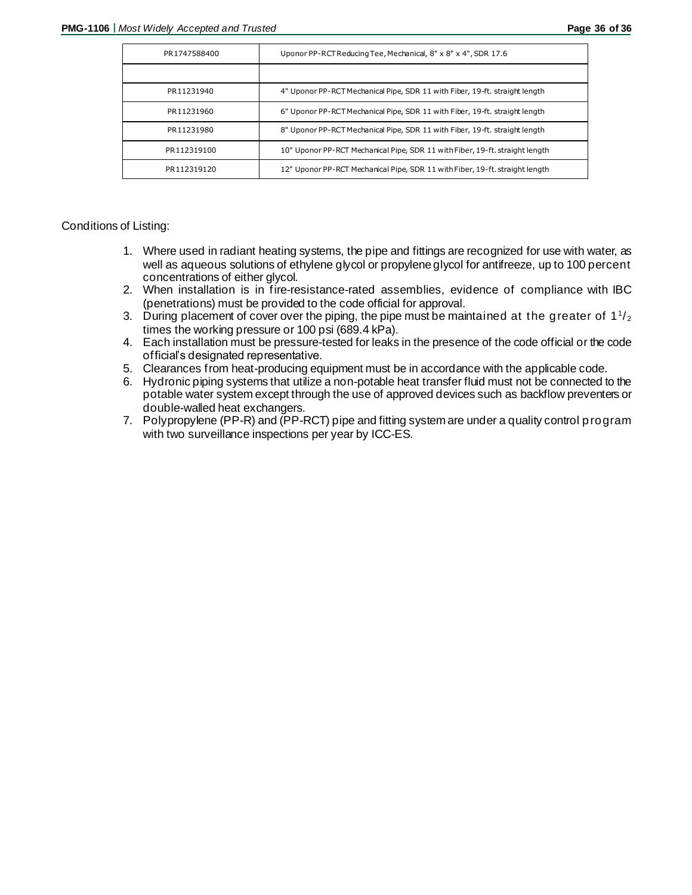| | |
|---|---|
| PR1747588400 | Uponor PP-RCT Reducing Tee, Mechanical, 8" x 8" x 4", SDR 17.6 |
| | |
| PR11231940 | 4" Uponor PP-RCT Mechanical Pipe, SDR 11 with Fiber, 19-ft. straight length |
| PR11231960 | 6" Uponor PP-RCT Mechanical Pipe, SDR 11 with Fiber, 19-ft. straight length |
| PR11231980 | 8" Uponor PP-RCT Mechanical Pipe, SDR 11 with Fiber, 19-ft. straight length |
| PR112319100 | 10" Uponor PP-RCT Mechanical Pipe, SDR 11 with Fiber, 19-ft. straight length |
| PR112319120 | 12" Uponor PP-RCT Mechanical Pipe, SDR 11 with Fiber, 19-ft. straight length |

Conditions of Listing:

1. Where used in radiant heating systems, the pipe and fittings are recognized for use with water, as well as aqueous solutions of ethylene glycol or propylene glycol for antifreeze, up to 100 percent concentrations of either glycol.
2. When installation is in fire-resistance-rated assemblies, evidence of compliance with IBC (penetrations) must be provided to the code official for approval.
3. During placement of cover over the piping, the pipe must be maintained at the greater of $1^1/_2$ times the working pressure or 100 psi (689.4 kPa).
4. Each installation must be pressure-tested for leaks in the presence of the code official or the code official's designated representative.
5. Clearances from heat-producing equipment must be in accordance with the applicable code.
6. Hydronic piping systems that utilize a non-potable heat transfer fluid must not be connected to the potable water system except through the use of approved devices such as backflow preventers or double-walled heat exchangers.
7. Polypropylene (PP-R) and (PP-RCT) pipe and fitting system are under a quality control program with two surveillance inspections per year by ICC-ES.